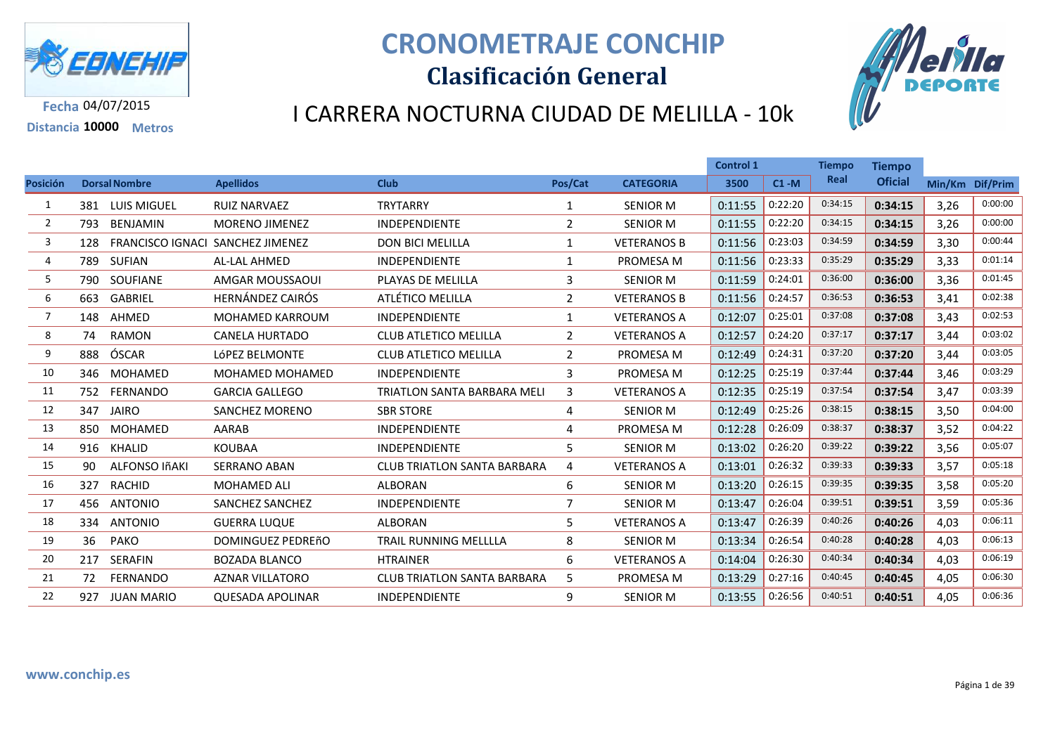# CRONOMETRAJE CONCHIP

## Clasificación General

Fecha 04/07/2015

Distancia 10000 Metros

## I CARRERA NOCTURNA CIUDAD DE MELILLA - 10k

| Posición | Dorsal | Nombre | Apellidos | Club | Pos/Cat | CATEGORIA | Control 1 | | Tiempo Real | Tiempo Oficial | Min/Km | Dif/Prim |
|---|---|---|---|---|---|---|---|---|---|---|---|---|
| | | | | | | | 3500 | C1 -M | | | | |
| 1 | 381 | LUIS MIGUEL | RUIZ NARVAEZ | TRYTARRY | 1 | SENIOR M | 0:11:55 | 0:22:20 | 0:34:15 | **0:34:15** | 3,26 | 0:00:00 |
| 2 | 793 | BENJAMIN | MORENO JIMENEZ | INDEPENDIENTE | 2 | SENIOR M | 0:11:55 | 0:22:20 | 0:34:15 | **0:34:15** | 3,26 | 0:00:00 |
| 3 | 128 | FRANCISCO IGNACI | SANCHEZ JIMENEZ | DON BICI MELILLA | 1 | VETERANOS B | 0:11:56 | 0:23:03 | 0:34:59 | **0:34:59** | 3,30 | 0:00:44 |
| 4 | 789 | SUFIAN | AL-LAL AHMED | INDEPENDIENTE | 1 | PROMESA M | 0:11:56 | 0:23:33 | 0:35:29 | **0:35:29** | 3,33 | 0:01:14 |
| 5 | 790 | SOUFIANE | AMGAR MOUSSAOUI | PLAYAS DE MELILLA | 3 | SENIOR M | 0:11:59 | 0:24:01 | 0:36:00 | **0:36:00** | 3,36 | 0:01:45 |
| 6 | 663 | GABRIEL | HERNÁNDEZ CAIRÓS | ATLÉTICO MELILLA | 2 | VETERANOS B | 0:11:56 | 0:24:57 | 0:36:53 | **0:36:53** | 3,41 | 0:02:38 |
| 7 | 148 | AHMED | MOHAMED KARROUM | INDEPENDIENTE | 1 | VETERANOS A | 0:12:07 | 0:25:01 | 0:37:08 | **0:37:08** | 3,43 | 0:02:53 |
| 8 | 74 | RAMON | CANELA HURTADO | CLUB ATLETICO MELILLA | 2 | VETERANOS A | 0:12:57 | 0:24:20 | 0:37:17 | **0:37:17** | 3,44 | 0:03:02 |
| 9 | 888 | ÓSCAR | LóPEZ BELMONTE | CLUB ATLETICO MELILLA | 2 | PROMESA M | 0:12:49 | 0:24:31 | 0:37:20 | **0:37:20** | 3,44 | 0:03:05 |
| 10 | 346 | MOHAMED | MOHAMED MOHAMED | INDEPENDIENTE | 3 | PROMESA M | 0:12:25 | 0:25:19 | 0:37:44 | **0:37:44** | 3,46 | 0:03:29 |
| 11 | 752 | FERNANDO | GARCIA GALLEGO | TRIATLON SANTA BARBARA MELI | 3 | VETERANOS A | 0:12:35 | 0:25:19 | 0:37:54 | **0:37:54** | 3,47 | 0:03:39 |
| 12 | 347 | JAIRO | SANCHEZ MORENO | SBR STORE | 4 | SENIOR M | 0:12:49 | 0:25:26 | 0:38:15 | **0:38:15** | 3,50 | 0:04:00 |
| 13 | 850 | MOHAMED | AARAB | INDEPENDIENTE | 4 | PROMESA M | 0:12:28 | 0:26:09 | 0:38:37 | **0:38:37** | 3,52 | 0:04:22 |
| 14 | 916 | KHALID | KOUBAA | INDEPENDIENTE | 5 | SENIOR M | 0:13:02 | 0:26:20 | 0:39:22 | **0:39:22** | 3,56 | 0:05:07 |
| 15 | 90 | ALFONSO IñAKI | SERRANO ABAN | CLUB TRIATLON SANTA BARBARA | 4 | VETERANOS A | 0:13:01 | 0:26:32 | 0:39:33 | **0:39:33** | 3,57 | 0:05:18 |
| 16 | 327 | RACHID | MOHAMED ALI | ALBORAN | 6 | SENIOR M | 0:13:20 | 0:26:15 | 0:39:35 | **0:39:35** | 3,58 | 0:05:20 |
| 17 | 456 | ANTONIO | SANCHEZ SANCHEZ | INDEPENDIENTE | 7 | SENIOR M | 0:13:47 | 0:26:04 | 0:39:51 | **0:39:51** | 3,59 | 0:05:36 |
| 18 | 334 | ANTONIO | GUERRA LUQUE | ALBORAN | 5 | VETERANOS A | 0:13:47 | 0:26:39 | 0:40:26 | **0:40:26** | 4,03 | 0:06:11 |
| 19 | 36 | PAKO | DOMINGUEZ PEDREñO | TRAIL RUNNING MELLLLA | 8 | SENIOR M | 0:13:34 | 0:26:54 | 0:40:28 | **0:40:28** | 4,03 | 0:06:13 |
| 20 | 217 | SERAFIN | BOZADA BLANCO | HTRAINER | 6 | VETERANOS A | 0:14:04 | 0:26:30 | 0:40:34 | **0:40:34** | 4,03 | 0:06:19 |
| 21 | 72 | FERNANDO | AZNAR VILLATORO | CLUB TRIATLON SANTA BARBARA | 5 | PROMESA M | 0:13:29 | 0:27:16 | 0:40:45 | **0:40:45** | 4,05 | 0:06:30 |
| 22 | 927 | JUAN MARIO | QUESADA APOLINAR | INDEPENDIENTE | 9 | SENIOR M | 0:13:55 | 0:26:56 | 0:40:51 | **0:40:51** | 4,05 | 0:06:36 |

www.conchip.es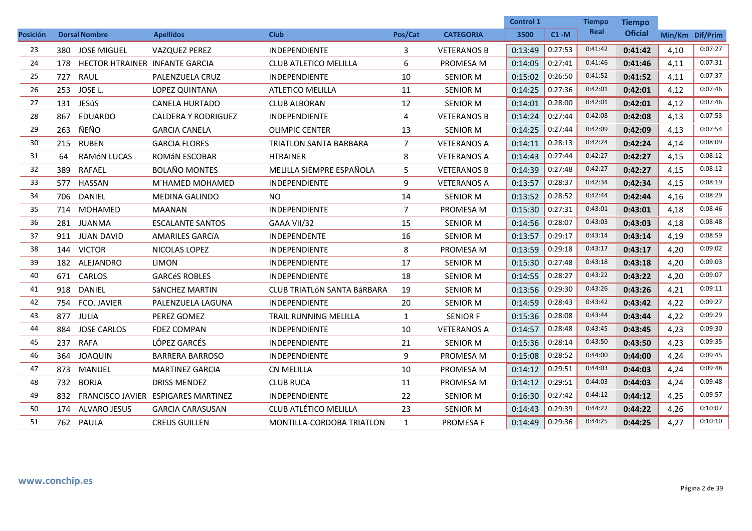| Posición | Dorsal | Nombre | Apellidos | Club | Pos/Cat | CATEGORIA | Control 1 | | Tiempo Real | Tiempo Oficial | Min/Km | Dif/Prim |
|---|---|---|---|---|---|---|---|---|---|---|---|---|
| | | | | | | | 3500 | C1 -M | | | | |
| 23 | 380 | JOSE MIGUEL | VAZQUEZ PEREZ | INDEPENDIENTE | 3 | VETERANOS B | 0:13:49 | 0:27:53 | 0:41:42 | **0:41:42** | 4,10 | 0:07:27 |
| 24 | 178 | HECTOR HTRAINER | INFANTE GARCIA | CLUB ATLETICO MELILLA | 6 | PROMESA M | 0:14:05 | 0:27:41 | 0:41:46 | **0:41:46** | 4,11 | 0:07:31 |
| 25 | 727 | RAUL | PALENZUELA CRUZ | INDEPENDIENTE | 10 | SENIOR M | 0:15:02 | 0:26:50 | 0:41:52 | **0:41:52** | 4,11 | 0:07:37 |
| 26 | 253 | JOSE L. | LOPEZ QUINTANA | ATLETICO MELILLA | 11 | SENIOR M | 0:14:25 | 0:27:36 | 0:42:01 | **0:42:01** | 4,12 | 0:07:46 |
| 27 | 131 | JESúS | CANELA HURTADO | CLUB ALBORAN | 12 | SENIOR M | 0:14:01 | 0:28:00 | 0:42:01 | **0:42:01** | 4,12 | 0:07:46 |
| 28 | 867 | EDUARDO | CALDERA Y RODRIGUEZ | INDEPENDIENTE | 4 | VETERANOS B | 0:14:24 | 0:27:44 | 0:42:08 | **0:42:08** | 4,13 | 0:07:53 |
| 29 | 263 | ÑEÑO | GARCIA CANELA | OLIMPIC CENTER | 13 | SENIOR M | 0:14:25 | 0:27:44 | 0:42:09 | **0:42:09** | 4,13 | 0:07:54 |
| 30 | 215 | RUBEN | GARCIA FLORES | TRIATLON SANTA BARBARA | 7 | VETERANOS A | 0:14:11 | 0:28:13 | 0:42:24 | **0:42:24** | 4,14 | 0:08:09 |
| 31 | 64 | RAMóN LUCAS | ROMáN ESCOBAR | HTRAINER | 8 | VETERANOS A | 0:14:43 | 0:27:44 | 0:42:27 | **0:42:27** | 4,15 | 0:08:12 |
| 32 | 389 | RAFAEL | BOLAÑO MONTES | MELILLA SIEMPRE ESPAÑOLA | 5 | VETERANOS B | 0:14:39 | 0:27:48 | 0:42:27 | **0:42:27** | 4,15 | 0:08:12 |
| 33 | 577 | HASSAN | M´HAMED MOHAMED | INDEPENDIENTE | 9 | VETERANOS A | 0:13:57 | 0:28:37 | 0:42:34 | **0:42:34** | 4,15 | 0:08:19 |
| 34 | 706 | DANIEL | MEDINA GALINDO | NO | 14 | SENIOR M | 0:13:52 | 0:28:52 | 0:42:44 | **0:42:44** | 4,16 | 0:08:29 |
| 35 | 714 | MOHAMED | MAANAN | INDEPENDIENTE | 7 | PROMESA M | 0:15:30 | 0:27:31 | 0:43:01 | **0:43:01** | 4,18 | 0:08:46 |
| 36 | 281 | JUANMA | ESCALANTE SANTOS | GAAA VII/32 | 15 | SENIOR M | 0:14:56 | 0:28:07 | 0:43:03 | **0:43:03** | 4,18 | 0:08:48 |
| 37 | 911 | JUAN DAVID | AMARILES GARCíA | INDEPENDENTE | 16 | SENIOR M | 0:13:57 | 0:29:17 | 0:43:14 | **0:43:14** | 4,19 | 0:08:59 |
| 38 | 144 | VICTOR | NICOLAS LOPEZ | INDEPENDIENTE | 8 | PROMESA M | 0:13:59 | 0:29:18 | 0:43:17 | **0:43:17** | 4,20 | 0:09:02 |
| 39 | 182 | ALEJANDRO | LIMON | INDEPENDIENTE | 17 | SENIOR M | 0:15:30 | 0:27:48 | 0:43:18 | **0:43:18** | 4,20 | 0:09:03 |
| 40 | 671 | CARLOS | GARCéS ROBLES | INDEPENDIENTE | 18 | SENIOR M | 0:14:55 | 0:28:27 | 0:43:22 | **0:43:22** | 4,20 | 0:09:07 |
| 41 | 918 | DANIEL | SáNCHEZ MARTIN | CLUB TRIATLóN SANTA BáRBARA | 19 | SENIOR M | 0:13:56 | 0:29:30 | 0:43:26 | **0:43:26** | 4,21 | 0:09:11 |
| 42 | 754 | FCO. JAVIER | PALENZUELA LAGUNA | INDEPENDIENTE | 20 | SENIOR M | 0:14:59 | 0:28:43 | 0:43:42 | **0:43:42** | 4,22 | 0:09:27 |
| 43 | 877 | JULIA | PEREZ GOMEZ | TRAIL RUNNING MELILLA | 1 | SENIOR F | 0:15:36 | 0:28:08 | 0:43:44 | **0:43:44** | 4,22 | 0:09:29 |
| 44 | 884 | JOSE CARLOS | FDEZ COMPAN | INDEPENDIENTE | 10 | VETERANOS A | 0:14:57 | 0:28:48 | 0:43:45 | **0:43:45** | 4,23 | 0:09:30 |
| 45 | 237 | RAFA | LÓPEZ GARCÉS | INDEPENDIENTE | 21 | SENIOR M | 0:15:36 | 0:28:14 | 0:43:50 | **0:43:50** | 4,23 | 0:09:35 |
| 46 | 364 | JOAQUIN | BARRERA BARROSO | INDEPENDIENTE | 9 | PROMESA M | 0:15:08 | 0:28:52 | 0:44:00 | **0:44:00** | 4,24 | 0:09:45 |
| 47 | 873 | MANUEL | MARTINEZ GARCIA | CN MELILLA | 10 | PROMESA M | 0:14:12 | 0:29:51 | 0:44:03 | **0:44:03** | 4,24 | 0:09:48 |
| 48 | 732 | BORJA | DRISS MENDEZ | CLUB RUCA | 11 | PROMESA M | 0:14:12 | 0:29:51 | 0:44:03 | **0:44:03** | 4,24 | 0:09:48 |
| 49 | 832 | FRANCISCO JAVIER | ESPIGARES MARTINEZ | INDEPENDIENTE | 22 | SENIOR M | 0:16:30 | 0:27:42 | 0:44:12 | **0:44:12** | 4,25 | 0:09:57 |
| 50 | 174 | ALVARO JESUS | GARCIA CARASUSAN | CLUB ATLÉTICO MELILLA | 23 | SENIOR M | 0:14:43 | 0:29:39 | 0:44:22 | **0:44:22** | 4,26 | 0:10:07 |
| 51 | 762 | PAULA | CREUS GUILLEN | MONTILLA-CORDOBA TRIATLON | 1 | PROMESA F | 0:14:49 | 0:29:36 | 0:44:25 | **0:44:25** | 4,27 | 0:10:10 |

www.conchip.es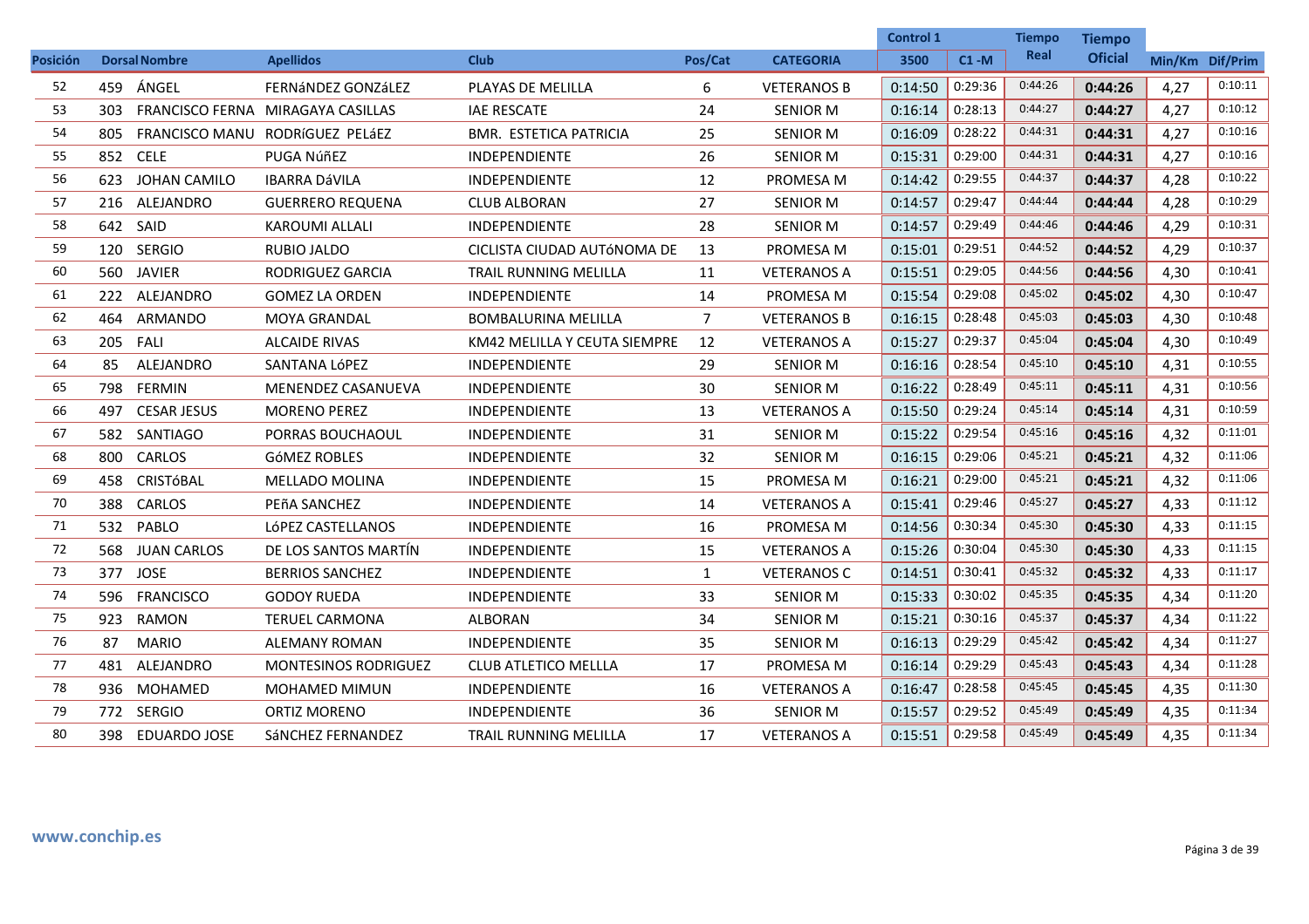| Posición | Dorsal | Nombre | Apellidos | Club | Pos/Cat | CATEGORIA | Control 1 | | Tiempo Real | Tiempo Oficial | Min/Km | Dif/Prim |
|---|---|---|---|---|---|---|---|---|---|---|---|---|
| | | | | | | | 3500 | C1 -M | | | | |
| 52 | 459 | ÁNGEL | FERNáNDEZ GONZáLEZ | PLAYAS DE MELILLA | 6 | VETERANOS B | 0:14:50 | 0:29:36 | 0:44:26 | **0:44:26** | 4,27 | 0:10:11 |
| 53 | 303 | FRANCISCO FERNA | MIRAGAYA CASILLAS | IAE RESCATE | 24 | SENIOR M | 0:16:14 | 0:28:13 | 0:44:27 | **0:44:27** | 4,27 | 0:10:12 |
| 54 | 805 | FRANCISCO MANU | RODRíGUEZ PELáEZ | BMR. ESTETICA PATRICIA | 25 | SENIOR M | 0:16:09 | 0:28:22 | 0:44:31 | **0:44:31** | 4,27 | 0:10:16 |
| 55 | 852 | CELE | PUGA NúñEZ | INDEPENDIENTE | 26 | SENIOR M | 0:15:31 | 0:29:00 | 0:44:31 | **0:44:31** | 4,27 | 0:10:16 |
| 56 | 623 | JOHAN CAMILO | IBARRA DáVILA | INDEPENDIENTE | 12 | PROMESA M | 0:14:42 | 0:29:55 | 0:44:37 | **0:44:37** | 4,28 | 0:10:22 |
| 57 | 216 | ALEJANDRO | GUERRERO REQUENA | CLUB ALBORAN | 27 | SENIOR M | 0:14:57 | 0:29:47 | 0:44:44 | **0:44:44** | 4,28 | 0:10:29 |
| 58 | 642 | SAID | KAROUMI ALLALI | INDEPENDIENTE | 28 | SENIOR M | 0:14:57 | 0:29:49 | 0:44:46 | **0:44:46** | 4,29 | 0:10:31 |
| 59 | 120 | SERGIO | RUBIO JALDO | CICLISTA CIUDAD AUTóNOMA DE | 13 | PROMESA M | 0:15:01 | 0:29:51 | 0:44:52 | **0:44:52** | 4,29 | 0:10:37 |
| 60 | 560 | JAVIER | RODRIGUEZ GARCIA | TRAIL RUNNING MELILLA | 11 | VETERANOS A | 0:15:51 | 0:29:05 | 0:44:56 | **0:44:56** | 4,30 | 0:10:41 |
| 61 | 222 | ALEJANDRO | GOMEZ LA ORDEN | INDEPENDIENTE | 14 | PROMESA M | 0:15:54 | 0:29:08 | 0:45:02 | **0:45:02** | 4,30 | 0:10:47 |
| 62 | 464 | ARMANDO | MOYA GRANDAL | BOMBALURINA MELILLA | 7 | VETERANOS B | 0:16:15 | 0:28:48 | 0:45:03 | **0:45:03** | 4,30 | 0:10:48 |
| 63 | 205 | FALI | ALCAIDE RIVAS | KM42 MELILLA Y CEUTA SIEMPRE | 12 | VETERANOS A | 0:15:27 | 0:29:37 | 0:45:04 | **0:45:04** | 4,30 | 0:10:49 |
| 64 | 85 | ALEJANDRO | SANTANA LóPEZ | INDEPENDIENTE | 29 | SENIOR M | 0:16:16 | 0:28:54 | 0:45:10 | **0:45:10** | 4,31 | 0:10:55 |
| 65 | 798 | FERMIN | MENENDEZ CASANUEVA | INDEPENDIENTE | 30 | SENIOR M | 0:16:22 | 0:28:49 | 0:45:11 | **0:45:11** | 4,31 | 0:10:56 |
| 66 | 497 | CESAR JESUS | MORENO PEREZ | INDEPENDIENTE | 13 | VETERANOS A | 0:15:50 | 0:29:24 | 0:45:14 | **0:45:14** | 4,31 | 0:10:59 |
| 67 | 582 | SANTIAGO | PORRAS BOUCHAOUL | INDEPENDIENTE | 31 | SENIOR M | 0:15:22 | 0:29:54 | 0:45:16 | **0:45:16** | 4,32 | 0:11:01 |
| 68 | 800 | CARLOS | GóMEZ ROBLES | INDEPENDIENTE | 32 | SENIOR M | 0:16:15 | 0:29:06 | 0:45:21 | **0:45:21** | 4,32 | 0:11:06 |
| 69 | 458 | CRISTóBAL | MELLADO MOLINA | INDEPENDIENTE | 15 | PROMESA M | 0:16:21 | 0:29:00 | 0:45:21 | **0:45:21** | 4,32 | 0:11:06 |
| 70 | 388 | CARLOS | PEñA SANCHEZ | INDEPENDIENTE | 14 | VETERANOS A | 0:15:41 | 0:29:46 | 0:45:27 | **0:45:27** | 4,33 | 0:11:12 |
| 71 | 532 | PABLO | LóPEZ CASTELLANOS | INDEPENDIENTE | 16 | PROMESA M | 0:14:56 | 0:30:34 | 0:45:30 | **0:45:30** | 4,33 | 0:11:15 |
| 72 | 568 | JUAN CARLOS | DE LOS SANTOS MARTÍN | INDEPENDIENTE | 15 | VETERANOS A | 0:15:26 | 0:30:04 | 0:45:30 | **0:45:30** | 4,33 | 0:11:15 |
| 73 | 377 | JOSE | BERRIOS SANCHEZ | INDEPENDIENTE | 1 | VETERANOS C | 0:14:51 | 0:30:41 | 0:45:32 | **0:45:32** | 4,33 | 0:11:17 |
| 74 | 596 | FRANCISCO | GODOY RUEDA | INDEPENDIENTE | 33 | SENIOR M | 0:15:33 | 0:30:02 | 0:45:35 | **0:45:35** | 4,34 | 0:11:20 |
| 75 | 923 | RAMON | TERUEL CARMONA | ALBORAN | 34 | SENIOR M | 0:15:21 | 0:30:16 | 0:45:37 | **0:45:37** | 4,34 | 0:11:22 |
| 76 | 87 | MARIO | ALEMANY ROMAN | INDEPENDIENTE | 35 | SENIOR M | 0:16:13 | 0:29:29 | 0:45:42 | **0:45:42** | 4,34 | 0:11:27 |
| 77 | 481 | ALEJANDRO | MONTESINOS RODRIGUEZ | CLUB ATLETICO MELLLA | 17 | PROMESA M | 0:16:14 | 0:29:29 | 0:45:43 | **0:45:43** | 4,34 | 0:11:28 |
| 78 | 936 | MOHAMED | MOHAMED MIMUN | INDEPENDIENTE | 16 | VETERANOS A | 0:16:47 | 0:28:58 | 0:45:45 | **0:45:45** | 4,35 | 0:11:30 |
| 79 | 772 | SERGIO | ORTIZ MORENO | INDEPENDIENTE | 36 | SENIOR M | 0:15:57 | 0:29:52 | 0:45:49 | **0:45:49** | 4,35 | 0:11:34 |
| 80 | 398 | EDUARDO JOSE | SáNCHEZ FERNANDEZ | TRAIL RUNNING MELILLA | 17 | VETERANOS A | 0:15:51 | 0:29:58 | 0:45:49 | **0:45:49** | 4,35 | 0:11:34 |

www.conchip.es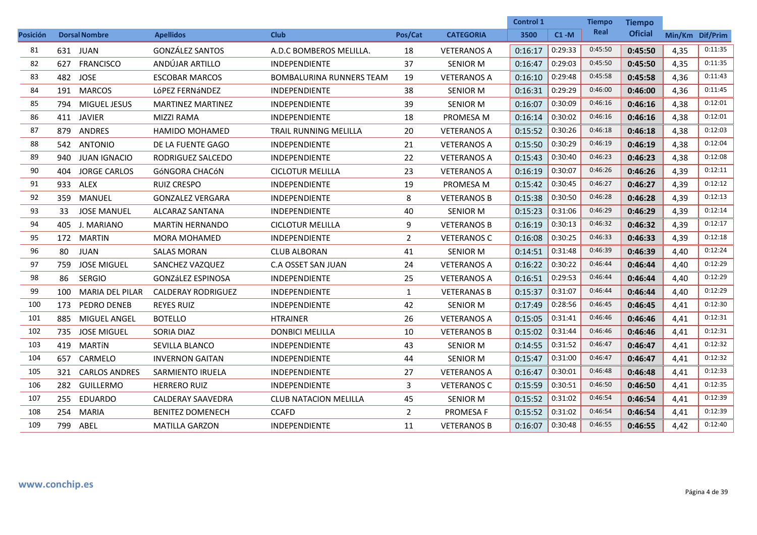| Posición | Dorsal | Nombre | Apellidos | Club | Pos/Cat | CATEGORIA | Control 1 3500 | C1 -M | Tiempo Real | Tiempo Oficial | Min/Km | Dif/Prim |
|---|---|---|---|---|---|---|---|---|---|---|---|---|
| 81 | 631 | JUAN | GONZÁLEZ SANTOS | A.D.C BOMBEROS MELILLA. | 18 | VETERANOS A | 0:16:17 | 0:29:33 | 0:45:50 | **0:45:50** | 4,35 | 0:11:35 |
| 82 | 627 | FRANCISCO | ANDÚJAR ARTILLO | INDEPENDIENTE | 37 | SENIOR M | 0:16:47 | 0:29:03 | 0:45:50 | **0:45:50** | 4,35 | 0:11:35 |
| 83 | 482 | JOSE | ESCOBAR MARCOS | BOMBALURINA RUNNERS TEAM | 19 | VETERANOS A | 0:16:10 | 0:29:48 | 0:45:58 | **0:45:58** | 4,36 | 0:11:43 |
| 84 | 191 | MARCOS | LóPEZ FERNáNDEZ | INDEPENDIENTE | 38 | SENIOR M | 0:16:31 | 0:29:29 | 0:46:00 | **0:46:00** | 4,36 | 0:11:45 |
| 85 | 794 | MIGUEL JESUS | MARTINEZ MARTINEZ | INDEPENDIENTE | 39 | SENIOR M | 0:16:07 | 0:30:09 | 0:46:16 | **0:46:16** | 4,38 | 0:12:01 |
| 86 | 411 | JAVIER | MIZZI RAMA | INDEPENDIENTE | 18 | PROMESA M | 0:16:14 | 0:30:02 | 0:46:16 | **0:46:16** | 4,38 | 0:12:01 |
| 87 | 879 | ANDRES | HAMIDO MOHAMED | TRAIL RUNNING MELILLA | 20 | VETERANOS A | 0:15:52 | 0:30:26 | 0:46:18 | **0:46:18** | 4,38 | 0:12:03 |
| 88 | 542 | ANTONIO | DE LA FUENTE GAGO | INDEPENDIENTE | 21 | VETERANOS A | 0:15:50 | 0:30:29 | 0:46:19 | **0:46:19** | 4,38 | 0:12:04 |
| 89 | 940 | JUAN IGNACIO | RODRIGUEZ SALCEDO | INDEPENDIENTE | 22 | VETERANOS A | 0:15:43 | 0:30:40 | 0:46:23 | **0:46:23** | 4,38 | 0:12:08 |
| 90 | 404 | JORGE CARLOS | GóNGORA CHACóN | CICLOTUR MELILLA | 23 | VETERANOS A | 0:16:19 | 0:30:07 | 0:46:26 | **0:46:26** | 4,39 | 0:12:11 |
| 91 | 933 | ALEX | RUIZ CRESPO | INDEPENDIENTE | 19 | PROMESA M | 0:15:42 | 0:30:45 | 0:46:27 | **0:46:27** | 4,39 | 0:12:12 |
| 92 | 359 | MANUEL | GONZALEZ VERGARA | INDEPENDIENTE | 8 | VETERANOS B | 0:15:38 | 0:30:50 | 0:46:28 | **0:46:28** | 4,39 | 0:12:13 |
| 93 | 33 | JOSE MANUEL | ALCARAZ SANTANA | INDEPENDIENTE | 40 | SENIOR M | 0:15:23 | 0:31:06 | 0:46:29 | **0:46:29** | 4,39 | 0:12:14 |
| 94 | 405 | J. MARIANO | MARTíN HERNANDO | CICLOTUR MELILLA | 9 | VETERANOS B | 0:16:19 | 0:30:13 | 0:46:32 | **0:46:32** | 4,39 | 0:12:17 |
| 95 | 172 | MARTIN | MORA MOHAMED | INDEPENDIENTE | 2 | VETERANOS C | 0:16:08 | 0:30:25 | 0:46:33 | **0:46:33** | 4,39 | 0:12:18 |
| 96 | 80 | JUAN | SALAS MORAN | CLUB ALBORAN | 41 | SENIOR M | 0:14:51 | 0:31:48 | 0:46:39 | **0:46:39** | 4,40 | 0:12:24 |
| 97 | 759 | JOSE MIGUEL | SANCHEZ VAZQUEZ | C.A OSSET SAN JUAN | 24 | VETERANOS A | 0:16:22 | 0:30:22 | 0:46:44 | **0:46:44** | 4,40 | 0:12:29 |
| 98 | 86 | SERGIO | GONZáLEZ ESPINOSA | INDEPENDIENTE | 25 | VETERANOS A | 0:16:51 | 0:29:53 | 0:46:44 | **0:46:44** | 4,40 | 0:12:29 |
| 99 | 100 | MARIA DEL PILAR | CALDERAY RODRIGUEZ | INDEPENDIENTE | 1 | VETERANAS B | 0:15:37 | 0:31:07 | 0:46:44 | **0:46:44** | 4,40 | 0:12:29 |
| 100 | 173 | PEDRO DENEB | REYES RUIZ | INDEPENDIENTE | 42 | SENIOR M | 0:17:49 | 0:28:56 | 0:46:45 | **0:46:45** | 4,41 | 0:12:30 |
| 101 | 885 | MIGUEL ANGEL | BOTELLO | HTRAINER | 26 | VETERANOS A | 0:15:05 | 0:31:41 | 0:46:46 | **0:46:46** | 4,41 | 0:12:31 |
| 102 | 735 | JOSE MIGUEL | SORIA DIAZ | DONBICI MELILLA | 10 | VETERANOS B | 0:15:02 | 0:31:44 | 0:46:46 | **0:46:46** | 4,41 | 0:12:31 |
| 103 | 419 | MARTíN | SEVILLA BLANCO | INDEPENDIENTE | 43 | SENIOR M | 0:14:55 | 0:31:52 | 0:46:47 | **0:46:47** | 4,41 | 0:12:32 |
| 104 | 657 | CARMELO | INVERNON GAITAN | INDEPENDIENTE | 44 | SENIOR M | 0:15:47 | 0:31:00 | 0:46:47 | **0:46:47** | 4,41 | 0:12:32 |
| 105 | 321 | CARLOS ANDRES | SARMIENTO IRUELA | INDEPENDIENTE | 27 | VETERANOS A | 0:16:47 | 0:30:01 | 0:46:48 | **0:46:48** | 4,41 | 0:12:33 |
| 106 | 282 | GUILLERMO | HERRERO RUIZ | INDEPENDIENTE | 3 | VETERANOS C | 0:15:59 | 0:30:51 | 0:46:50 | **0:46:50** | 4,41 | 0:12:35 |
| 107 | 255 | EDUARDO | CALDERAY SAAVEDRA | CLUB NATACION MELILLA | 45 | SENIOR M | 0:15:52 | 0:31:02 | 0:46:54 | **0:46:54** | 4,41 | 0:12:39 |
| 108 | 254 | MARIA | BENITEZ DOMENECH | CCAFD | 2 | PROMESA F | 0:15:52 | 0:31:02 | 0:46:54 | **0:46:54** | 4,41 | 0:12:39 |
| 109 | 799 | ABEL | MATILLA GARZON | INDEPENDIENTE | 11 | VETERANOS B | 0:16:07 | 0:30:48 | 0:46:55 | **0:46:55** | 4,42 | 0:12:40 |

www.conchip.es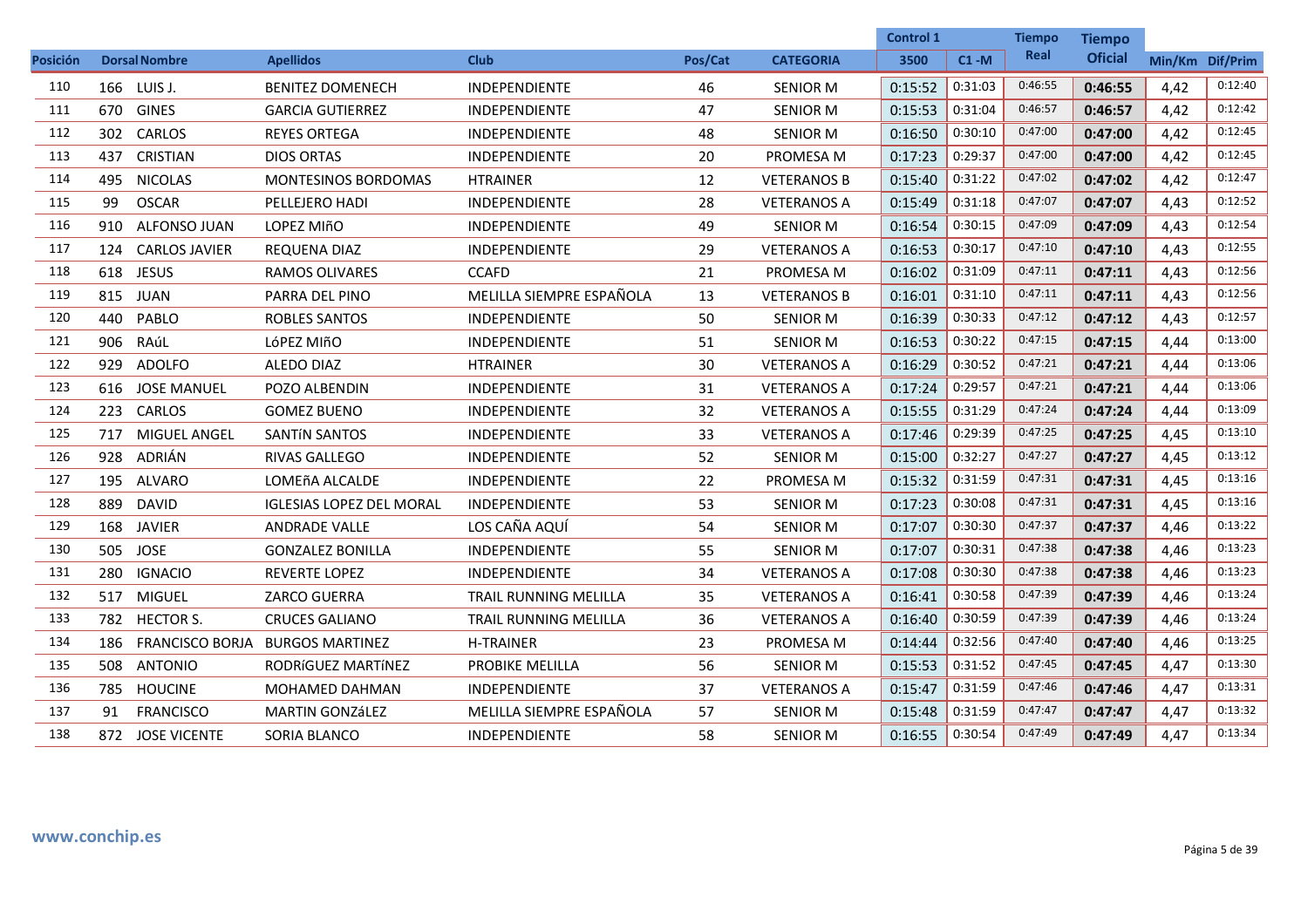| Posición | Dorsal | Nombre | Apellidos | Club | Pos/Cat | CATEGORIA | Control 1 | | Tiempo Real | Tiempo Oficial | Min/Km | Dif/Prim |
|---|---|---|---|---|---|---|---|---|---|---|---|---|
| | | | | | | | 3500 | C1 -M | | | | |
| 110 | 166 | LUIS J. | BENITEZ DOMENECH | INDEPENDIENTE | 46 | SENIOR M | 0:15:52 | 0:31:03 | 0:46:55 | **0:46:55** | 4,42 | 0:12:40 |
| 111 | 670 | GINES | GARCIA GUTIERREZ | INDEPENDIENTE | 47 | SENIOR M | 0:15:53 | 0:31:04 | 0:46:57 | **0:46:57** | 4,42 | 0:12:42 |
| 112 | 302 | CARLOS | REYES ORTEGA | INDEPENDIENTE | 48 | SENIOR M | 0:16:50 | 0:30:10 | 0:47:00 | **0:47:00** | 4,42 | 0:12:45 |
| 113 | 437 | CRISTIAN | DIOS ORTAS | INDEPENDIENTE | 20 | PROMESA M | 0:17:23 | 0:29:37 | 0:47:00 | **0:47:00** | 4,42 | 0:12:45 |
| 114 | 495 | NICOLAS | MONTESINOS BORDOMAS | HTRAINER | 12 | VETERANOS B | 0:15:40 | 0:31:22 | 0:47:02 | **0:47:02** | 4,42 | 0:12:47 |
| 115 | 99 | OSCAR | PELLEJERO HADI | INDEPENDIENTE | 28 | VETERANOS A | 0:15:49 | 0:31:18 | 0:47:07 | **0:47:07** | 4,43 | 0:12:52 |
| 116 | 910 | ALFONSO JUAN | LOPEZ MIñO | INDEPENDIENTE | 49 | SENIOR M | 0:16:54 | 0:30:15 | 0:47:09 | **0:47:09** | 4,43 | 0:12:54 |
| 117 | 124 | CARLOS JAVIER | REQUENA DIAZ | INDEPENDIENTE | 29 | VETERANOS A | 0:16:53 | 0:30:17 | 0:47:10 | **0:47:10** | 4,43 | 0:12:55 |
| 118 | 618 | JESUS | RAMOS OLIVARES | CCAFD | 21 | PROMESA M | 0:16:02 | 0:31:09 | 0:47:11 | **0:47:11** | 4,43 | 0:12:56 |
| 119 | 815 | JUAN | PARRA DEL PINO | MELILLA SIEMPRE ESPAÑOLA | 13 | VETERANOS B | 0:16:01 | 0:31:10 | 0:47:11 | **0:47:11** | 4,43 | 0:12:56 |
| 120 | 440 | PABLO | ROBLES SANTOS | INDEPENDIENTE | 50 | SENIOR M | 0:16:39 | 0:30:33 | 0:47:12 | **0:47:12** | 4,43 | 0:12:57 |
| 121 | 906 | RAúL | LóPEZ MIñO | INDEPENDIENTE | 51 | SENIOR M | 0:16:53 | 0:30:22 | 0:47:15 | **0:47:15** | 4,44 | 0:13:00 |
| 122 | 929 | ADOLFO | ALEDO DIAZ | HTRAINER | 30 | VETERANOS A | 0:16:29 | 0:30:52 | 0:47:21 | **0:47:21** | 4,44 | 0:13:06 |
| 123 | 616 | JOSE MANUEL | POZO ALBENDIN | INDEPENDIENTE | 31 | VETERANOS A | 0:17:24 | 0:29:57 | 0:47:21 | **0:47:21** | 4,44 | 0:13:06 |
| 124 | 223 | CARLOS | GOMEZ BUENO | INDEPENDIENTE | 32 | VETERANOS A | 0:15:55 | 0:31:29 | 0:47:24 | **0:47:24** | 4,44 | 0:13:09 |
| 125 | 717 | MIGUEL ANGEL | SANTíN SANTOS | INDEPENDIENTE | 33 | VETERANOS A | 0:17:46 | 0:29:39 | 0:47:25 | **0:47:25** | 4,45 | 0:13:10 |
| 126 | 928 | ADRIÁN | RIVAS GALLEGO | INDEPENDIENTE | 52 | SENIOR M | 0:15:00 | 0:32:27 | 0:47:27 | **0:47:27** | 4,45 | 0:13:12 |
| 127 | 195 | ALVARO | LOMEñA ALCALDE | INDEPENDIENTE | 22 | PROMESA M | 0:15:32 | 0:31:59 | 0:47:31 | **0:47:31** | 4,45 | 0:13:16 |
| 128 | 889 | DAVID | IGLESIAS LOPEZ DEL MORAL | INDEPENDIENTE | 53 | SENIOR M | 0:17:23 | 0:30:08 | 0:47:31 | **0:47:31** | 4,45 | 0:13:16 |
| 129 | 168 | JAVIER | ANDRADE VALLE | LOS CAÑA AQUÍ | 54 | SENIOR M | 0:17:07 | 0:30:30 | 0:47:37 | **0:47:37** | 4,46 | 0:13:22 |
| 130 | 505 | JOSE | GONZALEZ BONILLA | INDEPENDIENTE | 55 | SENIOR M | 0:17:07 | 0:30:31 | 0:47:38 | **0:47:38** | 4,46 | 0:13:23 |
| 131 | 280 | IGNACIO | REVERTE LOPEZ | INDEPENDIENTE | 34 | VETERANOS A | 0:17:08 | 0:30:30 | 0:47:38 | **0:47:38** | 4,46 | 0:13:23 |
| 132 | 517 | MIGUEL | ZARCO GUERRA | TRAIL RUNNING MELILLA | 35 | VETERANOS A | 0:16:41 | 0:30:58 | 0:47:39 | **0:47:39** | 4,46 | 0:13:24 |
| 133 | 782 | HECTOR S. | CRUCES GALIANO | TRAIL RUNNING MELILLA | 36 | VETERANOS A | 0:16:40 | 0:30:59 | 0:47:39 | **0:47:39** | 4,46 | 0:13:24 |
| 134 | 186 | FRANCISCO BORJA | BURGOS MARTINEZ | H-TRAINER | 23 | PROMESA M | 0:14:44 | 0:32:56 | 0:47:40 | **0:47:40** | 4,46 | 0:13:25 |
| 135 | 508 | ANTONIO | RODRíGUEZ MARTíNEZ | PROBIKE MELILLA | 56 | SENIOR M | 0:15:53 | 0:31:52 | 0:47:45 | **0:47:45** | 4,47 | 0:13:30 |
| 136 | 785 | HOUCINE | MOHAMED DAHMAN | INDEPENDIENTE | 37 | VETERANOS A | 0:15:47 | 0:31:59 | 0:47:46 | **0:47:46** | 4,47 | 0:13:31 |
| 137 | 91 | FRANCISCO | MARTIN GONZáLEZ | MELILLA SIEMPRE ESPAÑOLA | 57 | SENIOR M | 0:15:48 | 0:31:59 | 0:47:47 | **0:47:47** | 4,47 | 0:13:32 |
| 138 | 872 | JOSE VICENTE | SORIA BLANCO | INDEPENDIENTE | 58 | SENIOR M | 0:16:55 | 0:30:54 | 0:47:49 | **0:47:49** | 4,47 | 0:13:34 |

www.conchip.es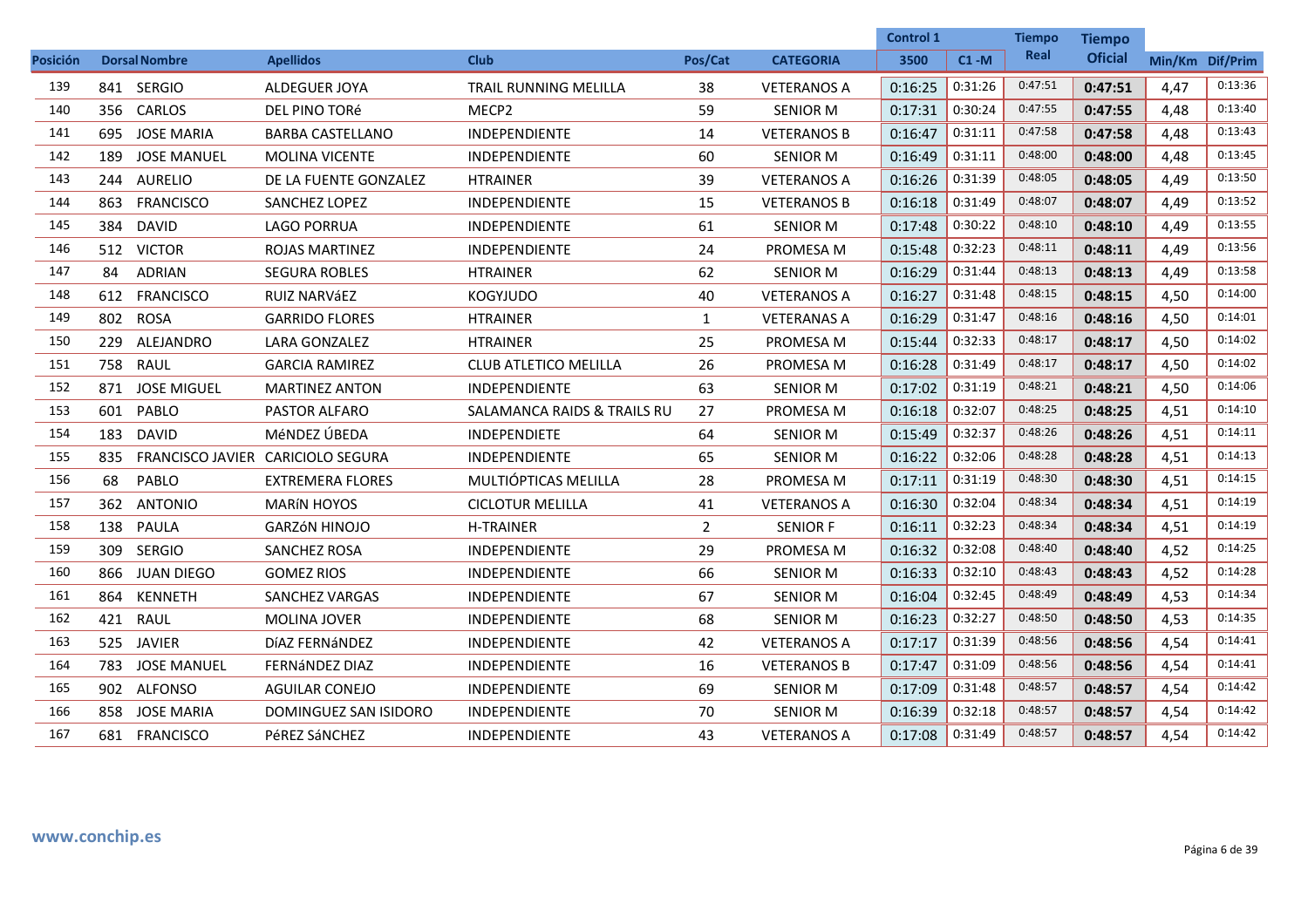| Posición | Dorsal | Nombre | Apellidos | Club | Pos/Cat | CATEGORIA | Control 1 | | Tiempo Real | Tiempo Oficial | Min/Km | Dif/Prim |
|---|---|---|---|---|---|---|---|---|---|---|---|---|
| | | | | | | | 3500 | C1 -M | | | | |
| 139 | 841 | SERGIO | ALDEGUER JOYA | TRAIL RUNNING MELILLA | 38 | VETERANOS A | 0:16:25 | 0:31:26 | 0:47:51 | **0:47:51** | 4,47 | 0:13:36 |
| 140 | 356 | CARLOS | DEL PINO TORé | MECP2 | 59 | SENIOR M | 0:17:31 | 0:30:24 | 0:47:55 | **0:47:55** | 4,48 | 0:13:40 |
| 141 | 695 | JOSE MARIA | BARBA CASTELLANO | INDEPENDIENTE | 14 | VETERANOS B | 0:16:47 | 0:31:11 | 0:47:58 | **0:47:58** | 4,48 | 0:13:43 |
| 142 | 189 | JOSE MANUEL | MOLINA VICENTE | INDEPENDIENTE | 60 | SENIOR M | 0:16:49 | 0:31:11 | 0:48:00 | **0:48:00** | 4,48 | 0:13:45 |
| 143 | 244 | AURELIO | DE LA FUENTE GONZALEZ | HTRAINER | 39 | VETERANOS A | 0:16:26 | 0:31:39 | 0:48:05 | **0:48:05** | 4,49 | 0:13:50 |
| 144 | 863 | FRANCISCO | SANCHEZ LOPEZ | INDEPENDIENTE | 15 | VETERANOS B | 0:16:18 | 0:31:49 | 0:48:07 | **0:48:07** | 4,49 | 0:13:52 |
| 145 | 384 | DAVID | LAGO PORRUA | INDEPENDIENTE | 61 | SENIOR M | 0:17:48 | 0:30:22 | 0:48:10 | **0:48:10** | 4,49 | 0:13:55 |
| 146 | 512 | VICTOR | ROJAS MARTINEZ | INDEPENDIENTE | 24 | PROMESA M | 0:15:48 | 0:32:23 | 0:48:11 | **0:48:11** | 4,49 | 0:13:56 |
| 147 | 84 | ADRIAN | SEGURA ROBLES | HTRAINER | 62 | SENIOR M | 0:16:29 | 0:31:44 | 0:48:13 | **0:48:13** | 4,49 | 0:13:58 |
| 148 | 612 | FRANCISCO | RUIZ NARVáEZ | KOGYJUDO | 40 | VETERANOS A | 0:16:27 | 0:31:48 | 0:48:15 | **0:48:15** | 4,50 | 0:14:00 |
| 149 | 802 | ROSA | GARRIDO FLORES | HTRAINER | 1 | VETERANAS A | 0:16:29 | 0:31:47 | 0:48:16 | **0:48:16** | 4,50 | 0:14:01 |
| 150 | 229 | ALEJANDRO | LARA GONZALEZ | HTRAINER | 25 | PROMESA M | 0:15:44 | 0:32:33 | 0:48:17 | **0:48:17** | 4,50 | 0:14:02 |
| 151 | 758 | RAUL | GARCIA RAMIREZ | CLUB ATLETICO MELILLA | 26 | PROMESA M | 0:16:28 | 0:31:49 | 0:48:17 | **0:48:17** | 4,50 | 0:14:02 |
| 152 | 871 | JOSE MIGUEL | MARTINEZ ANTON | INDEPENDIENTE | 63 | SENIOR M | 0:17:02 | 0:31:19 | 0:48:21 | **0:48:21** | 4,50 | 0:14:06 |
| 153 | 601 | PABLO | PASTOR ALFARO | SALAMANCA RAIDS & TRAILS RU | 27 | PROMESA M | 0:16:18 | 0:32:07 | 0:48:25 | **0:48:25** | 4,51 | 0:14:10 |
| 154 | 183 | DAVID | MéNDEZ ÚBEDA | INDEPENDIETE | 64 | SENIOR M | 0:15:49 | 0:32:37 | 0:48:26 | **0:48:26** | 4,51 | 0:14:11 |
| 155 | 835 | FRANCISCO JAVIER | CARICIOLO SEGURA | INDEPENDIENTE | 65 | SENIOR M | 0:16:22 | 0:32:06 | 0:48:28 | **0:48:28** | 4,51 | 0:14:13 |
| 156 | 68 | PABLO | EXTREMERA FLORES | MULTIÓPTICAS MELILLA | 28 | PROMESA M | 0:17:11 | 0:31:19 | 0:48:30 | **0:48:30** | 4,51 | 0:14:15 |
| 157 | 362 | ANTONIO | MARíN HOYOS | CICLOTUR MELILLA | 41 | VETERANOS A | 0:16:30 | 0:32:04 | 0:48:34 | **0:48:34** | 4,51 | 0:14:19 |
| 158 | 138 | PAULA | GARZóN HINOJO | H-TRAINER | 2 | SENIOR F | 0:16:11 | 0:32:23 | 0:48:34 | **0:48:34** | 4,51 | 0:14:19 |
| 159 | 309 | SERGIO | SANCHEZ ROSA | INDEPENDIENTE | 29 | PROMESA M | 0:16:32 | 0:32:08 | 0:48:40 | **0:48:40** | 4,52 | 0:14:25 |
| 160 | 866 | JUAN DIEGO | GOMEZ RIOS | INDEPENDIENTE | 66 | SENIOR M | 0:16:33 | 0:32:10 | 0:48:43 | **0:48:43** | 4,52 | 0:14:28 |
| 161 | 864 | KENNETH | SANCHEZ VARGAS | INDEPENDIENTE | 67 | SENIOR M | 0:16:04 | 0:32:45 | 0:48:49 | **0:48:49** | 4,53 | 0:14:34 |
| 162 | 421 | RAUL | MOLINA JOVER | INDEPENDIENTE | 68 | SENIOR M | 0:16:23 | 0:32:27 | 0:48:50 | **0:48:50** | 4,53 | 0:14:35 |
| 163 | 525 | JAVIER | DíAZ FERNáNDEZ | INDEPENDIENTE | 42 | VETERANOS A | 0:17:17 | 0:31:39 | 0:48:56 | **0:48:56** | 4,54 | 0:14:41 |
| 164 | 783 | JOSE MANUEL | FERNáNDEZ DIAZ | INDEPENDIENTE | 16 | VETERANOS B | 0:17:47 | 0:31:09 | 0:48:56 | **0:48:56** | 4,54 | 0:14:41 |
| 165 | 902 | ALFONSO | AGUILAR CONEJO | INDEPENDIENTE | 69 | SENIOR M | 0:17:09 | 0:31:48 | 0:48:57 | **0:48:57** | 4,54 | 0:14:42 |
| 166 | 858 | JOSE MARIA | DOMINGUEZ SAN ISIDORO | INDEPENDIENTE | 70 | SENIOR M | 0:16:39 | 0:32:18 | 0:48:57 | **0:48:57** | 4,54 | 0:14:42 |
| 167 | 681 | FRANCISCO | PéREZ SáNCHEZ | INDEPENDIENTE | 43 | VETERANOS A | 0:17:08 | 0:31:49 | 0:48:57 | **0:48:57** | 4,54 | 0:14:42 |

www.conchip.es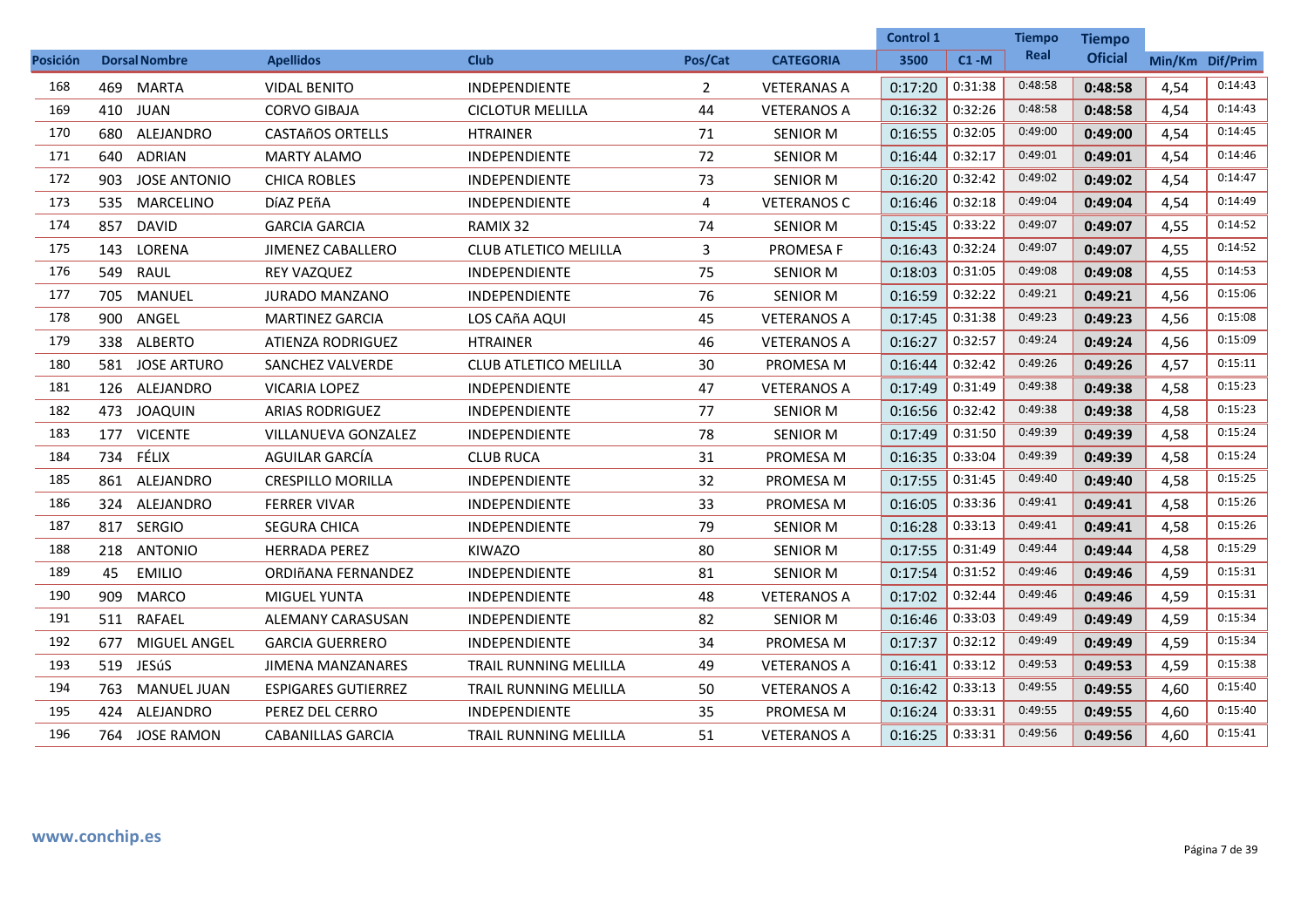| Posición | Dorsal | Nombre | Apellidos | Club | Pos/Cat | CATEGORIA | Control 1 | | Tiempo Real | Tiempo Oficial | Min/Km | Dif/Prim |
|---|---|---|---|---|---|---|---|---|---|---|---|---|
| | | | | | | | 3500 | C1 -M | | | | |
| 168 | 469 | MARTA | VIDAL BENITO | INDEPENDIENTE | 2 | VETERANAS A | 0:17:20 | 0:31:38 | 0:48:58 | **0:48:58** | 4,54 | 0:14:43 |
| 169 | 410 | JUAN | CORVO GIBAJA | CICLOTUR MELILLA | 44 | VETERANOS A | 0:16:32 | 0:32:26 | 0:48:58 | **0:48:58** | 4,54 | 0:14:43 |
| 170 | 680 | ALEJANDRO | CASTAñOS ORTELLS | HTRAINER | 71 | SENIOR M | 0:16:55 | 0:32:05 | 0:49:00 | **0:49:00** | 4,54 | 0:14:45 |
| 171 | 640 | ADRIAN | MARTY ALAMO | INDEPENDIENTE | 72 | SENIOR M | 0:16:44 | 0:32:17 | 0:49:01 | **0:49:01** | 4,54 | 0:14:46 |
| 172 | 903 | JOSE ANTONIO | CHICA ROBLES | INDEPENDIENTE | 73 | SENIOR M | 0:16:20 | 0:32:42 | 0:49:02 | **0:49:02** | 4,54 | 0:14:47 |
| 173 | 535 | MARCELINO | DíAZ PEñA | INDEPENDIENTE | 4 | VETERANOS C | 0:16:46 | 0:32:18 | 0:49:04 | **0:49:04** | 4,54 | 0:14:49 |
| 174 | 857 | DAVID | GARCIA GARCIA | RAMIX 32 | 74 | SENIOR M | 0:15:45 | 0:33:22 | 0:49:07 | **0:49:07** | 4,55 | 0:14:52 |
| 175 | 143 | LORENA | JIMENEZ CABALLERO | CLUB ATLETICO MELILLA | 3 | PROMESA F | 0:16:43 | 0:32:24 | 0:49:07 | **0:49:07** | 4,55 | 0:14:52 |
| 176 | 549 | RAUL | REY VAZQUEZ | INDEPENDIENTE | 75 | SENIOR M | 0:18:03 | 0:31:05 | 0:49:08 | **0:49:08** | 4,55 | 0:14:53 |
| 177 | 705 | MANUEL | JURADO MANZANO | INDEPENDIENTE | 76 | SENIOR M | 0:16:59 | 0:32:22 | 0:49:21 | **0:49:21** | 4,56 | 0:15:06 |
| 178 | 900 | ANGEL | MARTINEZ GARCIA | LOS CAñA AQUI | 45 | VETERANOS A | 0:17:45 | 0:31:38 | 0:49:23 | **0:49:23** | 4,56 | 0:15:08 |
| 179 | 338 | ALBERTO | ATIENZA RODRIGUEZ | HTRAINER | 46 | VETERANOS A | 0:16:27 | 0:32:57 | 0:49:24 | **0:49:24** | 4,56 | 0:15:09 |
| 180 | 581 | JOSE ARTURO | SANCHEZ VALVERDE | CLUB ATLETICO MELILLA | 30 | PROMESA M | 0:16:44 | 0:32:42 | 0:49:26 | **0:49:26** | 4,57 | 0:15:11 |
| 181 | 126 | ALEJANDRO | VICARIA LOPEZ | INDEPENDIENTE | 47 | VETERANOS A | 0:17:49 | 0:31:49 | 0:49:38 | **0:49:38** | 4,58 | 0:15:23 |
| 182 | 473 | JOAQUIN | ARIAS RODRIGUEZ | INDEPENDIENTE | 77 | SENIOR M | 0:16:56 | 0:32:42 | 0:49:38 | **0:49:38** | 4,58 | 0:15:23 |
| 183 | 177 | VICENTE | VILLANUEVA GONZALEZ | INDEPENDIENTE | 78 | SENIOR M | 0:17:49 | 0:31:50 | 0:49:39 | **0:49:39** | 4,58 | 0:15:24 |
| 184 | 734 | FÉLIX | AGUILAR GARCÍA | CLUB RUCA | 31 | PROMESA M | 0:16:35 | 0:33:04 | 0:49:39 | **0:49:39** | 4,58 | 0:15:24 |
| 185 | 861 | ALEJANDRO | CRESPILLO MORILLA | INDEPENDIENTE | 32 | PROMESA M | 0:17:55 | 0:31:45 | 0:49:40 | **0:49:40** | 4,58 | 0:15:25 |
| 186 | 324 | ALEJANDRO | FERRER VIVAR | INDEPENDIENTE | 33 | PROMESA M | 0:16:05 | 0:33:36 | 0:49:41 | **0:49:41** | 4,58 | 0:15:26 |
| 187 | 817 | SERGIO | SEGURA CHICA | INDEPENDIENTE | 79 | SENIOR M | 0:16:28 | 0:33:13 | 0:49:41 | **0:49:41** | 4,58 | 0:15:26 |
| 188 | 218 | ANTONIO | HERRADA PEREZ | KIWAZO | 80 | SENIOR M | 0:17:55 | 0:31:49 | 0:49:44 | **0:49:44** | 4,58 | 0:15:29 |
| 189 | 45 | EMILIO | ORDIñANA FERNANDEZ | INDEPENDIENTE | 81 | SENIOR M | 0:17:54 | 0:31:52 | 0:49:46 | **0:49:46** | 4,59 | 0:15:31 |
| 190 | 909 | MARCO | MIGUEL YUNTA | INDEPENDIENTE | 48 | VETERANOS A | 0:17:02 | 0:32:44 | 0:49:46 | **0:49:46** | 4,59 | 0:15:31 |
| 191 | 511 | RAFAEL | ALEMANY CARASUSAN | INDEPENDIENTE | 82 | SENIOR M | 0:16:46 | 0:33:03 | 0:49:49 | **0:49:49** | 4,59 | 0:15:34 |
| 192 | 677 | MIGUEL ANGEL | GARCIA GUERRERO | INDEPENDIENTE | 34 | PROMESA M | 0:17:37 | 0:32:12 | 0:49:49 | **0:49:49** | 4,59 | 0:15:34 |
| 193 | 519 | JESúS | JIMENA MANZANARES | TRAIL RUNNING MELILLA | 49 | VETERANOS A | 0:16:41 | 0:33:12 | 0:49:53 | **0:49:53** | 4,59 | 0:15:38 |
| 194 | 763 | MANUEL JUAN | ESPIGARES GUTIERREZ | TRAIL RUNNING MELILLA | 50 | VETERANOS A | 0:16:42 | 0:33:13 | 0:49:55 | **0:49:55** | 4,60 | 0:15:40 |
| 195 | 424 | ALEJANDRO | PEREZ DEL CERRO | INDEPENDIENTE | 35 | PROMESA M | 0:16:24 | 0:33:31 | 0:49:55 | **0:49:55** | 4,60 | 0:15:40 |
| 196 | 764 | JOSE RAMON | CABANILLAS GARCIA | TRAIL RUNNING MELILLA | 51 | VETERANOS A | 0:16:25 | 0:33:31 | 0:49:56 | **0:49:56** | 4,60 | 0:15:41 |

www.conchip.es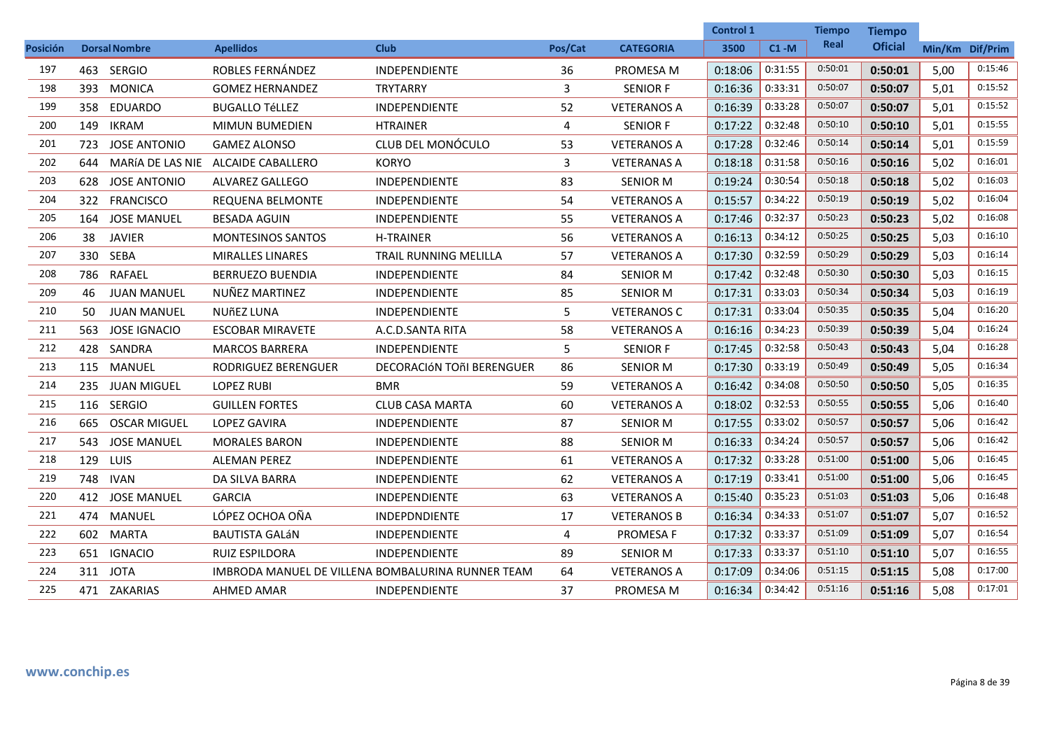| Posición | Dorsal | Nombre | Apellidos | Club | Pos/Cat | CATEGORIA | Control 1 | | Tiempo Real | Tiempo Oficial | Min/Km | Dif/Prim |
|---|---|---|---|---|---|---|---|---|---|---|---|---|
| | | | | | | | 3500 | C1 -M | | | | |
| 197 | 463 | SERGIO | ROBLES FERNÁNDEZ | INDEPENDIENTE | 36 | PROMESA M | 0:18:06 | 0:31:55 | 0:50:01 | **0:50:01** | 5,00 | 0:15:46 |
| 198 | 393 | MONICA | GOMEZ HERNANDEZ | TRYTARRY | 3 | SENIOR F | 0:16:36 | 0:33:31 | 0:50:07 | **0:50:07** | 5,01 | 0:15:52 |
| 199 | 358 | EDUARDO | BUGALLO TéLLEZ | INDEPENDIENTE | 52 | VETERANOS A | 0:16:39 | 0:33:28 | 0:50:07 | **0:50:07** | 5,01 | 0:15:52 |
| 200 | 149 | IKRAM | MIMUN BUMEDIEN | HTRAINER | 4 | SENIOR F | 0:17:22 | 0:32:48 | 0:50:10 | **0:50:10** | 5,01 | 0:15:55 |
| 201 | 723 | JOSE ANTONIO | GAMEZ ALONSO | CLUB DEL MONÓCULO | 53 | VETERANOS A | 0:17:28 | 0:32:46 | 0:50:14 | **0:50:14** | 5,01 | 0:15:59 |
| 202 | 644 | MARíA DE LAS NIE | ALCAIDE CABALLERO | KORYO | 3 | VETERANAS A | 0:18:18 | 0:31:58 | 0:50:16 | **0:50:16** | 5,02 | 0:16:01 |
| 203 | 628 | JOSE ANTONIO | ALVAREZ GALLEGO | INDEPENDIENTE | 83 | SENIOR M | 0:19:24 | 0:30:54 | 0:50:18 | **0:50:18** | 5,02 | 0:16:03 |
| 204 | 322 | FRANCISCO | REQUENA BELMONTE | INDEPENDIENTE | 54 | VETERANOS A | 0:15:57 | 0:34:22 | 0:50:19 | **0:50:19** | 5,02 | 0:16:04 |
| 205 | 164 | JOSE MANUEL | BESADA AGUIN | INDEPENDIENTE | 55 | VETERANOS A | 0:17:46 | 0:32:37 | 0:50:23 | **0:50:23** | 5,02 | 0:16:08 |
| 206 | 38 | JAVIER | MONTESINOS SANTOS | H-TRAINER | 56 | VETERANOS A | 0:16:13 | 0:34:12 | 0:50:25 | **0:50:25** | 5,03 | 0:16:10 |
| 207 | 330 | SEBA | MIRALLES LINARES | TRAIL RUNNING MELILLA | 57 | VETERANOS A | 0:17:30 | 0:32:59 | 0:50:29 | **0:50:29** | 5,03 | 0:16:14 |
| 208 | 786 | RAFAEL | BERRUEZO BUENDIA | INDEPENDIENTE | 84 | SENIOR M | 0:17:42 | 0:32:48 | 0:50:30 | **0:50:30** | 5,03 | 0:16:15 |
| 209 | 46 | JUAN MANUEL | NUÑEZ MARTINEZ | INDEPENDIENTE | 85 | SENIOR M | 0:17:31 | 0:33:03 | 0:50:34 | **0:50:34** | 5,03 | 0:16:19 |
| 210 | 50 | JUAN MANUEL | NUñEZ LUNA | INDEPENDIENTE | 5 | VETERANOS C | 0:17:31 | 0:33:04 | 0:50:35 | **0:50:35** | 5,04 | 0:16:20 |
| 211 | 563 | JOSE IGNACIO | ESCOBAR MIRAVETE | A.C.D.SANTA RITA | 58 | VETERANOS A | 0:16:16 | 0:34:23 | 0:50:39 | **0:50:39** | 5,04 | 0:16:24 |
| 212 | 428 | SANDRA | MARCOS BARRERA | INDEPENDIENTE | 5 | SENIOR F | 0:17:45 | 0:32:58 | 0:50:43 | **0:50:43** | 5,04 | 0:16:28 |
| 213 | 115 | MANUEL | RODRIGUEZ BERENGUER | DECORACIóN TOñI BERENGUER | 86 | SENIOR M | 0:17:30 | 0:33:19 | 0:50:49 | **0:50:49** | 5,05 | 0:16:34 |
| 214 | 235 | JUAN MIGUEL | LOPEZ RUBI | BMR | 59 | VETERANOS A | 0:16:42 | 0:34:08 | 0:50:50 | **0:50:50** | 5,05 | 0:16:35 |
| 215 | 116 | SERGIO | GUILLEN FORTES | CLUB CASA MARTA | 60 | VETERANOS A | 0:18:02 | 0:32:53 | 0:50:55 | **0:50:55** | 5,06 | 0:16:40 |
| 216 | 665 | OSCAR MIGUEL | LOPEZ GAVIRA | INDEPENDIENTE | 87 | SENIOR M | 0:17:55 | 0:33:02 | 0:50:57 | **0:50:57** | 5,06 | 0:16:42 |
| 217 | 543 | JOSE MANUEL | MORALES BARON | INDEPENDIENTE | 88 | SENIOR M | 0:16:33 | 0:34:24 | 0:50:57 | **0:50:57** | 5,06 | 0:16:42 |
| 218 | 129 | LUIS | ALEMAN PEREZ | INDEPENDIENTE | 61 | VETERANOS A | 0:17:32 | 0:33:28 | 0:51:00 | **0:51:00** | 5,06 | 0:16:45 |
| 219 | 748 | IVAN | DA SILVA BARRA | INDEPENDIENTE | 62 | VETERANOS A | 0:17:19 | 0:33:41 | 0:51:00 | **0:51:00** | 5,06 | 0:16:45 |
| 220 | 412 | JOSE MANUEL | GARCIA | INDEPENDIENTE | 63 | VETERANOS A | 0:15:40 | 0:35:23 | 0:51:03 | **0:51:03** | 5,06 | 0:16:48 |
| 221 | 474 | MANUEL | LÓPEZ OCHOA OÑA | INDEPDNDIENTE | 17 | VETERANOS B | 0:16:34 | 0:34:33 | 0:51:07 | **0:51:07** | 5,07 | 0:16:52 |
| 222 | 602 | MARTA | BAUTISTA GALáN | INDEPENDIENTE | 4 | PROMESA F | 0:17:32 | 0:33:37 | 0:51:09 | **0:51:09** | 5,07 | 0:16:54 |
| 223 | 651 | IGNACIO | RUIZ ESPILDORA | INDEPENDIENTE | 89 | SENIOR M | 0:17:33 | 0:33:37 | 0:51:10 | **0:51:10** | 5,07 | 0:16:55 |
| 224 | 311 | JOTA | IMBRODA MANUEL DE VILLENA | BOMBALURINA RUNNER TEAM | 64 | VETERANOS A | 0:17:09 | 0:34:06 | 0:51:15 | **0:51:15** | 5,08 | 0:17:00 |
| 225 | 471 | ZAKARIAS | AHMED AMAR | INDEPENDIENTE | 37 | PROMESA M | 0:16:34 | 0:34:42 | 0:51:16 | **0:51:16** | 5,08 | 0:17:01 |

www.conchip.es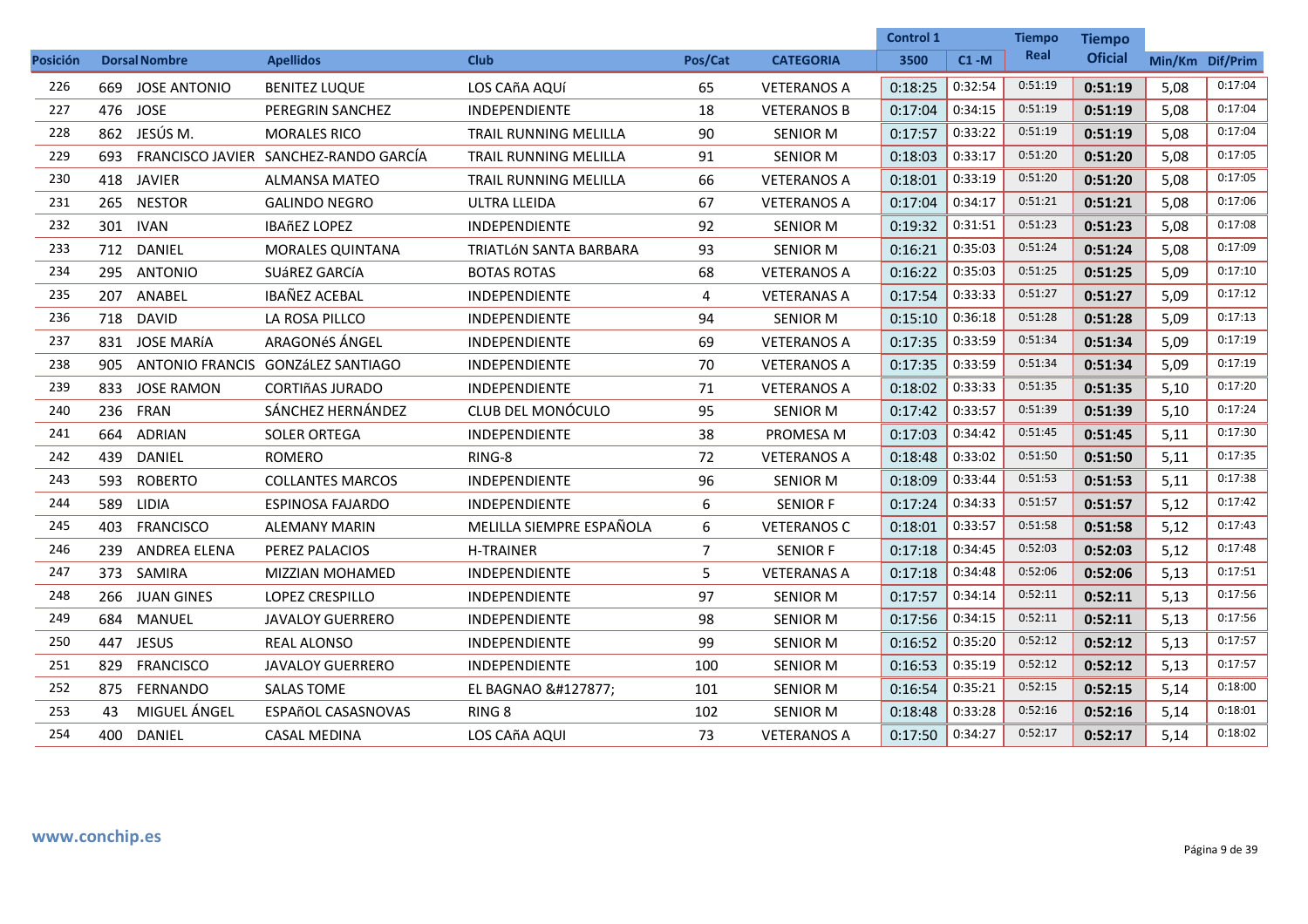| Posición | Dorsal | Nombre | Apellidos | Club | Pos/Cat | CATEGORIA | Control 1 3500 | C1 -M | Tiempo Real | Tiempo Oficial | Min/Km | Dif/Prim |
|---|---|---|---|---|---|---|---|---|---|---|---|---|
| 226 | 669 | JOSE ANTONIO | BENITEZ LUQUE | LOS CAñA AQUí | 65 | VETERANOS A | 0:18:25 | 0:32:54 | 0:51:19 | **0:51:19** | 5,08 | 0:17:04 |
| 227 | 476 | JOSE | PEREGRIN SANCHEZ | INDEPENDIENTE | 18 | VETERANOS B | 0:17:04 | 0:34:15 | 0:51:19 | **0:51:19** | 5,08 | 0:17:04 |
| 228 | 862 | JESÚS M. | MORALES RICO | TRAIL RUNNING MELILLA | 90 | SENIOR M | 0:17:57 | 0:33:22 | 0:51:19 | **0:51:19** | 5,08 | 0:17:04 |
| 229 | 693 | FRANCISCO JAVIER | SANCHEZ-RANDO GARCÍA | TRAIL RUNNING MELILLA | 91 | SENIOR M | 0:18:03 | 0:33:17 | 0:51:20 | **0:51:20** | 5,08 | 0:17:05 |
| 230 | 418 | JAVIER | ALMANSA MATEO | TRAIL RUNNING MELILLA | 66 | VETERANOS A | 0:18:01 | 0:33:19 | 0:51:20 | **0:51:20** | 5,08 | 0:17:05 |
| 231 | 265 | NESTOR | GALINDO NEGRO | ULTRA LLEIDA | 67 | VETERANOS A | 0:17:04 | 0:34:17 | 0:51:21 | **0:51:21** | 5,08 | 0:17:06 |
| 232 | 301 | IVAN | IBAñEZ LOPEZ | INDEPENDIENTE | 92 | SENIOR M | 0:19:32 | 0:31:51 | 0:51:23 | **0:51:23** | 5,08 | 0:17:08 |
| 233 | 712 | DANIEL | MORALES QUINTANA | TRIATLóN SANTA BARBARA | 93 | SENIOR M | 0:16:21 | 0:35:03 | 0:51:24 | **0:51:24** | 5,08 | 0:17:09 |
| 234 | 295 | ANTONIO | SUáREZ GARCíA | BOTAS ROTAS | 68 | VETERANOS A | 0:16:22 | 0:35:03 | 0:51:25 | **0:51:25** | 5,09 | 0:17:10 |
| 235 | 207 | ANABEL | IBAÑEZ ACEBAL | INDEPENDIENTE | 4 | VETERANAS A | 0:17:54 | 0:33:33 | 0:51:27 | **0:51:27** | 5,09 | 0:17:12 |
| 236 | 718 | DAVID | LA ROSA PILLCO | INDEPENDIENTE | 94 | SENIOR M | 0:15:10 | 0:36:18 | 0:51:28 | **0:51:28** | 5,09 | 0:17:13 |
| 237 | 831 | JOSE MARíA | ARAGONéS ÁNGEL | INDEPENDIENTE | 69 | VETERANOS A | 0:17:35 | 0:33:59 | 0:51:34 | **0:51:34** | 5,09 | 0:17:19 |
| 238 | 905 | ANTONIO FRANCIS | GONZáLEZ SANTIAGO | INDEPENDIENTE | 70 | VETERANOS A | 0:17:35 | 0:33:59 | 0:51:34 | **0:51:34** | 5,09 | 0:17:19 |
| 239 | 833 | JOSE RAMON | CORTIñAS JURADO | INDEPENDIENTE | 71 | VETERANOS A | 0:18:02 | 0:33:33 | 0:51:35 | **0:51:35** | 5,10 | 0:17:20 |
| 240 | 236 | FRAN | SÁNCHEZ HERNÁNDEZ | CLUB DEL MONÓCULO | 95 | SENIOR M | 0:17:42 | 0:33:57 | 0:51:39 | **0:51:39** | 5,10 | 0:17:24 |
| 241 | 664 | ADRIAN | SOLER ORTEGA | INDEPENDIENTE | 38 | PROMESA M | 0:17:03 | 0:34:42 | 0:51:45 | **0:51:45** | 5,11 | 0:17:30 |
| 242 | 439 | DANIEL | ROMERO | RING-8 | 72 | VETERANOS A | 0:18:48 | 0:33:02 | 0:51:50 | **0:51:50** | 5,11 | 0:17:35 |
| 243 | 593 | ROBERTO | COLLANTES MARCOS | INDEPENDIENTE | 96 | SENIOR M | 0:18:09 | 0:33:44 | 0:51:53 | **0:51:53** | 5,11 | 0:17:38 |
| 244 | 589 | LIDIA | ESPINOSA FAJARDO | INDEPENDIENTE | 6 | SENIOR F | 0:17:24 | 0:34:33 | 0:51:57 | **0:51:57** | 5,12 | 0:17:42 |
| 245 | 403 | FRANCISCO | ALEMANY MARIN | MELILLA SIEMPRE ESPAÑOLA | 6 | VETERANOS C | 0:18:01 | 0:33:57 | 0:51:58 | **0:51:58** | 5,12 | 0:17:43 |
| 246 | 239 | ANDREA ELENA | PEREZ PALACIOS | H-TRAINER | 7 | SENIOR F | 0:17:18 | 0:34:45 | 0:52:03 | **0:52:03** | 5,12 | 0:17:48 |
| 247 | 373 | SAMIRA | MIZZIAN MOHAMED | INDEPENDIENTE | 5 | VETERANAS A | 0:17:18 | 0:34:48 | 0:52:06 | **0:52:06** | 5,13 | 0:17:51 |
| 248 | 266 | JUAN GINES | LOPEZ CRESPILLO | INDEPENDIENTE | 97 | SENIOR M | 0:17:57 | 0:34:14 | 0:52:11 | **0:52:11** | 5,13 | 0:17:56 |
| 249 | 684 | MANUEL | JAVALOY GUERRERO | INDEPENDIENTE | 98 | SENIOR M | 0:17:56 | 0:34:15 | 0:52:11 | **0:52:11** | 5,13 | 0:17:56 |
| 250 | 447 | JESUS | REAL ALONSO | INDEPENDIENTE | 99 | SENIOR M | 0:16:52 | 0:35:20 | 0:52:12 | **0:52:12** | 5,13 | 0:17:57 |
| 251 | 829 | FRANCISCO | JAVALOY GUERRERO | INDEPENDIENTE | 100 | SENIOR M | 0:16:53 | 0:35:19 | 0:52:12 | **0:52:12** | 5,13 | 0:17:57 |
| 252 | 875 | FERNANDO | SALAS TOME | EL BAGNAO &#127877; | 101 | SENIOR M | 0:16:54 | 0:35:21 | 0:52:15 | **0:52:15** | 5,14 | 0:18:00 |
| 253 | 43 | MIGUEL ÁNGEL | ESPAñOL CASASNOVAS | RING 8 | 102 | SENIOR M | 0:18:48 | 0:33:28 | 0:52:16 | **0:52:16** | 5,14 | 0:18:01 |
| 254 | 400 | DANIEL | CASAL MEDINA | LOS CAñA AQUI | 73 | VETERANOS A | 0:17:50 | 0:34:27 | 0:52:17 | **0:52:17** | 5,14 | 0:18:02 |

www.conchip.es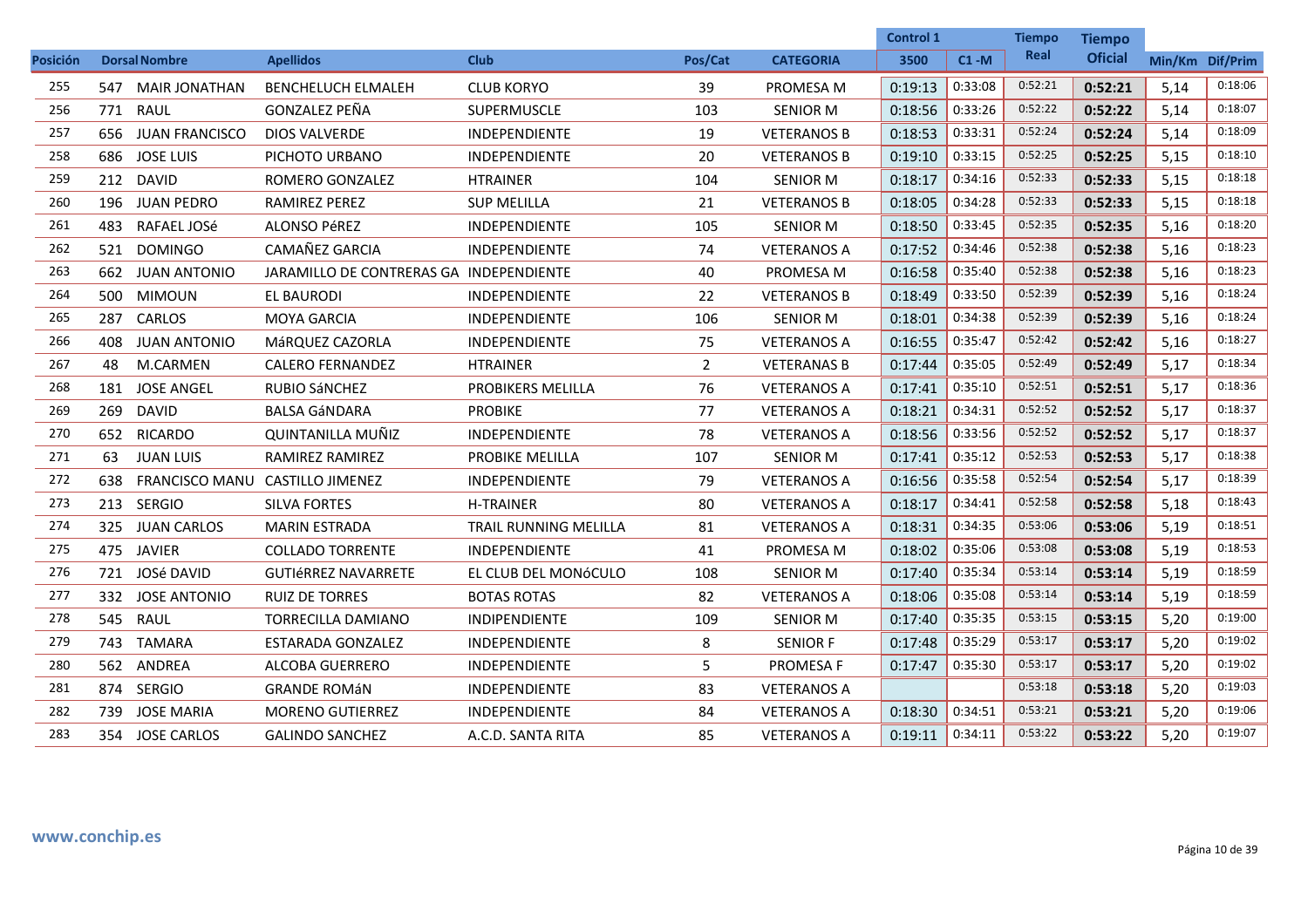| Posición | Dorsal | Nombre | Apellidos | Club | Pos/Cat | CATEGORIA | Control 1 | | Tiempo Real | Tiempo Oficial | Min/Km | Dif/Prim |
|---|---|---|---|---|---|---|---|---|---|---|---|---|
| | | | | | | | 3500 | C1 -M | | | | |
| 255 | 547 | MAIR JONATHAN | BENCHELUCH ELMALEH | CLUB KORYO | 39 | PROMESA M | 0:19:13 | 0:33:08 | 0:52:21 | **0:52:21** | 5,14 | 0:18:06 |
| 256 | 771 | RAUL | GONZALEZ PEÑA | SUPERMUSCLE | 103 | SENIOR M | 0:18:56 | 0:33:26 | 0:52:22 | **0:52:22** | 5,14 | 0:18:07 |
| 257 | 656 | JUAN FRANCISCO | DIOS VALVERDE | INDEPENDIENTE | 19 | VETERANOS B | 0:18:53 | 0:33:31 | 0:52:24 | **0:52:24** | 5,14 | 0:18:09 |
| 258 | 686 | JOSE LUIS | PICHOTO URBANO | INDEPENDIENTE | 20 | VETERANOS B | 0:19:10 | 0:33:15 | 0:52:25 | **0:52:25** | 5,15 | 0:18:10 |
| 259 | 212 | DAVID | ROMERO GONZALEZ | HTRAINER | 104 | SENIOR M | 0:18:17 | 0:34:16 | 0:52:33 | **0:52:33** | 5,15 | 0:18:18 |
| 260 | 196 | JUAN PEDRO | RAMIREZ PEREZ | SUP MELILLA | 21 | VETERANOS B | 0:18:05 | 0:34:28 | 0:52:33 | **0:52:33** | 5,15 | 0:18:18 |
| 261 | 483 | RAFAEL JOSé | ALONSO PéREZ | INDEPENDIENTE | 105 | SENIOR M | 0:18:50 | 0:33:45 | 0:52:35 | **0:52:35** | 5,16 | 0:18:20 |
| 262 | 521 | DOMINGO | CAMAÑEZ GARCIA | INDEPENDIENTE | 74 | VETERANOS A | 0:17:52 | 0:34:46 | 0:52:38 | **0:52:38** | 5,16 | 0:18:23 |
| 263 | 662 | JUAN ANTONIO | JARAMILLO DE CONTRERAS GA | INDEPENDIENTE | 40 | PROMESA M | 0:16:58 | 0:35:40 | 0:52:38 | **0:52:38** | 5,16 | 0:18:23 |
| 264 | 500 | MIMOUN | EL BAURODI | INDEPENDIENTE | 22 | VETERANOS B | 0:18:49 | 0:33:50 | 0:52:39 | **0:52:39** | 5,16 | 0:18:24 |
| 265 | 287 | CARLOS | MOYA GARCIA | INDEPENDIENTE | 106 | SENIOR M | 0:18:01 | 0:34:38 | 0:52:39 | **0:52:39** | 5,16 | 0:18:24 |
| 266 | 408 | JUAN ANTONIO | MáRQUEZ CAZORLA | INDEPENDIENTE | 75 | VETERANOS A | 0:16:55 | 0:35:47 | 0:52:42 | **0:52:42** | 5,16 | 0:18:27 |
| 267 | 48 | M.CARMEN | CALERO FERNANDEZ | HTRAINER | 2 | VETERANAS B | 0:17:44 | 0:35:05 | 0:52:49 | **0:52:49** | 5,17 | 0:18:34 |
| 268 | 181 | JOSE ANGEL | RUBIO SáNCHEZ | PROBIKERS MELILLA | 76 | VETERANOS A | 0:17:41 | 0:35:10 | 0:52:51 | **0:52:51** | 5,17 | 0:18:36 |
| 269 | 269 | DAVID | BALSA GáNDARA | PROBIKE | 77 | VETERANOS A | 0:18:21 | 0:34:31 | 0:52:52 | **0:52:52** | 5,17 | 0:18:37 |
| 270 | 652 | RICARDO | QUINTANILLA MUÑIZ | INDEPENDIENTE | 78 | VETERANOS A | 0:18:56 | 0:33:56 | 0:52:52 | **0:52:52** | 5,17 | 0:18:37 |
| 271 | 63 | JUAN LUIS | RAMIREZ RAMIREZ | PROBIKE MELILLA | 107 | SENIOR M | 0:17:41 | 0:35:12 | 0:52:53 | **0:52:53** | 5,17 | 0:18:38 |
| 272 | 638 | FRANCISCO MANU | CASTILLO JIMENEZ | INDEPENDIENTE | 79 | VETERANOS A | 0:16:56 | 0:35:58 | 0:52:54 | **0:52:54** | 5,17 | 0:18:39 |
| 273 | 213 | SERGIO | SILVA FORTES | H-TRAINER | 80 | VETERANOS A | 0:18:17 | 0:34:41 | 0:52:58 | **0:52:58** | 5,18 | 0:18:43 |
| 274 | 325 | JUAN CARLOS | MARIN ESTRADA | TRAIL RUNNING MELILLA | 81 | VETERANOS A | 0:18:31 | 0:34:35 | 0:53:06 | **0:53:06** | 5,19 | 0:18:51 |
| 275 | 475 | JAVIER | COLLADO TORRENTE | INDEPENDIENTE | 41 | PROMESA M | 0:18:02 | 0:35:06 | 0:53:08 | **0:53:08** | 5,19 | 0:18:53 |
| 276 | 721 | JOSé DAVID | GUTIéRREZ NAVARRETE | EL CLUB DEL MONóCULO | 108 | SENIOR M | 0:17:40 | 0:35:34 | 0:53:14 | **0:53:14** | 5,19 | 0:18:59 |
| 277 | 332 | JOSE ANTONIO | RUIZ DE TORRES | BOTAS ROTAS | 82 | VETERANOS A | 0:18:06 | 0:35:08 | 0:53:14 | **0:53:14** | 5,19 | 0:18:59 |
| 278 | 545 | RAUL | TORRECILLA DAMIANO | INDIPENDIENTE | 109 | SENIOR M | 0:17:40 | 0:35:35 | 0:53:15 | **0:53:15** | 5,20 | 0:19:00 |
| 279 | 743 | TAMARA | ESTARADA GONZALEZ | INDEPENDIENTE | 8 | SENIOR F | 0:17:48 | 0:35:29 | 0:53:17 | **0:53:17** | 5,20 | 0:19:02 |
| 280 | 562 | ANDREA | ALCOBA GUERRERO | INDEPENDIENTE | 5 | PROMESA F | 0:17:47 | 0:35:30 | 0:53:17 | **0:53:17** | 5,20 | 0:19:02 |
| 281 | 874 | SERGIO | GRANDE ROMáN | INDEPENDIENTE | 83 | VETERANOS A | | | 0:53:18 | **0:53:18** | 5,20 | 0:19:03 |
| 282 | 739 | JOSE MARIA | MORENO GUTIERREZ | INDEPENDIENTE | 84 | VETERANOS A | 0:18:30 | 0:34:51 | 0:53:21 | **0:53:21** | 5,20 | 0:19:06 |
| 283 | 354 | JOSE CARLOS | GALINDO SANCHEZ | A.C.D. SANTA RITA | 85 | VETERANOS A | 0:19:11 | 0:34:11 | 0:53:22 | **0:53:22** | 5,20 | 0:19:07 |

www.conchip.es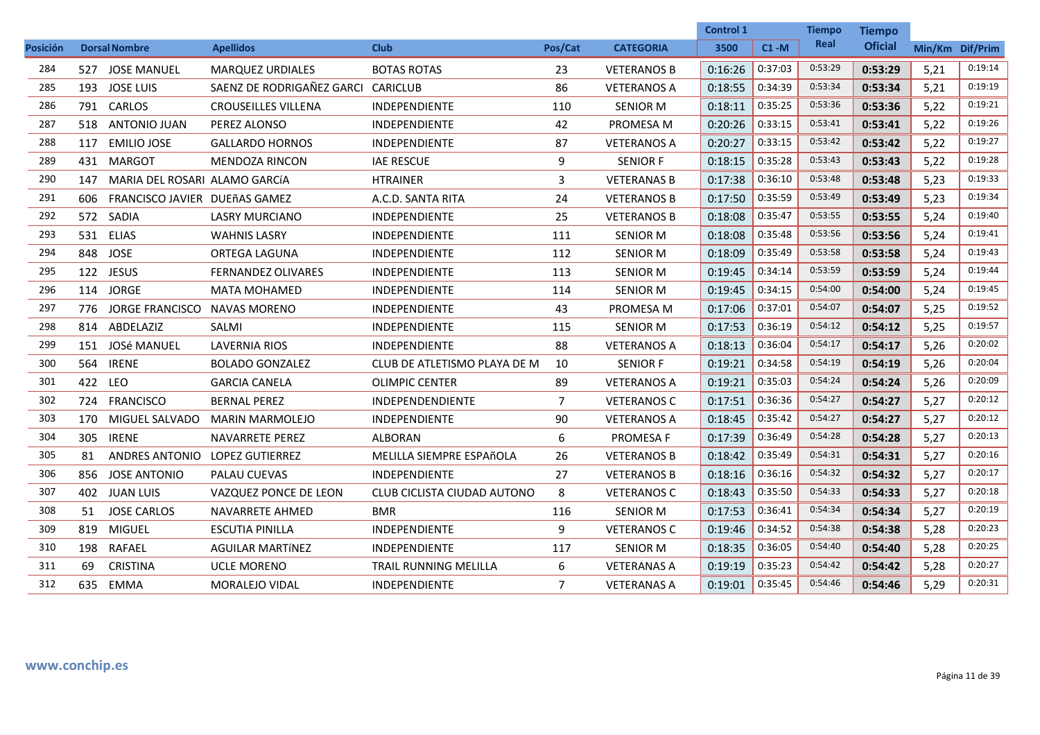| Posición | Dorsal | Nombre | Apellidos | Club | Pos/Cat | CATEGORIA | Control 1 3500 | C1 -M | Tiempo Real | Tiempo Oficial | Min/Km | Dif/Prim |
|---|---|---|---|---|---|---|---|---|---|---|---|---|
| 284 | 527 | JOSE MANUEL | MARQUEZ URDIALES | BOTAS ROTAS | 23 | VETERANOS B | 0:16:26 | 0:37:03 | 0:53:29 | **0:53:29** | 5,21 | 0:19:14 |
| 285 | 193 | JOSE LUIS | SAENZ DE RODRIGAÑEZ GARCI | CARICLUB | 86 | VETERANOS A | 0:18:55 | 0:34:39 | 0:53:34 | **0:53:34** | 5,21 | 0:19:19 |
| 286 | 791 | CARLOS | CROUSEILLES VILLENA | INDEPENDIENTE | 110 | SENIOR M | 0:18:11 | 0:35:25 | 0:53:36 | **0:53:36** | 5,22 | 0:19:21 |
| 287 | 518 | ANTONIO JUAN | PEREZ ALONSO | INDEPENDIENTE | 42 | PROMESA M | 0:20:26 | 0:33:15 | 0:53:41 | **0:53:41** | 5,22 | 0:19:26 |
| 288 | 117 | EMILIO JOSE | GALLARDO HORNOS | INDEPENDIENTE | 87 | VETERANOS A | 0:20:27 | 0:33:15 | 0:53:42 | **0:53:42** | 5,22 | 0:19:27 |
| 289 | 431 | MARGOT | MENDOZA RINCON | IAE RESCUE | 9 | SENIOR F | 0:18:15 | 0:35:28 | 0:53:43 | **0:53:43** | 5,22 | 0:19:28 |
| 290 | 147 | MARIA DEL ROSARI | ALAMO GARCíA | HTRAINER | 3 | VETERANAS B | 0:17:38 | 0:36:10 | 0:53:48 | **0:53:48** | 5,23 | 0:19:33 |
| 291 | 606 | FRANCISCO JAVIER | DUEñAS GAMEZ | A.C.D. SANTA RITA | 24 | VETERANOS B | 0:17:50 | 0:35:59 | 0:53:49 | **0:53:49** | 5,23 | 0:19:34 |
| 292 | 572 | SADIA | LASRY MURCIANO | INDEPENDIENTE | 25 | VETERANOS B | 0:18:08 | 0:35:47 | 0:53:55 | **0:53:55** | 5,24 | 0:19:40 |
| 293 | 531 | ELIAS | WAHNIS LASRY | INDEPENDIENTE | 111 | SENIOR M | 0:18:08 | 0:35:48 | 0:53:56 | **0:53:56** | 5,24 | 0:19:41 |
| 294 | 848 | JOSE | ORTEGA LAGUNA | INDEPENDIENTE | 112 | SENIOR M | 0:18:09 | 0:35:49 | 0:53:58 | **0:53:58** | 5,24 | 0:19:43 |
| 295 | 122 | JESUS | FERNANDEZ OLIVARES | INDEPENDIENTE | 113 | SENIOR M | 0:19:45 | 0:34:14 | 0:53:59 | **0:53:59** | 5,24 | 0:19:44 |
| 296 | 114 | JORGE | MATA MOHAMED | INDEPENDIENTE | 114 | SENIOR M | 0:19:45 | 0:34:15 | 0:54:00 | **0:54:00** | 5,24 | 0:19:45 |
| 297 | 776 | JORGE FRANCISCO | NAVAS MORENO | INDEPENDIENTE | 43 | PROMESA M | 0:17:06 | 0:37:01 | 0:54:07 | **0:54:07** | 5,25 | 0:19:52 |
| 298 | 814 | ABDELAZIZ | SALMI | INDEPENDIENTE | 115 | SENIOR M | 0:17:53 | 0:36:19 | 0:54:12 | **0:54:12** | 5,25 | 0:19:57 |
| 299 | 151 | JOSé MANUEL | LAVERNIA RIOS | INDEPENDIENTE | 88 | VETERANOS A | 0:18:13 | 0:36:04 | 0:54:17 | **0:54:17** | 5,26 | 0:20:02 |
| 300 | 564 | IRENE | BOLADO GONZALEZ | CLUB DE ATLETISMO PLAYA DE M | 10 | SENIOR F | 0:19:21 | 0:34:58 | 0:54:19 | **0:54:19** | 5,26 | 0:20:04 |
| 301 | 422 | LEO | GARCIA CANELA | OLIMPIC CENTER | 89 | VETERANOS A | 0:19:21 | 0:35:03 | 0:54:24 | **0:54:24** | 5,26 | 0:20:09 |
| 302 | 724 | FRANCISCO | BERNAL PEREZ | INDEPENDENDIENTE | 7 | VETERANOS C | 0:17:51 | 0:36:36 | 0:54:27 | **0:54:27** | 5,27 | 0:20:12 |
| 303 | 170 | MIGUEL SALVADO | MARIN MARMOLEJO | INDEPENDIENTE | 90 | VETERANOS A | 0:18:45 | 0:35:42 | 0:54:27 | **0:54:27** | 5,27 | 0:20:12 |
| 304 | 305 | IRENE | NAVARRETE PEREZ | ALBORAN | 6 | PROMESA F | 0:17:39 | 0:36:49 | 0:54:28 | **0:54:28** | 5,27 | 0:20:13 |
| 305 | 81 | ANDRES ANTONIO | LOPEZ GUTIERREZ | MELILLA SIEMPRE ESPAñOLA | 26 | VETERANOS B | 0:18:42 | 0:35:49 | 0:54:31 | **0:54:31** | 5,27 | 0:20:16 |
| 306 | 856 | JOSE ANTONIO | PALAU CUEVAS | INDEPENDIENTE | 27 | VETERANOS B | 0:18:16 | 0:36:16 | 0:54:32 | **0:54:32** | 5,27 | 0:20:17 |
| 307 | 402 | JUAN LUIS | VAZQUEZ PONCE DE LEON | CLUB CICLISTA CIUDAD AUTONO | 8 | VETERANOS C | 0:18:43 | 0:35:50 | 0:54:33 | **0:54:33** | 5,27 | 0:20:18 |
| 308 | 51 | JOSE CARLOS | NAVARRETE AHMED | BMR | 116 | SENIOR M | 0:17:53 | 0:36:41 | 0:54:34 | **0:54:34** | 5,27 | 0:20:19 |
| 309 | 819 | MIGUEL | ESCUTIA PINILLA | INDEPENDIENTE | 9 | VETERANOS C | 0:19:46 | 0:34:52 | 0:54:38 | **0:54:38** | 5,28 | 0:20:23 |
| 310 | 198 | RAFAEL | AGUILAR MARTíNEZ | INDEPENDIENTE | 117 | SENIOR M | 0:18:35 | 0:36:05 | 0:54:40 | **0:54:40** | 5,28 | 0:20:25 |
| 311 | 69 | CRISTINA | UCLE MORENO | TRAIL RUNNING MELILLA | 6 | VETERANAS A | 0:19:19 | 0:35:23 | 0:54:42 | **0:54:42** | 5,28 | 0:20:27 |
| 312 | 635 | EMMA | MORALEJO VIDAL | INDEPENDIENTE | 7 | VETERANAS A | 0:19:01 | 0:35:45 | 0:54:46 | **0:54:46** | 5,29 | 0:20:31 |

www.conchip.es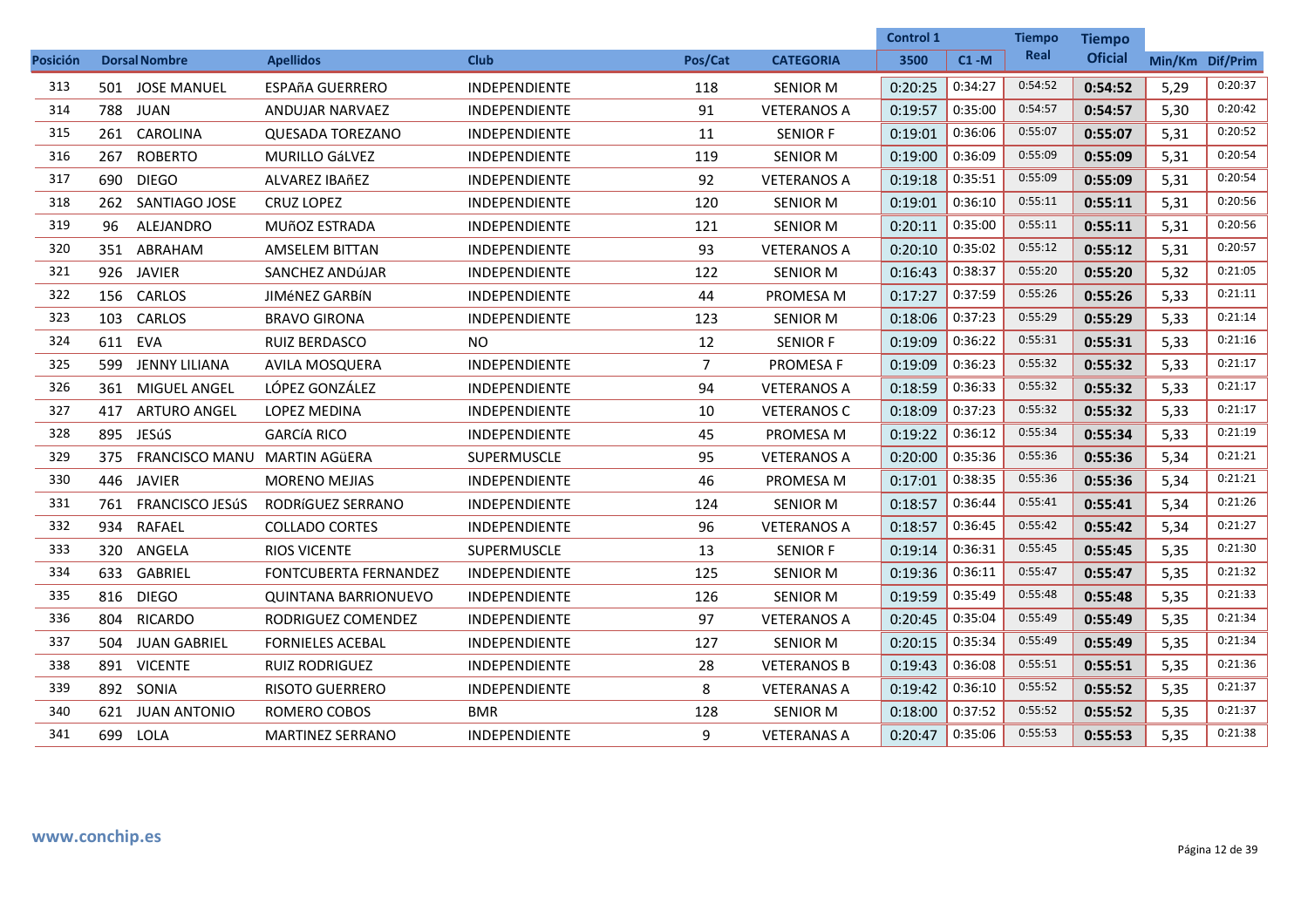| Posición | Dorsal | Nombre | Apellidos | Club | Pos/Cat | CATEGORIA | Control 1 3500 | C1 -M | Tiempo Real | Tiempo Oficial | Min/Km | Dif/Prim |
|---|---|---|---|---|---|---|---|---|---|---|---|---|
| 313 | 501 | JOSE MANUEL | ESPAñA GUERRERO | INDEPENDIENTE | 118 | SENIOR M | 0:20:25 | 0:34:27 | 0:54:52 | **0:54:52** | 5,29 | 0:20:37 |
| 314 | 788 | JUAN | ANDUJAR NARVAEZ | INDEPENDIENTE | 91 | VETERANOS A | 0:19:57 | 0:35:00 | 0:54:57 | **0:54:57** | 5,30 | 0:20:42 |
| 315 | 261 | CAROLINA | QUESADA TOREZANO | INDEPENDIENTE | 11 | SENIOR F | 0:19:01 | 0:36:06 | 0:55:07 | **0:55:07** | 5,31 | 0:20:52 |
| 316 | 267 | ROBERTO | MURILLO GáLVEZ | INDEPENDIENTE | 119 | SENIOR M | 0:19:00 | 0:36:09 | 0:55:09 | **0:55:09** | 5,31 | 0:20:54 |
| 317 | 690 | DIEGO | ALVAREZ IBAñEZ | INDEPENDIENTE | 92 | VETERANOS A | 0:19:18 | 0:35:51 | 0:55:09 | **0:55:09** | 5,31 | 0:20:54 |
| 318 | 262 | SANTIAGO JOSE | CRUZ LOPEZ | INDEPENDIENTE | 120 | SENIOR M | 0:19:01 | 0:36:10 | 0:55:11 | **0:55:11** | 5,31 | 0:20:56 |
| 319 | 96 | ALEJANDRO | MUñOZ ESTRADA | INDEPENDIENTE | 121 | SENIOR M | 0:20:11 | 0:35:00 | 0:55:11 | **0:55:11** | 5,31 | 0:20:56 |
| 320 | 351 | ABRAHAM | AMSELEM BITTAN | INDEPENDIENTE | 93 | VETERANOS A | 0:20:10 | 0:35:02 | 0:55:12 | **0:55:12** | 5,31 | 0:20:57 |
| 321 | 926 | JAVIER | SANCHEZ ANDúJAR | INDEPENDIENTE | 122 | SENIOR M | 0:16:43 | 0:38:37 | 0:55:20 | **0:55:20** | 5,32 | 0:21:05 |
| 322 | 156 | CARLOS | JIMéNEZ GARBíN | INDEPENDIENTE | 44 | PROMESA M | 0:17:27 | 0:37:59 | 0:55:26 | **0:55:26** | 5,33 | 0:21:11 |
| 323 | 103 | CARLOS | BRAVO GIRONA | INDEPENDIENTE | 123 | SENIOR M | 0:18:06 | 0:37:23 | 0:55:29 | **0:55:29** | 5,33 | 0:21:14 |
| 324 | 611 | EVA | RUIZ BERDASCO | NO | 12 | SENIOR F | 0:19:09 | 0:36:22 | 0:55:31 | **0:55:31** | 5,33 | 0:21:16 |
| 325 | 599 | JENNY LILIANA | AVILA MOSQUERA | INDEPENDIENTE | 7 | PROMESA F | 0:19:09 | 0:36:23 | 0:55:32 | **0:55:32** | 5,33 | 0:21:17 |
| 326 | 361 | MIGUEL ANGEL | LÓPEZ GONZÁLEZ | INDEPENDIENTE | 94 | VETERANOS A | 0:18:59 | 0:36:33 | 0:55:32 | **0:55:32** | 5,33 | 0:21:17 |
| 327 | 417 | ARTURO ANGEL | LOPEZ MEDINA | INDEPENDIENTE | 10 | VETERANOS C | 0:18:09 | 0:37:23 | 0:55:32 | **0:55:32** | 5,33 | 0:21:17 |
| 328 | 895 | JESúS | GARCíA RICO | INDEPENDIENTE | 45 | PROMESA M | 0:19:22 | 0:36:12 | 0:55:34 | **0:55:34** | 5,33 | 0:21:19 |
| 329 | 375 | FRANCISCO MANU | MARTIN AGüERA | SUPERMUSCLE | 95 | VETERANOS A | 0:20:00 | 0:35:36 | 0:55:36 | **0:55:36** | 5,34 | 0:21:21 |
| 330 | 446 | JAVIER | MORENO MEJIAS | INDEPENDIENTE | 46 | PROMESA M | 0:17:01 | 0:38:35 | 0:55:36 | **0:55:36** | 5,34 | 0:21:21 |
| 331 | 761 | FRANCISCO JESúS | RODRíGUEZ SERRANO | INDEPENDIENTE | 124 | SENIOR M | 0:18:57 | 0:36:44 | 0:55:41 | **0:55:41** | 5,34 | 0:21:26 |
| 332 | 934 | RAFAEL | COLLADO CORTES | INDEPENDIENTE | 96 | VETERANOS A | 0:18:57 | 0:36:45 | 0:55:42 | **0:55:42** | 5,34 | 0:21:27 |
| 333 | 320 | ANGELA | RIOS VICENTE | SUPERMUSCLE | 13 | SENIOR F | 0:19:14 | 0:36:31 | 0:55:45 | **0:55:45** | 5,35 | 0:21:30 |
| 334 | 633 | GABRIEL | FONTCUBERTA FERNANDEZ | INDEPENDIENTE | 125 | SENIOR M | 0:19:36 | 0:36:11 | 0:55:47 | **0:55:47** | 5,35 | 0:21:32 |
| 335 | 816 | DIEGO | QUINTANA BARRIONUEVO | INDEPENDIENTE | 126 | SENIOR M | 0:19:59 | 0:35:49 | 0:55:48 | **0:55:48** | 5,35 | 0:21:33 |
| 336 | 804 | RICARDO | RODRIGUEZ COMENDEZ | INDEPENDIENTE | 97 | VETERANOS A | 0:20:45 | 0:35:04 | 0:55:49 | **0:55:49** | 5,35 | 0:21:34 |
| 337 | 504 | JUAN GABRIEL | FORNIELES ACEBAL | INDEPENDIENTE | 127 | SENIOR M | 0:20:15 | 0:35:34 | 0:55:49 | **0:55:49** | 5,35 | 0:21:34 |
| 338 | 891 | VICENTE | RUIZ RODRIGUEZ | INDEPENDIENTE | 28 | VETERANOS B | 0:19:43 | 0:36:08 | 0:55:51 | **0:55:51** | 5,35 | 0:21:36 |
| 339 | 892 | SONIA | RISOTO GUERRERO | INDEPENDIENTE | 8 | VETERANAS A | 0:19:42 | 0:36:10 | 0:55:52 | **0:55:52** | 5,35 | 0:21:37 |
| 340 | 621 | JUAN ANTONIO | ROMERO COBOS | BMR | 128 | SENIOR M | 0:18:00 | 0:37:52 | 0:55:52 | **0:55:52** | 5,35 | 0:21:37 |
| 341 | 699 | LOLA | MARTINEZ SERRANO | INDEPENDIENTE | 9 | VETERANAS A | 0:20:47 | 0:35:06 | 0:55:53 | **0:55:53** | 5,35 | 0:21:38 |

www.conchip.es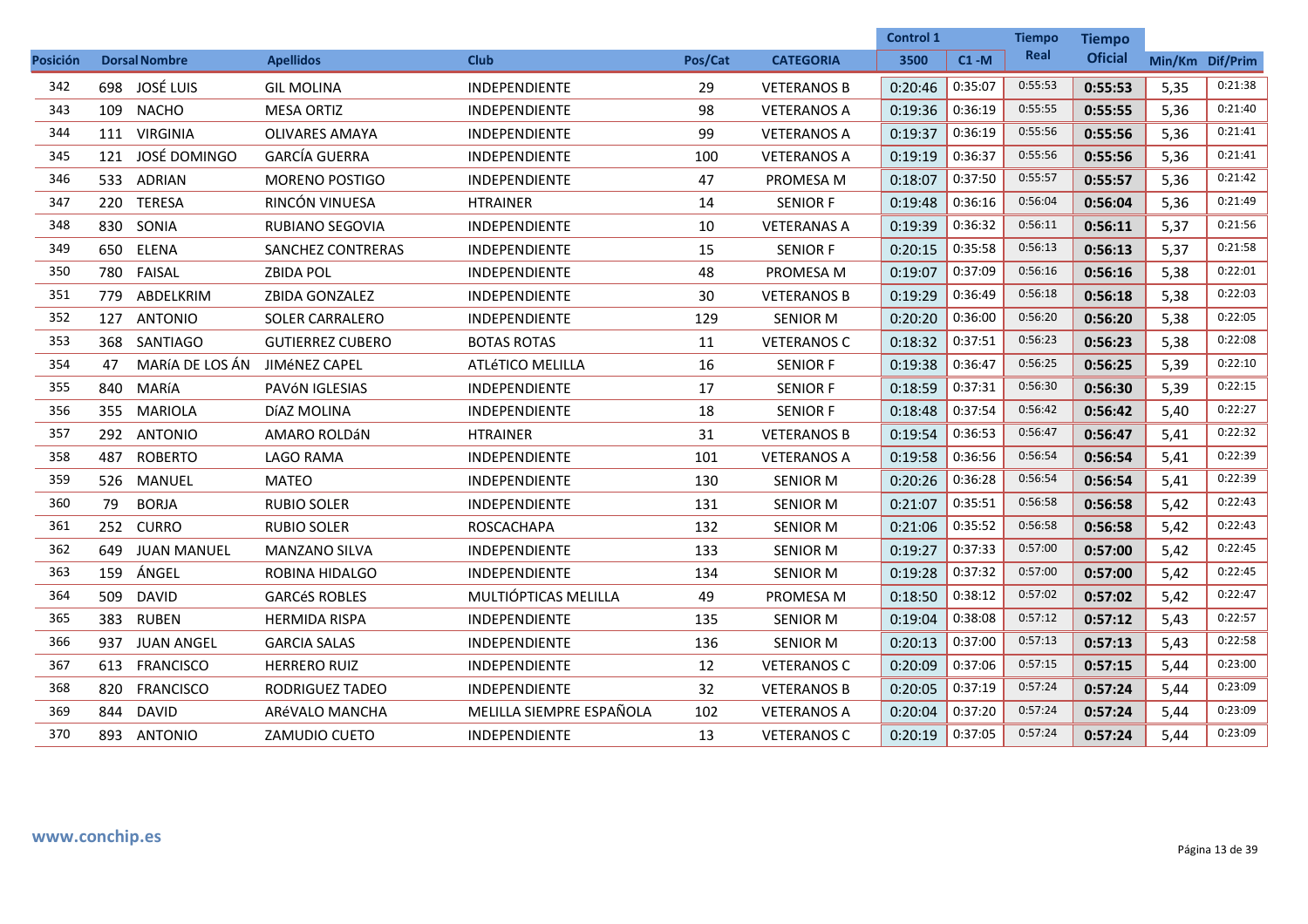| Posición | Dorsal | Nombre | Apellidos | Club | Pos/Cat | CATEGORIA | Control 1 3500 | C1 -M | Tiempo Real | Tiempo Oficial | Min/Km | Dif/Prim |
|---|---|---|---|---|---|---|---|---|---|---|---|---|
| 342 | 698 | JOSÉ LUIS | GIL MOLINA | INDEPENDIENTE | 29 | VETERANOS B | 0:20:46 | 0:35:07 | 0:55:53 | **0:55:53** | 5,35 | 0:21:38 |
| 343 | 109 | NACHO | MESA ORTIZ | INDEPENDIENTE | 98 | VETERANOS A | 0:19:36 | 0:36:19 | 0:55:55 | **0:55:55** | 5,36 | 0:21:40 |
| 344 | 111 | VIRGINIA | OLIVARES AMAYA | INDEPENDIENTE | 99 | VETERANOS A | 0:19:37 | 0:36:19 | 0:55:56 | **0:55:56** | 5,36 | 0:21:41 |
| 345 | 121 | JOSÉ DOMINGO | GARCÍA GUERRA | INDEPENDIENTE | 100 | VETERANOS A | 0:19:19 | 0:36:37 | 0:55:56 | **0:55:56** | 5,36 | 0:21:41 |
| 346 | 533 | ADRIAN | MORENO POSTIGO | INDEPENDIENTE | 47 | PROMESA M | 0:18:07 | 0:37:50 | 0:55:57 | **0:55:57** | 5,36 | 0:21:42 |
| 347 | 220 | TERESA | RINCÓN VINUESA | HTRAINER | 14 | SENIOR F | 0:19:48 | 0:36:16 | 0:56:04 | **0:56:04** | 5,36 | 0:21:49 |
| 348 | 830 | SONIA | RUBIANO SEGOVIA | INDEPENDIENTE | 10 | VETERANAS A | 0:19:39 | 0:36:32 | 0:56:11 | **0:56:11** | 5,37 | 0:21:56 |
| 349 | 650 | ELENA | SANCHEZ CONTRERAS | INDEPENDIENTE | 15 | SENIOR F | 0:20:15 | 0:35:58 | 0:56:13 | **0:56:13** | 5,37 | 0:21:58 |
| 350 | 780 | FAISAL | ZBIDA POL | INDEPENDIENTE | 48 | PROMESA M | 0:19:07 | 0:37:09 | 0:56:16 | **0:56:16** | 5,38 | 0:22:01 |
| 351 | 779 | ABDELKRIM | ZBIDA GONZALEZ | INDEPENDIENTE | 30 | VETERANOS B | 0:19:29 | 0:36:49 | 0:56:18 | **0:56:18** | 5,38 | 0:22:03 |
| 352 | 127 | ANTONIO | SOLER CARRALERO | INDEPENDIENTE | 129 | SENIOR M | 0:20:20 | 0:36:00 | 0:56:20 | **0:56:20** | 5,38 | 0:22:05 |
| 353 | 368 | SANTIAGO | GUTIERREZ CUBERO | BOTAS ROTAS | 11 | VETERANOS C | 0:18:32 | 0:37:51 | 0:56:23 | **0:56:23** | 5,38 | 0:22:08 |
| 354 | 47 | MARíA DE LOS ÁN | JIMéNEZ CAPEL | ATLéTICO MELILLA | 16 | SENIOR F | 0:19:38 | 0:36:47 | 0:56:25 | **0:56:25** | 5,39 | 0:22:10 |
| 355 | 840 | MARíA | PAVóN IGLESIAS | INDEPENDIENTE | 17 | SENIOR F | 0:18:59 | 0:37:31 | 0:56:30 | **0:56:30** | 5,39 | 0:22:15 |
| 356 | 355 | MARIOLA | DíAZ MOLINA | INDEPENDIENTE | 18 | SENIOR F | 0:18:48 | 0:37:54 | 0:56:42 | **0:56:42** | 5,40 | 0:22:27 |
| 357 | 292 | ANTONIO | AMARO ROLDáN | HTRAINER | 31 | VETERANOS B | 0:19:54 | 0:36:53 | 0:56:47 | **0:56:47** | 5,41 | 0:22:32 |
| 358 | 487 | ROBERTO | LAGO RAMA | INDEPENDIENTE | 101 | VETERANOS A | 0:19:58 | 0:36:56 | 0:56:54 | **0:56:54** | 5,41 | 0:22:39 |
| 359 | 526 | MANUEL | MATEO | INDEPENDIENTE | 130 | SENIOR M | 0:20:26 | 0:36:28 | 0:56:54 | **0:56:54** | 5,41 | 0:22:39 |
| 360 | 79 | BORJA | RUBIO SOLER | INDEPENDIENTE | 131 | SENIOR M | 0:21:07 | 0:35:51 | 0:56:58 | **0:56:58** | 5,42 | 0:22:43 |
| 361 | 252 | CURRO | RUBIO SOLER | ROSCACHAPA | 132 | SENIOR M | 0:21:06 | 0:35:52 | 0:56:58 | **0:56:58** | 5,42 | 0:22:43 |
| 362 | 649 | JUAN MANUEL | MANZANO SILVA | INDEPENDIENTE | 133 | SENIOR M | 0:19:27 | 0:37:33 | 0:57:00 | **0:57:00** | 5,42 | 0:22:45 |
| 363 | 159 | ÁNGEL | ROBINA HIDALGO | INDEPENDIENTE | 134 | SENIOR M | 0:19:28 | 0:37:32 | 0:57:00 | **0:57:00** | 5,42 | 0:22:45 |
| 364 | 509 | DAVID | GARCéS ROBLES | MULTIÓPTICAS MELILLA | 49 | PROMESA M | 0:18:50 | 0:38:12 | 0:57:02 | **0:57:02** | 5,42 | 0:22:47 |
| 365 | 383 | RUBEN | HERMIDA RISPA | INDEPENDIENTE | 135 | SENIOR M | 0:19:04 | 0:38:08 | 0:57:12 | **0:57:12** | 5,43 | 0:22:57 |
| 366 | 937 | JUAN ANGEL | GARCIA SALAS | INDEPENDIENTE | 136 | SENIOR M | 0:20:13 | 0:37:00 | 0:57:13 | **0:57:13** | 5,43 | 0:22:58 |
| 367 | 613 | FRANCISCO | HERRERO RUIZ | INDEPENDIENTE | 12 | VETERANOS C | 0:20:09 | 0:37:06 | 0:57:15 | **0:57:15** | 5,44 | 0:23:00 |
| 368 | 820 | FRANCISCO | RODRIGUEZ TADEO | INDEPENDIENTE | 32 | VETERANOS B | 0:20:05 | 0:37:19 | 0:57:24 | **0:57:24** | 5,44 | 0:23:09 |
| 369 | 844 | DAVID | ARéVALO MANCHA | MELILLA SIEMPRE ESPAÑOLA | 102 | VETERANOS A | 0:20:04 | 0:37:20 | 0:57:24 | **0:57:24** | 5,44 | 0:23:09 |
| 370 | 893 | ANTONIO | ZAMUDIO CUETO | INDEPENDIENTE | 13 | VETERANOS C | 0:20:19 | 0:37:05 | 0:57:24 | **0:57:24** | 5,44 | 0:23:09 |

www.conchip.es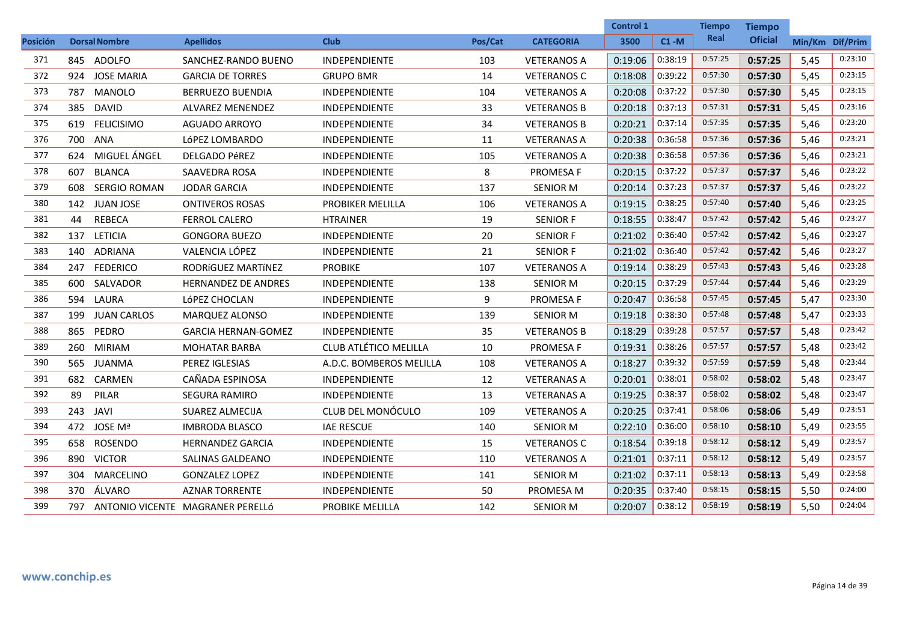| Posición | Dorsal | Nombre | Apellidos | Club | Pos/Cat | CATEGORIA | Control 1 | | Tiempo | Tiempo | | |
|---|---|---|---|---|---|---|---|---|---|---|---|---|
| | | | | | | | 3500 | C1 -M | Real | Oficial | Min/Km | Dif/Prim |
| 371 | 845 | ADOLFO | SANCHEZ-RANDO BUENO | INDEPENDIENTE | 103 | VETERANOS A | 0:19:06 | 0:38:19 | 0:57:25 | **0:57:25** | 5,45 | 0:23:10 |
| 372 | 924 | JOSE MARIA | GARCIA DE TORRES | GRUPO BMR | 14 | VETERANOS C | 0:18:08 | 0:39:22 | 0:57:30 | **0:57:30** | 5,45 | 0:23:15 |
| 373 | 787 | MANOLO | BERRUEZO BUENDIA | INDEPENDIENTE | 104 | VETERANOS A | 0:20:08 | 0:37:22 | 0:57:30 | **0:57:30** | 5,45 | 0:23:15 |
| 374 | 385 | DAVID | ALVAREZ MENENDEZ | INDEPENDIENTE | 33 | VETERANOS B | 0:20:18 | 0:37:13 | 0:57:31 | **0:57:31** | 5,45 | 0:23:16 |
| 375 | 619 | FELICISIMO | AGUADO ARROYO | INDEPENDIENTE | 34 | VETERANOS B | 0:20:21 | 0:37:14 | 0:57:35 | **0:57:35** | 5,46 | 0:23:20 |
| 376 | 700 | ANA | LóPEZ LOMBARDO | INDEPENDIENTE | 11 | VETERANAS A | 0:20:38 | 0:36:58 | 0:57:36 | **0:57:36** | 5,46 | 0:23:21 |
| 377 | 624 | MIGUEL ÁNGEL | DELGADO PéREZ | INDEPENDIENTE | 105 | VETERANOS A | 0:20:38 | 0:36:58 | 0:57:36 | **0:57:36** | 5,46 | 0:23:21 |
| 378 | 607 | BLANCA | SAAVEDRA ROSA | INDEPENDIENTE | 8 | PROMESA F | 0:20:15 | 0:37:22 | 0:57:37 | **0:57:37** | 5,46 | 0:23:22 |
| 379 | 608 | SERGIO ROMAN | JODAR GARCIA | INDEPENDIENTE | 137 | SENIOR M | 0:20:14 | 0:37:23 | 0:57:37 | **0:57:37** | 5,46 | 0:23:22 |
| 380 | 142 | JUAN JOSE | ONTIVEROS ROSAS | PROBIKER MELILLA | 106 | VETERANOS A | 0:19:15 | 0:38:25 | 0:57:40 | **0:57:40** | 5,46 | 0:23:25 |
| 381 | 44 | REBECA | FERROL CALERO | HTRAINER | 19 | SENIOR F | 0:18:55 | 0:38:47 | 0:57:42 | **0:57:42** | 5,46 | 0:23:27 |
| 382 | 137 | LETICIA | GONGORA BUEZO | INDEPENDIENTE | 20 | SENIOR F | 0:21:02 | 0:36:40 | 0:57:42 | **0:57:42** | 5,46 | 0:23:27 |
| 383 | 140 | ADRIANA | VALENCIA LÓPEZ | INDEPENDIENTE | 21 | SENIOR F | 0:21:02 | 0:36:40 | 0:57:42 | **0:57:42** | 5,46 | 0:23:27 |
| 384 | 247 | FEDERICO | RODRíGUEZ MARTíNEZ | PROBIKE | 107 | VETERANOS A | 0:19:14 | 0:38:29 | 0:57:43 | **0:57:43** | 5,46 | 0:23:28 |
| 385 | 600 | SALVADOR | HERNANDEZ DE ANDRES | INDEPENDIENTE | 138 | SENIOR M | 0:20:15 | 0:37:29 | 0:57:44 | **0:57:44** | 5,46 | 0:23:29 |
| 386 | 594 | LAURA | LóPEZ CHOCLAN | INDEPENDIENTE | 9 | PROMESA F | 0:20:47 | 0:36:58 | 0:57:45 | **0:57:45** | 5,47 | 0:23:30 |
| 387 | 199 | JUAN CARLOS | MARQUEZ ALONSO | INDEPENDIENTE | 139 | SENIOR M | 0:19:18 | 0:38:30 | 0:57:48 | **0:57:48** | 5,47 | 0:23:33 |
| 388 | 865 | PEDRO | GARCIA HERNAN-GOMEZ | INDEPENDIENTE | 35 | VETERANOS B | 0:18:29 | 0:39:28 | 0:57:57 | **0:57:57** | 5,48 | 0:23:42 |
| 389 | 260 | MIRIAM | MOHATAR BARBA | CLUB ATLÉTICO MELILLA | 10 | PROMESA F | 0:19:31 | 0:38:26 | 0:57:57 | **0:57:57** | 5,48 | 0:23:42 |
| 390 | 565 | JUANMA | PEREZ IGLESIAS | A.D.C. BOMBEROS MELILLA | 108 | VETERANOS A | 0:18:27 | 0:39:32 | 0:57:59 | **0:57:59** | 5,48 | 0:23:44 |
| 391 | 682 | CARMEN | CAÑADA ESPINOSA | INDEPENDIENTE | 12 | VETERANAS A | 0:20:01 | 0:38:01 | 0:58:02 | **0:58:02** | 5,48 | 0:23:47 |
| 392 | 89 | PILAR | SEGURA RAMIRO | INDEPENDIENTE | 13 | VETERANAS A | 0:19:25 | 0:38:37 | 0:58:02 | **0:58:02** | 5,48 | 0:23:47 |
| 393 | 243 | JAVI | SUAREZ ALMECIJA | CLUB DEL MONÓCULO | 109 | VETERANOS A | 0:20:25 | 0:37:41 | 0:58:06 | **0:58:06** | 5,49 | 0:23:51 |
| 394 | 472 | JOSE Mª | IMBRODA BLASCO | IAE RESCUE | 140 | SENIOR M | 0:22:10 | 0:36:00 | 0:58:10 | **0:58:10** | 5,49 | 0:23:55 |
| 395 | 658 | ROSENDO | HERNANDEZ GARCIA | INDEPENDIENTE | 15 | VETERANOS C | 0:18:54 | 0:39:18 | 0:58:12 | **0:58:12** | 5,49 | 0:23:57 |
| 396 | 890 | VICTOR | SALINAS GALDEANO | INDEPENDIENTE | 110 | VETERANOS A | 0:21:01 | 0:37:11 | 0:58:12 | **0:58:12** | 5,49 | 0:23:57 |
| 397 | 304 | MARCELINO | GONZALEZ LOPEZ | INDEPENDIENTE | 141 | SENIOR M | 0:21:02 | 0:37:11 | 0:58:13 | **0:58:13** | 5,49 | 0:23:58 |
| 398 | 370 | ÁLVARO | AZNAR TORRENTE | INDEPENDIENTE | 50 | PROMESA M | 0:20:35 | 0:37:40 | 0:58:15 | **0:58:15** | 5,50 | 0:24:00 |
| 399 | 797 | ANTONIO VICENTE | MAGRANER PERELLó | PROBIKE MELILLA | 142 | SENIOR M | 0:20:07 | 0:38:12 | 0:58:19 | **0:58:19** | 5,50 | 0:24:04 |

www.conchip.es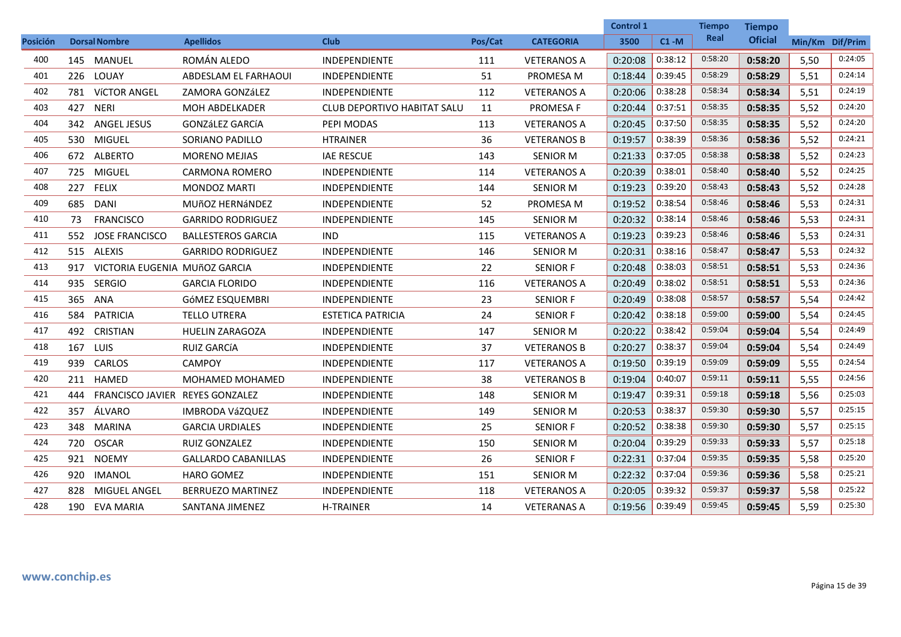| Posición | Dorsal | Nombre | Apellidos | Club | Pos/Cat | CATEGORIA | Control 1 3500 | C1 -M | Tiempo Real | Tiempo Oficial | Min/Km | Dif/Prim |
|---|---|---|---|---|---|---|---|---|---|---|---|---|
| 400 | 145 | MANUEL | ROMÁN ALEDO | INDEPENDIENTE | 111 | VETERANOS A | 0:20:08 | 0:38:12 | 0:58:20 | **0:58:20** | 5,50 | 0:24:05 |
| 401 | 226 | LOUAY | ABDESLAM EL FARHAOUI | INDEPENDIENTE | 51 | PROMESA M | 0:18:44 | 0:39:45 | 0:58:29 | **0:58:29** | 5,51 | 0:24:14 |
| 402 | 781 | VíCTOR ANGEL | ZAMORA GONZáLEZ | INDEPENDIENTE | 112 | VETERANOS A | 0:20:06 | 0:38:28 | 0:58:34 | **0:58:34** | 5,51 | 0:24:19 |
| 403 | 427 | NERI | MOH ABDELKADER | CLUB DEPORTIVO HABITAT SALU | 11 | PROMESA F | 0:20:44 | 0:37:51 | 0:58:35 | **0:58:35** | 5,52 | 0:24:20 |
| 404 | 342 | ANGEL JESUS | GONZáLEZ GARCíA | PEPI MODAS | 113 | VETERANOS A | 0:20:45 | 0:37:50 | 0:58:35 | **0:58:35** | 5,52 | 0:24:20 |
| 405 | 530 | MIGUEL | SORIANO PADILLO | HTRAINER | 36 | VETERANOS B | 0:19:57 | 0:38:39 | 0:58:36 | **0:58:36** | 5,52 | 0:24:21 |
| 406 | 672 | ALBERTO | MORENO MEJIAS | IAE RESCUE | 143 | SENIOR M | 0:21:33 | 0:37:05 | 0:58:38 | **0:58:38** | 5,52 | 0:24:23 |
| 407 | 725 | MIGUEL | CARMONA ROMERO | INDEPENDIENTE | 114 | VETERANOS A | 0:20:39 | 0:38:01 | 0:58:40 | **0:58:40** | 5,52 | 0:24:25 |
| 408 | 227 | FELIX | MONDOZ MARTI | INDEPENDIENTE | 144 | SENIOR M | 0:19:23 | 0:39:20 | 0:58:43 | **0:58:43** | 5,52 | 0:24:28 |
| 409 | 685 | DANI | MUñOZ HERNáNDEZ | INDEPENDIENTE | 52 | PROMESA M | 0:19:52 | 0:38:54 | 0:58:46 | **0:58:46** | 5,53 | 0:24:31 |
| 410 | 73 | FRANCISCO | GARRIDO RODRIGUEZ | INDEPENDIENTE | 145 | SENIOR M | 0:20:32 | 0:38:14 | 0:58:46 | **0:58:46** | 5,53 | 0:24:31 |
| 411 | 552 | JOSE FRANCISCO | BALLESTEROS GARCIA | IND | 115 | VETERANOS A | 0:19:23 | 0:39:23 | 0:58:46 | **0:58:46** | 5,53 | 0:24:31 |
| 412 | 515 | ALEXIS | GARRIDO RODRIGUEZ | INDEPENDIENTE | 146 | SENIOR M | 0:20:31 | 0:38:16 | 0:58:47 | **0:58:47** | 5,53 | 0:24:32 |
| 413 | 917 | VICTORIA EUGENIA | MUñOZ GARCIA | INDEPENDIENTE | 22 | SENIOR F | 0:20:48 | 0:38:03 | 0:58:51 | **0:58:51** | 5,53 | 0:24:36 |
| 414 | 935 | SERGIO | GARCIA FLORIDO | INDEPENDIENTE | 116 | VETERANOS A | 0:20:49 | 0:38:02 | 0:58:51 | **0:58:51** | 5,53 | 0:24:36 |
| 415 | 365 | ANA | GóMEZ ESQUEMBRI | INDEPENDIENTE | 23 | SENIOR F | 0:20:49 | 0:38:08 | 0:58:57 | **0:58:57** | 5,54 | 0:24:42 |
| 416 | 584 | PATRICIA | TELLO UTRERA | ESTETICA PATRICIA | 24 | SENIOR F | 0:20:42 | 0:38:18 | 0:59:00 | **0:59:00** | 5,54 | 0:24:45 |
| 417 | 492 | CRISTIAN | HUELIN ZARAGOZA | INDEPENDIENTE | 147 | SENIOR M | 0:20:22 | 0:38:42 | 0:59:04 | **0:59:04** | 5,54 | 0:24:49 |
| 418 | 167 | LUIS | RUIZ GARCíA | INDEPENDIENTE | 37 | VETERANOS B | 0:20:27 | 0:38:37 | 0:59:04 | **0:59:04** | 5,54 | 0:24:49 |
| 419 | 939 | CARLOS | CAMPOY | INDEPENDIENTE | 117 | VETERANOS A | 0:19:50 | 0:39:19 | 0:59:09 | **0:59:09** | 5,55 | 0:24:54 |
| 420 | 211 | HAMED | MOHAMED MOHAMED | INDEPENDIENTE | 38 | VETERANOS B | 0:19:04 | 0:40:07 | 0:59:11 | **0:59:11** | 5,55 | 0:24:56 |
| 421 | 444 | FRANCISCO JAVIER | REYES GONZALEZ | INDEPENDIENTE | 148 | SENIOR M | 0:19:47 | 0:39:31 | 0:59:18 | **0:59:18** | 5,56 | 0:25:03 |
| 422 | 357 | ÁLVARO | IMBRODA VáZQUEZ | INDEPENDIENTE | 149 | SENIOR M | 0:20:53 | 0:38:37 | 0:59:30 | **0:59:30** | 5,57 | 0:25:15 |
| 423 | 348 | MARINA | GARCIA URDIALES | INDEPENDIENTE | 25 | SENIOR F | 0:20:52 | 0:38:38 | 0:59:30 | **0:59:30** | 5,57 | 0:25:15 |
| 424 | 720 | OSCAR | RUIZ GONZALEZ | INDEPENDIENTE | 150 | SENIOR M | 0:20:04 | 0:39:29 | 0:59:33 | **0:59:33** | 5,57 | 0:25:18 |
| 425 | 921 | NOEMY | GALLARDO CABANILLAS | INDEPENDIENTE | 26 | SENIOR F | 0:22:31 | 0:37:04 | 0:59:35 | **0:59:35** | 5,58 | 0:25:20 |
| 426 | 920 | IMANOL | HARO GOMEZ | INDEPENDIENTE | 151 | SENIOR M | 0:22:32 | 0:37:04 | 0:59:36 | **0:59:36** | 5,58 | 0:25:21 |
| 427 | 828 | MIGUEL ANGEL | BERRUEZO MARTINEZ | INDEPENDIENTE | 118 | VETERANOS A | 0:20:05 | 0:39:32 | 0:59:37 | **0:59:37** | 5,58 | 0:25:22 |
| 428 | 190 | EVA MARIA | SANTANA JIMENEZ | H-TRAINER | 14 | VETERANAS A | 0:19:56 | 0:39:49 | 0:59:45 | **0:59:45** | 5,59 | 0:25:30 |

www.conchip.es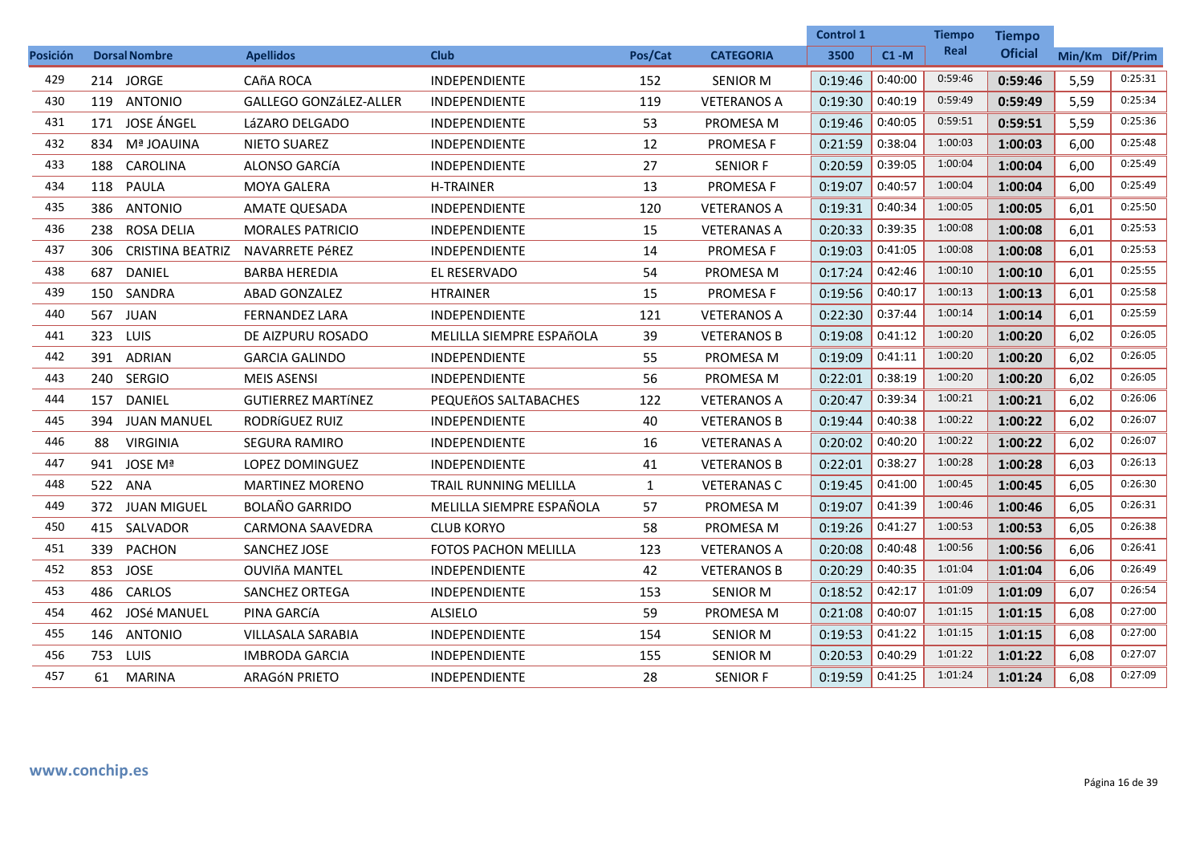| Posición | Dorsal | Nombre | Apellidos | Club | Pos/Cat | CATEGORIA | Control 1 | | Tiempo Real | Tiempo Oficial | Min/Km | Dif/Prim |
|---|---|---|---|---|---|---|---|---|---|---|---|---|
| | | | | | | | 3500 | C1 -M | | | | |
| 429 | 214 | JORGE | CAñA ROCA | INDEPENDIENTE | 152 | SENIOR M | 0:19:46 | 0:40:00 | 0:59:46 | 0:59:46 | 5,59 | 0:25:31 |
| 430 | 119 | ANTONIO | GALLEGO GONZáLEZ-ALLER | INDEPENDIENTE | 119 | VETERANOS A | 0:19:30 | 0:40:19 | 0:59:49 | 0:59:49 | 5,59 | 0:25:34 |
| 431 | 171 | JOSE ÁNGEL | LáZARO DELGADO | INDEPENDIENTE | 53 | PROMESA M | 0:19:46 | 0:40:05 | 0:59:51 | 0:59:51 | 5,59 | 0:25:36 |
| 432 | 834 | Mª JOAUINA | NIETO SUAREZ | INDEPENDIENTE | 12 | PROMESA F | 0:21:59 | 0:38:04 | 1:00:03 | 1:00:03 | 6,00 | 0:25:48 |
| 433 | 188 | CAROLINA | ALONSO GARCíA | INDEPENDIENTE | 27 | SENIOR F | 0:20:59 | 0:39:05 | 1:00:04 | 1:00:04 | 6,00 | 0:25:49 |
| 434 | 118 | PAULA | MOYA GALERA | H-TRAINER | 13 | PROMESA F | 0:19:07 | 0:40:57 | 1:00:04 | 1:00:04 | 6,00 | 0:25:49 |
| 435 | 386 | ANTONIO | AMATE QUESADA | INDEPENDIENTE | 120 | VETERANOS A | 0:19:31 | 0:40:34 | 1:00:05 | 1:00:05 | 6,01 | 0:25:50 |
| 436 | 238 | ROSA DELIA | MORALES PATRICIO | INDEPENDIENTE | 15 | VETERANAS A | 0:20:33 | 0:39:35 | 1:00:08 | 1:00:08 | 6,01 | 0:25:53 |
| 437 | 306 | CRISTINA BEATRIZ | NAVARRETE PéREZ | INDEPENDIENTE | 14 | PROMESA F | 0:19:03 | 0:41:05 | 1:00:08 | 1:00:08 | 6,01 | 0:25:53 |
| 438 | 687 | DANIEL | BARBA HEREDIA | EL RESERVADO | 54 | PROMESA M | 0:17:24 | 0:42:46 | 1:00:10 | 1:00:10 | 6,01 | 0:25:55 |
| 439 | 150 | SANDRA | ABAD GONZALEZ | HTRAINER | 15 | PROMESA F | 0:19:56 | 0:40:17 | 1:00:13 | 1:00:13 | 6,01 | 0:25:58 |
| 440 | 567 | JUAN | FERNANDEZ LARA | INDEPENDIENTE | 121 | VETERANOS A | 0:22:30 | 0:37:44 | 1:00:14 | 1:00:14 | 6,01 | 0:25:59 |
| 441 | 323 | LUIS | DE AIZPURU ROSADO | MELILLA SIEMPRE ESPAñOLA | 39 | VETERANOS B | 0:19:08 | 0:41:12 | 1:00:20 | 1:00:20 | 6,02 | 0:26:05 |
| 442 | 391 | ADRIAN | GARCIA GALINDO | INDEPENDIENTE | 55 | PROMESA M | 0:19:09 | 0:41:11 | 1:00:20 | 1:00:20 | 6,02 | 0:26:05 |
| 443 | 240 | SERGIO | MEIS ASENSI | INDEPENDIENTE | 56 | PROMESA M | 0:22:01 | 0:38:19 | 1:00:20 | 1:00:20 | 6,02 | 0:26:05 |
| 444 | 157 | DANIEL | GUTIERREZ MARTíNEZ | PEQUEñOS SALTABACHES | 122 | VETERANOS A | 0:20:47 | 0:39:34 | 1:00:21 | 1:00:21 | 6,02 | 0:26:06 |
| 445 | 394 | JUAN MANUEL | RODRíGUEZ RUIZ | INDEPENDIENTE | 40 | VETERANOS B | 0:19:44 | 0:40:38 | 1:00:22 | 1:00:22 | 6,02 | 0:26:07 |
| 446 | 88 | VIRGINIA | SEGURA RAMIRO | INDEPENDIENTE | 16 | VETERANAS A | 0:20:02 | 0:40:20 | 1:00:22 | 1:00:22 | 6,02 | 0:26:07 |
| 447 | 941 | JOSE Mª | LOPEZ DOMINGUEZ | INDEPENDIENTE | 41 | VETERANOS B | 0:22:01 | 0:38:27 | 1:00:28 | 1:00:28 | 6,03 | 0:26:13 |
| 448 | 522 | ANA | MARTINEZ MORENO | TRAIL RUNNING MELILLA | 1 | VETERANAS C | 0:19:45 | 0:41:00 | 1:00:45 | 1:00:45 | 6,05 | 0:26:30 |
| 449 | 372 | JUAN MIGUEL | BOLAÑO GARRIDO | MELILLA SIEMPRE ESPAÑOLA | 57 | PROMESA M | 0:19:07 | 0:41:39 | 1:00:46 | 1:00:46 | 6,05 | 0:26:31 |
| 450 | 415 | SALVADOR | CARMONA SAAVEDRA | CLUB KORYO | 58 | PROMESA M | 0:19:26 | 0:41:27 | 1:00:53 | 1:00:53 | 6,05 | 0:26:38 |
| 451 | 339 | PACHON | SANCHEZ JOSE | FOTOS PACHON MELILLA | 123 | VETERANOS A | 0:20:08 | 0:40:48 | 1:00:56 | 1:00:56 | 6,06 | 0:26:41 |
| 452 | 853 | JOSE | OUVIñA MANTEL | INDEPENDIENTE | 42 | VETERANOS B | 0:20:29 | 0:40:35 | 1:01:04 | 1:01:04 | 6,06 | 0:26:49 |
| 453 | 486 | CARLOS | SANCHEZ ORTEGA | INDEPENDIENTE | 153 | SENIOR M | 0:18:52 | 0:42:17 | 1:01:09 | 1:01:09 | 6,07 | 0:26:54 |
| 454 | 462 | JOSé MANUEL | PINA GARCíA | ALSIELO | 59 | PROMESA M | 0:21:08 | 0:40:07 | 1:01:15 | 1:01:15 | 6,08 | 0:27:00 |
| 455 | 146 | ANTONIO | VILLASALA SARABIA | INDEPENDIENTE | 154 | SENIOR M | 0:19:53 | 0:41:22 | 1:01:15 | 1:01:15 | 6,08 | 0:27:00 |
| 456 | 753 | LUIS | IMBRODA GARCIA | INDEPENDIENTE | 155 | SENIOR M | 0:20:53 | 0:40:29 | 1:01:22 | 1:01:22 | 6,08 | 0:27:07 |
| 457 | 61 | MARINA | ARAGóN PRIETO | INDEPENDIENTE | 28 | SENIOR F | 0:19:59 | 0:41:25 | 1:01:24 | 1:01:24 | 6,08 | 0:27:09 |

www.conchip.es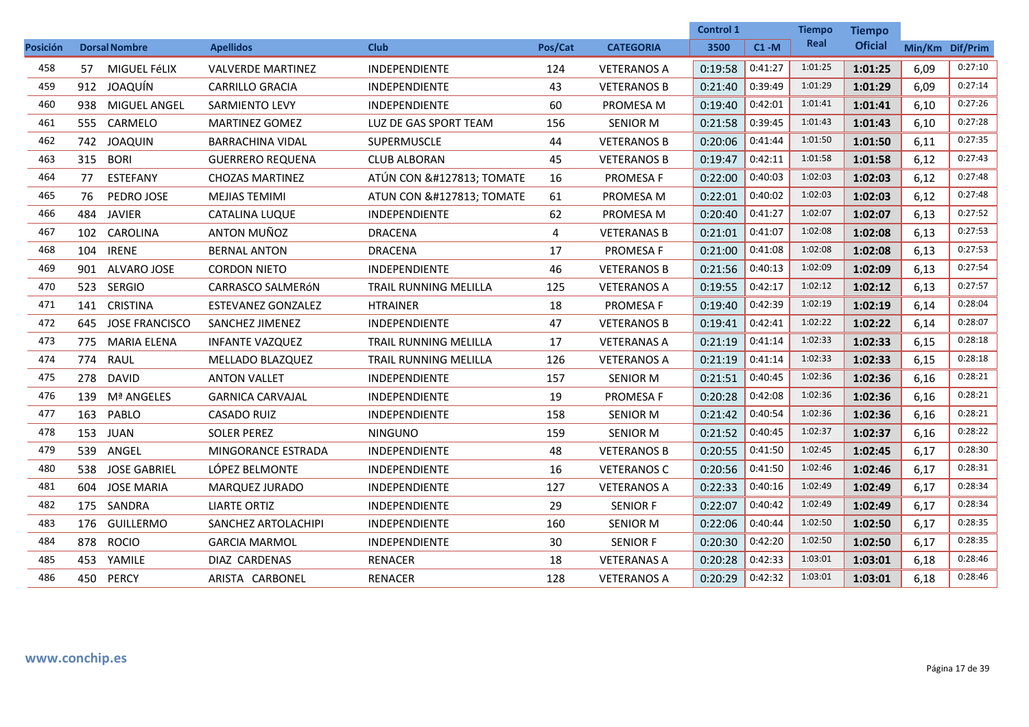| Posición | Dorsal | Nombre | Apellidos | Club | Pos/Cat | CATEGORIA | Control 1 3500 | C1 -M | Tiempo Real | Tiempo Oficial | Min/Km | Dif/Prim |
|---|---|---|---|---|---|---|---|---|---|---|---|---|
| 458 | 57 | MIGUEL FéLIX | VALVERDE MARTINEZ | INDEPENDIENTE | 124 | VETERANOS A | 0:19:58 | 0:41:27 | 1:01:25 | **1:01:25** | 6,09 | 0:27:10 |
| 459 | 912 | JOAQUÍN | CARRILLO GRACIA | INDEPENDIENTE | 43 | VETERANOS B | 0:21:40 | 0:39:49 | 1:01:29 | **1:01:29** | 6,09 | 0:27:14 |
| 460 | 938 | MIGUEL ANGEL | SARMIENTO LEVY | INDEPENDIENTE | 60 | PROMESA M | 0:19:40 | 0:42:01 | 1:01:41 | **1:01:41** | 6,10 | 0:27:26 |
| 461 | 555 | CARMELO | MARTINEZ GOMEZ | LUZ DE GAS SPORT TEAM | 156 | SENIOR M | 0:21:58 | 0:39:45 | 1:01:43 | **1:01:43** | 6,10 | 0:27:28 |
| 462 | 742 | JOAQUIN | BARRACHINA VIDAL | SUPERMUSCLE | 44 | VETERANOS B | 0:20:06 | 0:41:44 | 1:01:50 | **1:01:50** | 6,11 | 0:27:35 |
| 463 | 315 | BORI | GUERRERO REQUENA | CLUB ALBORAN | 45 | VETERANOS B | 0:19:47 | 0:42:11 | 1:01:58 | **1:01:58** | 6,12 | 0:27:43 |
| 464 | 77 | ESTEFANY | CHOZAS MARTINEZ | ATÚN CON &#127813; TOMATE | 16 | PROMESA F | 0:22:00 | 0:40:03 | 1:02:03 | **1:02:03** | 6,12 | 0:27:48 |
| 465 | 76 | PEDRO JOSE | MEJIAS TEMIMI | ATUN CON &#127813; TOMATE | 61 | PROMESA M | 0:22:01 | 0:40:02 | 1:02:03 | **1:02:03** | 6,12 | 0:27:48 |
| 466 | 484 | JAVIER | CATALINA LUQUE | INDEPENDIENTE | 62 | PROMESA M | 0:20:40 | 0:41:27 | 1:02:07 | **1:02:07** | 6,13 | 0:27:52 |
| 467 | 102 | CAROLINA | ANTON MUÑOZ | DRACENA | 4 | VETERANAS B | 0:21:01 | 0:41:07 | 1:02:08 | **1:02:08** | 6,13 | 0:27:53 |
| 468 | 104 | IRENE | BERNAL ANTON | DRACENA | 17 | PROMESA F | 0:21:00 | 0:41:08 | 1:02:08 | **1:02:08** | 6,13 | 0:27:53 |
| 469 | 901 | ALVARO JOSE | CORDON NIETO | INDEPENDIENTE | 46 | VETERANOS B | 0:21:56 | 0:40:13 | 1:02:09 | **1:02:09** | 6,13 | 0:27:54 |
| 470 | 523 | SERGIO | CARRASCO SALMERóN | TRAIL RUNNING MELILLA | 125 | VETERANOS A | 0:19:55 | 0:42:17 | 1:02:12 | **1:02:12** | 6,13 | 0:27:57 |
| 471 | 141 | CRISTINA | ESTEVANEZ GONZALEZ | HTRAINER | 18 | PROMESA F | 0:19:40 | 0:42:39 | 1:02:19 | **1:02:19** | 6,14 | 0:28:04 |
| 472 | 645 | JOSE FRANCISCO | SANCHEZ JIMENEZ | INDEPENDIENTE | 47 | VETERANOS B | 0:19:41 | 0:42:41 | 1:02:22 | **1:02:22** | 6,14 | 0:28:07 |
| 473 | 775 | MARIA ELENA | INFANTE VAZQUEZ | TRAIL RUNNING MELILLA | 17 | VETERANAS A | 0:21:19 | 0:41:14 | 1:02:33 | **1:02:33** | 6,15 | 0:28:18 |
| 474 | 774 | RAUL | MELLADO BLAZQUEZ | TRAIL RUNNING MELILLA | 126 | VETERANOS A | 0:21:19 | 0:41:14 | 1:02:33 | **1:02:33** | 6,15 | 0:28:18 |
| 475 | 278 | DAVID | ANTON VALLET | INDEPENDIENTE | 157 | SENIOR M | 0:21:51 | 0:40:45 | 1:02:36 | **1:02:36** | 6,16 | 0:28:21 |
| 476 | 139 | Mª ANGELES | GARNICA CARVAJAL | INDEPENDIENTE | 19 | PROMESA F | 0:20:28 | 0:42:08 | 1:02:36 | **1:02:36** | 6,16 | 0:28:21 |
| 477 | 163 | PABLO | CASADO RUIZ | INDEPENDIENTE | 158 | SENIOR M | 0:21:42 | 0:40:54 | 1:02:36 | **1:02:36** | 6,16 | 0:28:21 |
| 478 | 153 | JUAN | SOLER PEREZ | NINGUNO | 159 | SENIOR M | 0:21:52 | 0:40:45 | 1:02:37 | **1:02:37** | 6,16 | 0:28:22 |
| 479 | 539 | ANGEL | MINGORANCE ESTRADA | INDEPENDIENTE | 48 | VETERANOS B | 0:20:55 | 0:41:50 | 1:02:45 | **1:02:45** | 6,17 | 0:28:30 |
| 480 | 538 | JOSE GABRIEL | LÓPEZ BELMONTE | INDEPENDIENTE | 16 | VETERANOS C | 0:20:56 | 0:41:50 | 1:02:46 | **1:02:46** | 6,17 | 0:28:31 |
| 481 | 604 | JOSE MARIA | MARQUEZ JURADO | INDEPENDIENTE | 127 | VETERANOS A | 0:22:33 | 0:40:16 | 1:02:49 | **1:02:49** | 6,17 | 0:28:34 |
| 482 | 175 | SANDRA | LIARTE ORTIZ | INDEPENDIENTE | 29 | SENIOR F | 0:22:07 | 0:40:42 | 1:02:49 | **1:02:49** | 6,17 | 0:28:34 |
| 483 | 176 | GUILLERMO | SANCHEZ ARTOLACHIPI | INDEPENDIENTE | 160 | SENIOR M | 0:22:06 | 0:40:44 | 1:02:50 | **1:02:50** | 6,17 | 0:28:35 |
| 484 | 878 | ROCIO | GARCIA MARMOL | INDEPENDIENTE | 30 | SENIOR F | 0:20:30 | 0:42:20 | 1:02:50 | **1:02:50** | 6,17 | 0:28:35 |
| 485 | 453 | YAMILE | DIAZ CARDENAS | RENACER | 18 | VETERANAS A | 0:20:28 | 0:42:33 | 1:03:01 | **1:03:01** | 6,18 | 0:28:46 |
| 486 | 450 | PERCY | ARISTA CARBONEL | RENACER | 128 | VETERANOS A | 0:20:29 | 0:42:32 | 1:03:01 | **1:03:01** | 6,18 | 0:28:46 |

www.conchip.es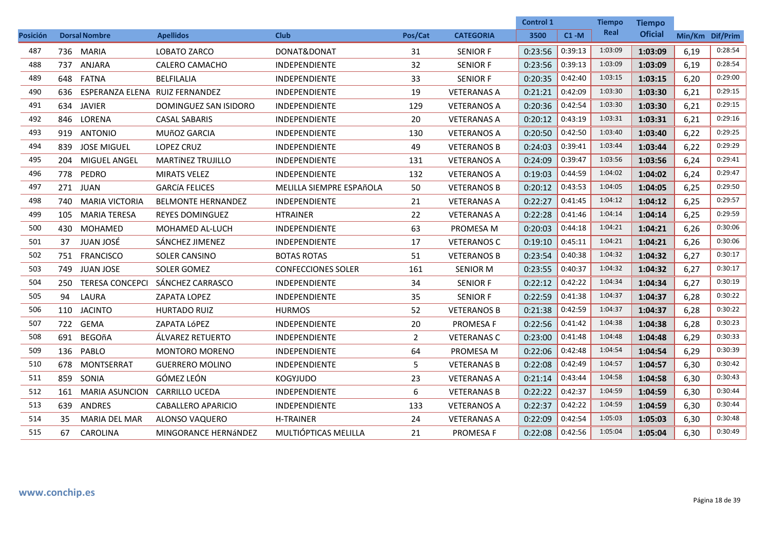| Posición | Dorsal | Nombre | Apellidos | Club | Pos/Cat | CATEGORIA | Control 1 3500 | C1 -M | Tiempo Real | Tiempo Oficial | Min/Km | Dif/Prim |
|---|---|---|---|---|---|---|---|---|---|---|---|---|
| 487 | 736 | MARIA | LOBATO ZARCO | DONAT&DONAT | 31 | SENIOR F | 0:23:56 | 0:39:13 | 1:03:09 | **1:03:09** | 6,19 | 0:28:54 |
| 488 | 737 | ANJARA | CALERO CAMACHO | INDEPENDIENTE | 32 | SENIOR F | 0:23:56 | 0:39:13 | 1:03:09 | **1:03:09** | 6,19 | 0:28:54 |
| 489 | 648 | FATNA | BELFILALIA | INDEPENDIENTE | 33 | SENIOR F | 0:20:35 | 0:42:40 | 1:03:15 | **1:03:15** | 6,20 | 0:29:00 |
| 490 | 636 | ESPERANZA ELENA | RUIZ FERNANDEZ | INDEPENDIENTE | 19 | VETERANAS A | 0:21:21 | 0:42:09 | 1:03:30 | **1:03:30** | 6,21 | 0:29:15 |
| 491 | 634 | JAVIER | DOMINGUEZ SAN ISIDORO | INDEPENDIENTE | 129 | VETERANOS A | 0:20:36 | 0:42:54 | 1:03:30 | **1:03:30** | 6,21 | 0:29:15 |
| 492 | 846 | LORENA | CASAL SABARIS | INDEPENDIENTE | 20 | VETERANAS A | 0:20:12 | 0:43:19 | 1:03:31 | **1:03:31** | 6,21 | 0:29:16 |
| 493 | 919 | ANTONIO | MUñOZ GARCIA | INDEPENDIENTE | 130 | VETERANOS A | 0:20:50 | 0:42:50 | 1:03:40 | **1:03:40** | 6,22 | 0:29:25 |
| 494 | 839 | JOSE MIGUEL | LOPEZ CRUZ | INDEPENDIENTE | 49 | VETERANOS B | 0:24:03 | 0:39:41 | 1:03:44 | **1:03:44** | 6,22 | 0:29:29 |
| 495 | 204 | MIGUEL ANGEL | MARTíNEZ TRUJILLO | INDEPENDIENTE | 131 | VETERANOS A | 0:24:09 | 0:39:47 | 1:03:56 | **1:03:56** | 6,24 | 0:29:41 |
| 496 | 778 | PEDRO | MIRATS VELEZ | INDEPENDIENTE | 132 | VETERANOS A | 0:19:03 | 0:44:59 | 1:04:02 | **1:04:02** | 6,24 | 0:29:47 |
| 497 | 271 | JUAN | GARCíA FELICES | MELILLA SIEMPRE ESPAñOLA | 50 | VETERANOS B | 0:20:12 | 0:43:53 | 1:04:05 | **1:04:05** | 6,25 | 0:29:50 |
| 498 | 740 | MARIA VICTORIA | BELMONTE HERNANDEZ | INDEPENDIENTE | 21 | VETERANAS A | 0:22:27 | 0:41:45 | 1:04:12 | **1:04:12** | 6,25 | 0:29:57 |
| 499 | 105 | MARIA TERESA | REYES DOMINGUEZ | HTRAINER | 22 | VETERANAS A | 0:22:28 | 0:41:46 | 1:04:14 | **1:04:14** | 6,25 | 0:29:59 |
| 500 | 430 | MOHAMED | MOHAMED AL-LUCH | INDEPENDIENTE | 63 | PROMESA M | 0:20:03 | 0:44:18 | 1:04:21 | **1:04:21** | 6,26 | 0:30:06 |
| 501 | 37 | JUAN JOSÉ | SÁNCHEZ JIMENEZ | INDEPENDIENTE | 17 | VETERANOS C | 0:19:10 | 0:45:11 | 1:04:21 | **1:04:21** | 6,26 | 0:30:06 |
| 502 | 751 | FRANCISCO | SOLER CANSINO | BOTAS ROTAS | 51 | VETERANOS B | 0:23:54 | 0:40:38 | 1:04:32 | **1:04:32** | 6,27 | 0:30:17 |
| 503 | 749 | JUAN JOSE | SOLER GOMEZ | CONFECCIONES SOLER | 161 | SENIOR M | 0:23:55 | 0:40:37 | 1:04:32 | **1:04:32** | 6,27 | 0:30:17 |
| 504 | 250 | TERESA CONCEPCI | SÁNCHEZ CARRASCO | INDEPENDIENTE | 34 | SENIOR F | 0:22:12 | 0:42:22 | 1:04:34 | **1:04:34** | 6,27 | 0:30:19 |
| 505 | 94 | LAURA | ZAPATA LOPEZ | INDEPENDIENTE | 35 | SENIOR F | 0:22:59 | 0:41:38 | 1:04:37 | **1:04:37** | 6,28 | 0:30:22 |
| 506 | 110 | JACINTO | HURTADO RUIZ | HURMOS | 52 | VETERANOS B | 0:21:38 | 0:42:59 | 1:04:37 | **1:04:37** | 6,28 | 0:30:22 |
| 507 | 722 | GEMA | ZAPATA LóPEZ | INDEPENDIENTE | 20 | PROMESA F | 0:22:56 | 0:41:42 | 1:04:38 | **1:04:38** | 6,28 | 0:30:23 |
| 508 | 691 | BEGOñA | ÁLVAREZ RETUERTO | INDEPENDIENTE | 2 | VETERANAS C | 0:23:00 | 0:41:48 | 1:04:48 | **1:04:48** | 6,29 | 0:30:33 |
| 509 | 136 | PABLO | MONTORO MORENO | INDEPENDIENTE | 64 | PROMESA M | 0:22:06 | 0:42:48 | 1:04:54 | **1:04:54** | 6,29 | 0:30:39 |
| 510 | 678 | MONTSERRAT | GUERRERO MOLINO | INDEPENDIENTE | 5 | VETERANAS B | 0:22:08 | 0:42:49 | 1:04:57 | **1:04:57** | 6,30 | 0:30:42 |
| 511 | 859 | SONIA | GÓMEZ LEÓN | KOGYJUDO | 23 | VETERANAS A | 0:21:14 | 0:43:44 | 1:04:58 | **1:04:58** | 6,30 | 0:30:43 |
| 512 | 161 | MARIA ASUNCION | CARRILLO UCEDA | INDEPENDIENTE | 6 | VETERANAS B | 0:22:22 | 0:42:37 | 1:04:59 | **1:04:59** | 6,30 | 0:30:44 |
| 513 | 639 | ANDRES | CABALLERO APARICIO | INDEPENDIENTE | 133 | VETERANOS A | 0:22:37 | 0:42:22 | 1:04:59 | **1:04:59** | 6,30 | 0:30:44 |
| 514 | 35 | MARIA DEL MAR | ALONSO VAQUERO | H-TRAINER | 24 | VETERANAS A | 0:22:09 | 0:42:54 | 1:05:03 | **1:05:03** | 6,30 | 0:30:48 |
| 515 | 67 | CAROLINA | MINGORANCE HERNáNDEZ | MULTIÓPTICAS MELILLA | 21 | PROMESA F | 0:22:08 | 0:42:56 | 1:05:04 | **1:05:04** | 6,30 | 0:30:49 |

www.conchip.es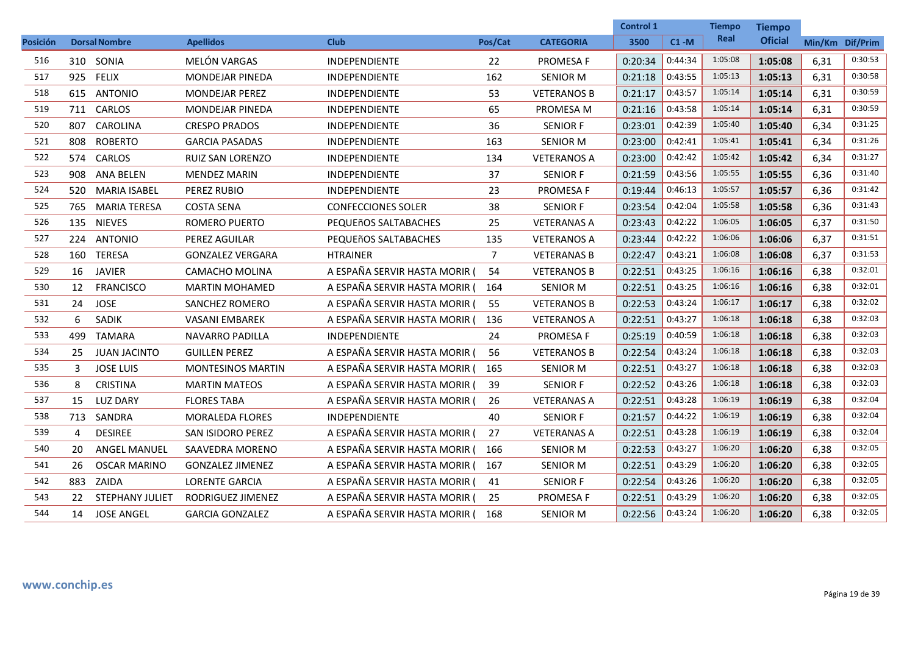| Posición | Dorsal | Nombre | Apellidos | Club | Pos/Cat | CATEGORIA | Control 1 3500 | C1 -M | Tiempo Real | Tiempo Oficial | Min/Km | Dif/Prim |
|---|---|---|---|---|---|---|---|---|---|---|---|---|
| 516 | 310 | SONIA | MELÓN VARGAS | INDEPENDIENTE | 22 | PROMESA F | 0:20:34 | 0:44:34 | 1:05:08 | **1:05:08** | 6,31 | 0:30:53 |
| 517 | 925 | FELIX | MONDEJAR PINEDA | INDEPENDIENTE | 162 | SENIOR M | 0:21:18 | 0:43:55 | 1:05:13 | **1:05:13** | 6,31 | 0:30:58 |
| 518 | 615 | ANTONIO | MONDEJAR PEREZ | INDEPENDIENTE | 53 | VETERANOS B | 0:21:17 | 0:43:57 | 1:05:14 | **1:05:14** | 6,31 | 0:30:59 |
| 519 | 711 | CARLOS | MONDEJAR PINEDA | INDEPENDIENTE | 65 | PROMESA M | 0:21:16 | 0:43:58 | 1:05:14 | **1:05:14** | 6,31 | 0:30:59 |
| 520 | 807 | CAROLINA | CRESPO PRADOS | INDEPENDIENTE | 36 | SENIOR F | 0:23:01 | 0:42:39 | 1:05:40 | **1:05:40** | 6,34 | 0:31:25 |
| 521 | 808 | ROBERTO | GARCIA PASADAS | INDEPENDIENTE | 163 | SENIOR M | 0:23:00 | 0:42:41 | 1:05:41 | **1:05:41** | 6,34 | 0:31:26 |
| 522 | 574 | CARLOS | RUIZ SAN LORENZO | INDEPENDIENTE | 134 | VETERANOS A | 0:23:00 | 0:42:42 | 1:05:42 | **1:05:42** | 6,34 | 0:31:27 |
| 523 | 908 | ANA BELEN | MENDEZ MARIN | INDEPENDIENTE | 37 | SENIOR F | 0:21:59 | 0:43:56 | 1:05:55 | **1:05:55** | 6,36 | 0:31:40 |
| 524 | 520 | MARIA ISABEL | PEREZ RUBIO | INDEPENDIENTE | 23 | PROMESA F | 0:19:44 | 0:46:13 | 1:05:57 | **1:05:57** | 6,36 | 0:31:42 |
| 525 | 765 | MARIA TERESA | COSTA SENA | CONFECCIONES SOLER | 38 | SENIOR F | 0:23:54 | 0:42:04 | 1:05:58 | **1:05:58** | 6,36 | 0:31:43 |
| 526 | 135 | NIEVES | ROMERO PUERTO | PEQUEñOS SALTABACHES | 25 | VETERANAS A | 0:23:43 | 0:42:22 | 1:06:05 | **1:06:05** | 6,37 | 0:31:50 |
| 527 | 224 | ANTONIO | PEREZ AGUILAR | PEQUEñOS SALTABACHES | 135 | VETERANOS A | 0:23:44 | 0:42:22 | 1:06:06 | **1:06:06** | 6,37 | 0:31:51 |
| 528 | 160 | TERESA | GONZALEZ VERGARA | HTRAINER | 7 | VETERANAS B | 0:22:47 | 0:43:21 | 1:06:08 | **1:06:08** | 6,37 | 0:31:53 |
| 529 | 16 | JAVIER | CAMACHO MOLINA | A ESPAÑA SERVIR HASTA MORIR ( | 54 | VETERANOS B | 0:22:51 | 0:43:25 | 1:06:16 | **1:06:16** | 6,38 | 0:32:01 |
| 530 | 12 | FRANCISCO | MARTIN MOHAMED | A ESPAÑA SERVIR HASTA MORIR ( | 164 | SENIOR M | 0:22:51 | 0:43:25 | 1:06:16 | **1:06:16** | 6,38 | 0:32:01 |
| 531 | 24 | JOSE | SANCHEZ ROMERO | A ESPAÑA SERVIR HASTA MORIR ( | 55 | VETERANOS B | 0:22:53 | 0:43:24 | 1:06:17 | **1:06:17** | 6,38 | 0:32:02 |
| 532 | 6 | SADIK | VASANI EMBAREK | A ESPAÑA SERVIR HASTA MORIR ( | 136 | VETERANOS A | 0:22:51 | 0:43:27 | 1:06:18 | **1:06:18** | 6,38 | 0:32:03 |
| 533 | 499 | TAMARA | NAVARRO PADILLA | INDEPENDIENTE | 24 | PROMESA F | 0:25:19 | 0:40:59 | 1:06:18 | **1:06:18** | 6,38 | 0:32:03 |
| 534 | 25 | JUAN JACINTO | GUILLEN PEREZ | A ESPAÑA SERVIR HASTA MORIR ( | 56 | VETERANOS B | 0:22:54 | 0:43:24 | 1:06:18 | **1:06:18** | 6,38 | 0:32:03 |
| 535 | 3 | JOSE LUIS | MONTESINOS MARTIN | A ESPAÑA SERVIR HASTA MORIR ( | 165 | SENIOR M | 0:22:51 | 0:43:27 | 1:06:18 | **1:06:18** | 6,38 | 0:32:03 |
| 536 | 8 | CRISTINA | MARTIN MATEOS | A ESPAÑA SERVIR HASTA MORIR ( | 39 | SENIOR F | 0:22:52 | 0:43:26 | 1:06:18 | **1:06:18** | 6,38 | 0:32:03 |
| 537 | 15 | LUZ DARY | FLORES TABA | A ESPAÑA SERVIR HASTA MORIR ( | 26 | VETERANAS A | 0:22:51 | 0:43:28 | 1:06:19 | **1:06:19** | 6,38 | 0:32:04 |
| 538 | 713 | SANDRA | MORALEDA FLORES | INDEPENDIENTE | 40 | SENIOR F | 0:21:57 | 0:44:22 | 1:06:19 | **1:06:19** | 6,38 | 0:32:04 |
| 539 | 4 | DESIREE | SAN ISIDORO PEREZ | A ESPAÑA SERVIR HASTA MORIR ( | 27 | VETERANAS A | 0:22:51 | 0:43:28 | 1:06:19 | **1:06:19** | 6,38 | 0:32:04 |
| 540 | 20 | ANGEL MANUEL | SAAVEDRA MORENO | A ESPAÑA SERVIR HASTA MORIR ( | 166 | SENIOR M | 0:22:53 | 0:43:27 | 1:06:20 | **1:06:20** | 6,38 | 0:32:05 |
| 541 | 26 | OSCAR MARINO | GONZALEZ JIMENEZ | A ESPAÑA SERVIR HASTA MORIR ( | 167 | SENIOR M | 0:22:51 | 0:43:29 | 1:06:20 | **1:06:20** | 6,38 | 0:32:05 |
| 542 | 883 | ZAIDA | LORENTE GARCIA | A ESPAÑA SERVIR HASTA MORIR ( | 41 | SENIOR F | 0:22:54 | 0:43:26 | 1:06:20 | **1:06:20** | 6,38 | 0:32:05 |
| 543 | 22 | STEPHANY JULIET | RODRIGUEZ JIMENEZ | A ESPAÑA SERVIR HASTA MORIR ( | 25 | PROMESA F | 0:22:51 | 0:43:29 | 1:06:20 | **1:06:20** | 6,38 | 0:32:05 |
| 544 | 14 | JOSE ANGEL | GARCIA GONZALEZ | A ESPAÑA SERVIR HASTA MORIR ( | 168 | SENIOR M | 0:22:56 | 0:43:24 | 1:06:20 | **1:06:20** | 6,38 | 0:32:05 |

www.conchip.es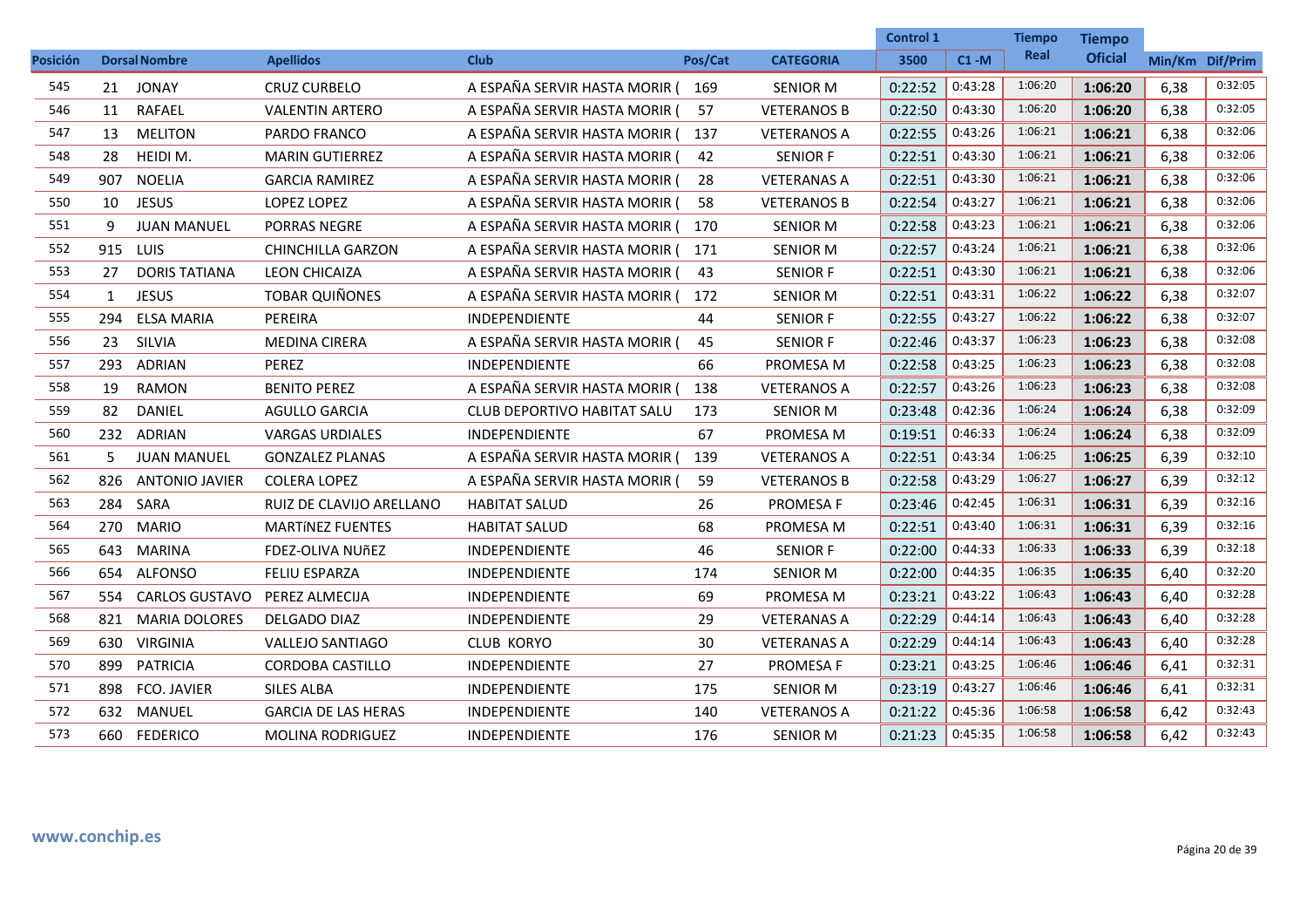| Posición | Dorsal | Nombre | Apellidos | Club | Pos/Cat | CATEGORIA | Control 1 | | Tiempo Real | Tiempo Oficial | Min/Km | Dif/Prim |
|---|---|---|---|---|---|---|---|---|---|---|---|---|
| | | | | | | | 3500 | C1 -M | | | | |
| 545 | 21 | JONAY | CRUZ CURBELO | A ESPAÑA SERVIR HASTA MORIR ( | 169 | SENIOR M | 0:22:52 | 0:43:28 | 1:06:20 | 1:06:20 | 6,38 | 0:32:05 |
| 546 | 11 | RAFAEL | VALENTIN ARTERO | A ESPAÑA SERVIR HASTA MORIR ( | 57 | VETERANOS B | 0:22:50 | 0:43:30 | 1:06:20 | 1:06:20 | 6,38 | 0:32:05 |
| 547 | 13 | MELITON | PARDO FRANCO | A ESPAÑA SERVIR HASTA MORIR ( | 137 | VETERANOS A | 0:22:55 | 0:43:26 | 1:06:21 | 1:06:21 | 6,38 | 0:32:06 |
| 548 | 28 | HEIDI M. | MARIN GUTIERREZ | A ESPAÑA SERVIR HASTA MORIR ( | 42 | SENIOR F | 0:22:51 | 0:43:30 | 1:06:21 | 1:06:21 | 6,38 | 0:32:06 |
| 549 | 907 | NOELIA | GARCIA RAMIREZ | A ESPAÑA SERVIR HASTA MORIR ( | 28 | VETERANAS A | 0:22:51 | 0:43:30 | 1:06:21 | 1:06:21 | 6,38 | 0:32:06 |
| 550 | 10 | JESUS | LOPEZ LOPEZ | A ESPAÑA SERVIR HASTA MORIR ( | 58 | VETERANOS B | 0:22:54 | 0:43:27 | 1:06:21 | 1:06:21 | 6,38 | 0:32:06 |
| 551 | 9 | JUAN MANUEL | PORRAS NEGRE | A ESPAÑA SERVIR HASTA MORIR ( | 170 | SENIOR M | 0:22:58 | 0:43:23 | 1:06:21 | 1:06:21 | 6,38 | 0:32:06 |
| 552 | 915 | LUIS | CHINCHILLA GARZON | A ESPAÑA SERVIR HASTA MORIR ( | 171 | SENIOR M | 0:22:57 | 0:43:24 | 1:06:21 | 1:06:21 | 6,38 | 0:32:06 |
| 553 | 27 | DORIS TATIANA | LEON CHICAIZA | A ESPAÑA SERVIR HASTA MORIR ( | 43 | SENIOR F | 0:22:51 | 0:43:30 | 1:06:21 | 1:06:21 | 6,38 | 0:32:06 |
| 554 | 1 | JESUS | TOBAR QUIÑONES | A ESPAÑA SERVIR HASTA MORIR ( | 172 | SENIOR M | 0:22:51 | 0:43:31 | 1:06:22 | 1:06:22 | 6,38 | 0:32:07 |
| 555 | 294 | ELSA MARIA | PEREIRA | INDEPENDIENTE | 44 | SENIOR F | 0:22:55 | 0:43:27 | 1:06:22 | 1:06:22 | 6,38 | 0:32:07 |
| 556 | 23 | SILVIA | MEDINA CIRERA | A ESPAÑA SERVIR HASTA MORIR ( | 45 | SENIOR F | 0:22:46 | 0:43:37 | 1:06:23 | 1:06:23 | 6,38 | 0:32:08 |
| 557 | 293 | ADRIAN | PEREZ | INDEPENDIENTE | 66 | PROMESA M | 0:22:58 | 0:43:25 | 1:06:23 | 1:06:23 | 6,38 | 0:32:08 |
| 558 | 19 | RAMON | BENITO PEREZ | A ESPAÑA SERVIR HASTA MORIR ( | 138 | VETERANOS A | 0:22:57 | 0:43:26 | 1:06:23 | 1:06:23 | 6,38 | 0:32:08 |
| 559 | 82 | DANIEL | AGULLO GARCIA | CLUB DEPORTIVO HABITAT SALU | 173 | SENIOR M | 0:23:48 | 0:42:36 | 1:06:24 | 1:06:24 | 6,38 | 0:32:09 |
| 560 | 232 | ADRIAN | VARGAS URDIALES | INDEPENDIENTE | 67 | PROMESA M | 0:19:51 | 0:46:33 | 1:06:24 | 1:06:24 | 6,38 | 0:32:09 |
| 561 | 5 | JUAN MANUEL | GONZALEZ PLANAS | A ESPAÑA SERVIR HASTA MORIR ( | 139 | VETERANOS A | 0:22:51 | 0:43:34 | 1:06:25 | 1:06:25 | 6,39 | 0:32:10 |
| 562 | 826 | ANTONIO JAVIER | COLERA LOPEZ | A ESPAÑA SERVIR HASTA MORIR ( | 59 | VETERANOS B | 0:22:58 | 0:43:29 | 1:06:27 | 1:06:27 | 6,39 | 0:32:12 |
| 563 | 284 | SARA | RUIZ DE CLAVIJO ARELLANO | HABITAT SALUD | 26 | PROMESA F | 0:23:46 | 0:42:45 | 1:06:31 | 1:06:31 | 6,39 | 0:32:16 |
| 564 | 270 | MARIO | MARTíNEZ FUENTES | HABITAT SALUD | 68 | PROMESA M | 0:22:51 | 0:43:40 | 1:06:31 | 1:06:31 | 6,39 | 0:32:16 |
| 565 | 643 | MARINA | FDEZ-OLIVA NUñEZ | INDEPENDIENTE | 46 | SENIOR F | 0:22:00 | 0:44:33 | 1:06:33 | 1:06:33 | 6,39 | 0:32:18 |
| 566 | 654 | ALFONSO | FELIU ESPARZA | INDEPENDIENTE | 174 | SENIOR M | 0:22:00 | 0:44:35 | 1:06:35 | 1:06:35 | 6,40 | 0:32:20 |
| 567 | 554 | CARLOS GUSTAVO | PEREZ ALMECIJA | INDEPENDIENTE | 69 | PROMESA M | 0:23:21 | 0:43:22 | 1:06:43 | 1:06:43 | 6,40 | 0:32:28 |
| 568 | 821 | MARIA DOLORES | DELGADO DIAZ | INDEPENDIENTE | 29 | VETERANAS A | 0:22:29 | 0:44:14 | 1:06:43 | 1:06:43 | 6,40 | 0:32:28 |
| 569 | 630 | VIRGINIA | VALLEJO SANTIAGO | CLUB KORYO | 30 | VETERANAS A | 0:22:29 | 0:44:14 | 1:06:43 | 1:06:43 | 6,40 | 0:32:28 |
| 570 | 899 | PATRICIA | CORDOBA CASTILLO | INDEPENDIENTE | 27 | PROMESA F | 0:23:21 | 0:43:25 | 1:06:46 | 1:06:46 | 6,41 | 0:32:31 |
| 571 | 898 | FCO. JAVIER | SILES ALBA | INDEPENDIENTE | 175 | SENIOR M | 0:23:19 | 0:43:27 | 1:06:46 | 1:06:46 | 6,41 | 0:32:31 |
| 572 | 632 | MANUEL | GARCIA DE LAS HERAS | INDEPENDIENTE | 140 | VETERANOS A | 0:21:22 | 0:45:36 | 1:06:58 | 1:06:58 | 6,42 | 0:32:43 |
| 573 | 660 | FEDERICO | MOLINA RODRIGUEZ | INDEPENDIENTE | 176 | SENIOR M | 0:21:23 | 0:45:35 | 1:06:58 | 1:06:58 | 6,42 | 0:32:43 |

www.conchip.es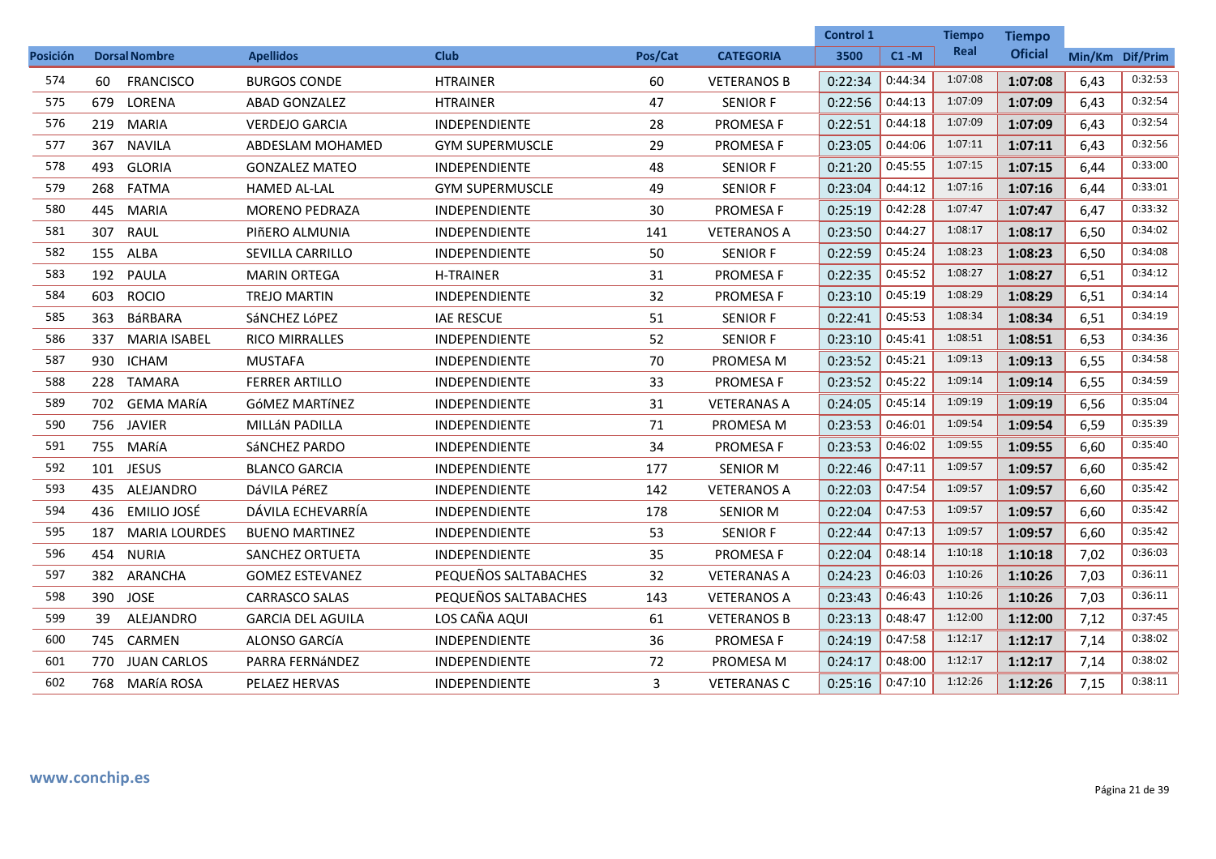| Posición | Dorsal | Nombre | Apellidos | Club | Pos/Cat | CATEGORIA | Control 1 | | Tiempo Real | Tiempo Oficial | Min/Km | Dif/Prim |
|---|---|---|---|---|---|---|---|---|---|---|---|---|
| | | | | | | | 3500 | C1 -M | | | | |
| 574 | 60 | FRANCISCO | BURGOS CONDE | HTRAINER | 60 | VETERANOS B | 0:22:34 | 0:44:34 | 1:07:08 | **1:07:08** | 6,43 | 0:32:53 |
| 575 | 679 | LORENA | ABAD GONZALEZ | HTRAINER | 47 | SENIOR F | 0:22:56 | 0:44:13 | 1:07:09 | **1:07:09** | 6,43 | 0:32:54 |
| 576 | 219 | MARIA | VERDEJO GARCIA | INDEPENDIENTE | 28 | PROMESA F | 0:22:51 | 0:44:18 | 1:07:09 | **1:07:09** | 6,43 | 0:32:54 |
| 577 | 367 | NAVILA | ABDESLAM MOHAMED | GYM SUPERMUSCLE | 29 | PROMESA F | 0:23:05 | 0:44:06 | 1:07:11 | **1:07:11** | 6,43 | 0:32:56 |
| 578 | 493 | GLORIA | GONZALEZ MATEO | INDEPENDIENTE | 48 | SENIOR F | 0:21:20 | 0:45:55 | 1:07:15 | **1:07:15** | 6,44 | 0:33:00 |
| 579 | 268 | FATMA | HAMED AL-LAL | GYM SUPERMUSCLE | 49 | SENIOR F | 0:23:04 | 0:44:12 | 1:07:16 | **1:07:16** | 6,44 | 0:33:01 |
| 580 | 445 | MARIA | MORENO PEDRAZA | INDEPENDIENTE | 30 | PROMESA F | 0:25:19 | 0:42:28 | 1:07:47 | **1:07:47** | 6,47 | 0:33:32 |
| 581 | 307 | RAUL | PIñERO ALMUNIA | INDEPENDIENTE | 141 | VETERANOS A | 0:23:50 | 0:44:27 | 1:08:17 | **1:08:17** | 6,50 | 0:34:02 |
| 582 | 155 | ALBA | SEVILLA CARRILLO | INDEPENDIENTE | 50 | SENIOR F | 0:22:59 | 0:45:24 | 1:08:23 | **1:08:23** | 6,50 | 0:34:08 |
| 583 | 192 | PAULA | MARIN ORTEGA | H-TRAINER | 31 | PROMESA F | 0:22:35 | 0:45:52 | 1:08:27 | **1:08:27** | 6,51 | 0:34:12 |
| 584 | 603 | ROCIO | TREJO MARTIN | INDEPENDIENTE | 32 | PROMESA F | 0:23:10 | 0:45:19 | 1:08:29 | **1:08:29** | 6,51 | 0:34:14 |
| 585 | 363 | BáRBARA | SáNCHEZ LóPEZ | IAE RESCUE | 51 | SENIOR F | 0:22:41 | 0:45:53 | 1:08:34 | **1:08:34** | 6,51 | 0:34:19 |
| 586 | 337 | MARIA ISABEL | RICO MIRRALLES | INDEPENDIENTE | 52 | SENIOR F | 0:23:10 | 0:45:41 | 1:08:51 | **1:08:51** | 6,53 | 0:34:36 |
| 587 | 930 | ICHAM | MUSTAFA | INDEPENDIENTE | 70 | PROMESA M | 0:23:52 | 0:45:21 | 1:09:13 | **1:09:13** | 6,55 | 0:34:58 |
| 588 | 228 | TAMARA | FERRER ARTILLO | INDEPENDIENTE | 33 | PROMESA F | 0:23:52 | 0:45:22 | 1:09:14 | **1:09:14** | 6,55 | 0:34:59 |
| 589 | 702 | GEMA MARíA | GóMEZ MARTíNEZ | INDEPENDIENTE | 31 | VETERANAS A | 0:24:05 | 0:45:14 | 1:09:19 | **1:09:19** | 6,56 | 0:35:04 |
| 590 | 756 | JAVIER | MILLáN PADILLA | INDEPENDIENTE | 71 | PROMESA M | 0:23:53 | 0:46:01 | 1:09:54 | **1:09:54** | 6,59 | 0:35:39 |
| 591 | 755 | MARíA | SáNCHEZ PARDO | INDEPENDIENTE | 34 | PROMESA F | 0:23:53 | 0:46:02 | 1:09:55 | **1:09:55** | 6,60 | 0:35:40 |
| 592 | 101 | JESUS | BLANCO GARCIA | INDEPENDIENTE | 177 | SENIOR M | 0:22:46 | 0:47:11 | 1:09:57 | **1:09:57** | 6,60 | 0:35:42 |
| 593 | 435 | ALEJANDRO | DáVILA PéREZ | INDEPENDIENTE | 142 | VETERANOS A | 0:22:03 | 0:47:54 | 1:09:57 | **1:09:57** | 6,60 | 0:35:42 |
| 594 | 436 | EMILIO JOSÉ | DÁVILA ECHEVARRÍA | INDEPENDIENTE | 178 | SENIOR M | 0:22:04 | 0:47:53 | 1:09:57 | **1:09:57** | 6,60 | 0:35:42 |
| 595 | 187 | MARIA LOURDES | BUENO MARTINEZ | INDEPENDIENTE | 53 | SENIOR F | 0:22:44 | 0:47:13 | 1:09:57 | **1:09:57** | 6,60 | 0:35:42 |
| 596 | 454 | NURIA | SANCHEZ ORTUETA | INDEPENDIENTE | 35 | PROMESA F | 0:22:04 | 0:48:14 | 1:10:18 | **1:10:18** | 7,02 | 0:36:03 |
| 597 | 382 | ARANCHA | GOMEZ ESTEVANEZ | PEQUEÑOS SALTABACHES | 32 | VETERANAS A | 0:24:23 | 0:46:03 | 1:10:26 | **1:10:26** | 7,03 | 0:36:11 |
| 598 | 390 | JOSE | CARRASCO SALAS | PEQUEÑOS SALTABACHES | 143 | VETERANOS A | 0:23:43 | 0:46:43 | 1:10:26 | **1:10:26** | 7,03 | 0:36:11 |
| 599 | 39 | ALEJANDRO | GARCIA DEL AGUILA | LOS CAÑA AQUI | 61 | VETERANOS B | 0:23:13 | 0:48:47 | 1:12:00 | **1:12:00** | 7,12 | 0:37:45 |
| 600 | 745 | CARMEN | ALONSO GARCÍA | INDEPENDIENTE | 36 | PROMESA F | 0:24:19 | 0:47:58 | 1:12:17 | **1:12:17** | 7,14 | 0:38:02 |
| 601 | 770 | JUAN CARLOS | PARRA FERNáNDEZ | INDEPENDIENTE | 72 | PROMESA M | 0:24:17 | 0:48:00 | 1:12:17 | **1:12:17** | 7,14 | 0:38:02 |
| 602 | 768 | MARíA ROSA | PELAEZ HERVAS | INDEPENDIENTE | 3 | VETERANAS C | 0:25:16 | 0:47:10 | 1:12:26 | **1:12:26** | 7,15 | 0:38:11 |

www.conchip.es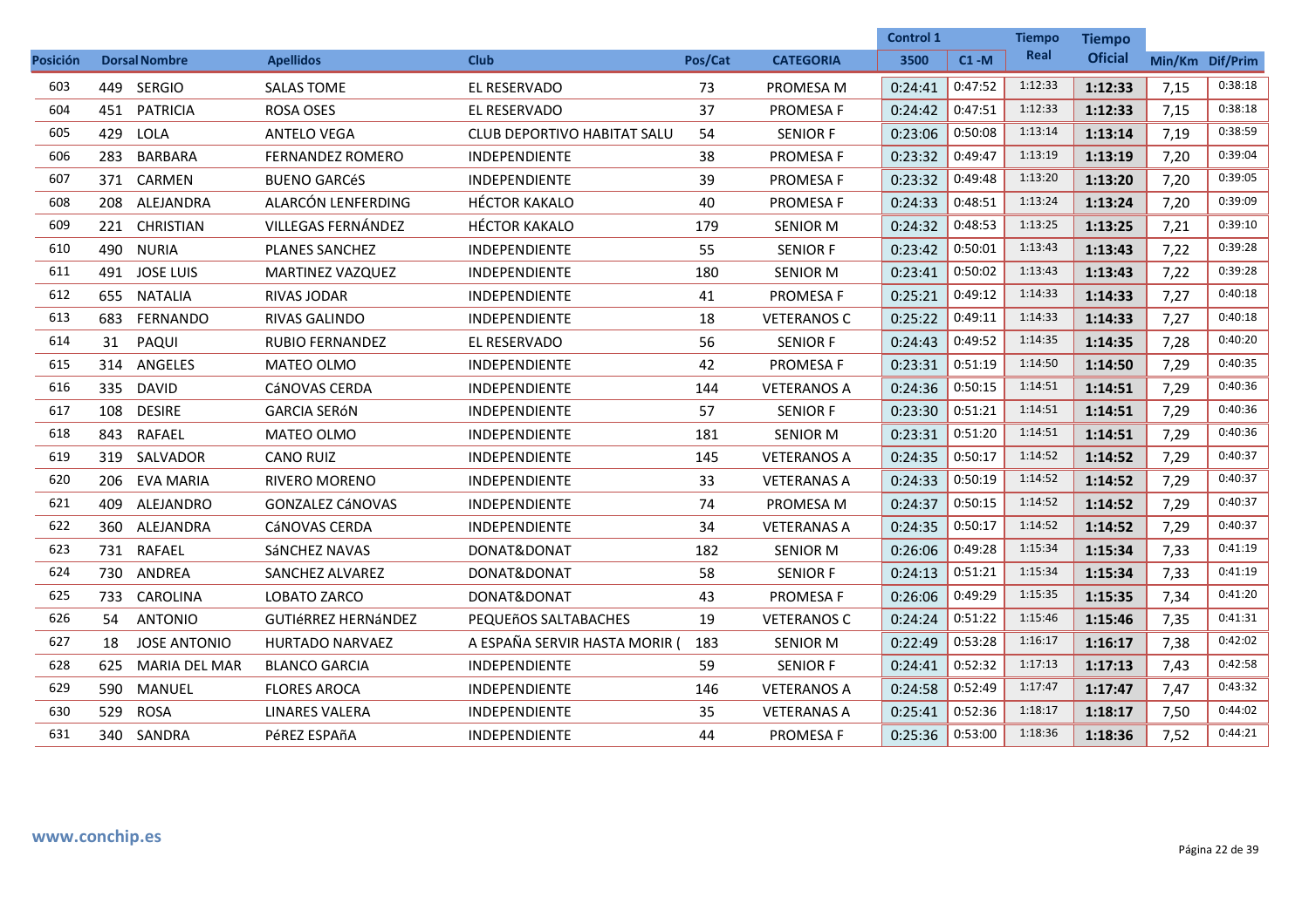| Posición | Dorsal | Nombre | Apellidos | Club | Pos/Cat | CATEGORIA | Control 1 3500 | C1 -M | Tiempo Real | Tiempo Oficial | Min/Km | Dif/Prim |
|---|---|---|---|---|---|---|---|---|---|---|---|---|
| 603 | 449 | SERGIO | SALAS TOME | EL RESERVADO | 73 | PROMESA M | 0:24:41 | 0:47:52 | 1:12:33 | **1:12:33** | 7,15 | 0:38:18 |
| 604 | 451 | PATRICIA | ROSA OSES | EL RESERVADO | 37 | PROMESA F | 0:24:42 | 0:47:51 | 1:12:33 | **1:12:33** | 7,15 | 0:38:18 |
| 605 | 429 | LOLA | ANTELO VEGA | CLUB DEPORTIVO HABITAT SALU | 54 | SENIOR F | 0:23:06 | 0:50:08 | 1:13:14 | **1:13:14** | 7,19 | 0:38:59 |
| 606 | 283 | BARBARA | FERNANDEZ ROMERO | INDEPENDIENTE | 38 | PROMESA F | 0:23:32 | 0:49:47 | 1:13:19 | **1:13:19** | 7,20 | 0:39:04 |
| 607 | 371 | CARMEN | BUENO GARCéS | INDEPENDIENTE | 39 | PROMESA F | 0:23:32 | 0:49:48 | 1:13:20 | **1:13:20** | 7,20 | 0:39:05 |
| 608 | 208 | ALEJANDRA | ALARCÓN LENFERDING | HÉCTOR KAKALO | 40 | PROMESA F | 0:24:33 | 0:48:51 | 1:13:24 | **1:13:24** | 7,20 | 0:39:09 |
| 609 | 221 | CHRISTIAN | VILLEGAS FERNÁNDEZ | HÉCTOR KAKALO | 179 | SENIOR M | 0:24:32 | 0:48:53 | 1:13:25 | **1:13:25** | 7,21 | 0:39:10 |
| 610 | 490 | NURIA | PLANES SANCHEZ | INDEPENDIENTE | 55 | SENIOR F | 0:23:42 | 0:50:01 | 1:13:43 | **1:13:43** | 7,22 | 0:39:28 |
| 611 | 491 | JOSE LUIS | MARTINEZ VAZQUEZ | INDEPENDIENTE | 180 | SENIOR M | 0:23:41 | 0:50:02 | 1:13:43 | **1:13:43** | 7,22 | 0:39:28 |
| 612 | 655 | NATALIA | RIVAS JODAR | INDEPENDIENTE | 41 | PROMESA F | 0:25:21 | 0:49:12 | 1:14:33 | **1:14:33** | 7,27 | 0:40:18 |
| 613 | 683 | FERNANDO | RIVAS GALINDO | INDEPENDIENTE | 18 | VETERANOS C | 0:25:22 | 0:49:11 | 1:14:33 | **1:14:33** | 7,27 | 0:40:18 |
| 614 | 31 | PAQUI | RUBIO FERNANDEZ | EL RESERVADO | 56 | SENIOR F | 0:24:43 | 0:49:52 | 1:14:35 | **1:14:35** | 7,28 | 0:40:20 |
| 615 | 314 | ANGELES | MATEO OLMO | INDEPENDIENTE | 42 | PROMESA F | 0:23:31 | 0:51:19 | 1:14:50 | **1:14:50** | 7,29 | 0:40:35 |
| 616 | 335 | DAVID | CáNOVAS CERDA | INDEPENDIENTE | 144 | VETERANOS A | 0:24:36 | 0:50:15 | 1:14:51 | **1:14:51** | 7,29 | 0:40:36 |
| 617 | 108 | DESIRE | GARCIA SERóN | INDEPENDIENTE | 57 | SENIOR F | 0:23:30 | 0:51:21 | 1:14:51 | **1:14:51** | 7,29 | 0:40:36 |
| 618 | 843 | RAFAEL | MATEO OLMO | INDEPENDIENTE | 181 | SENIOR M | 0:23:31 | 0:51:20 | 1:14:51 | **1:14:51** | 7,29 | 0:40:36 |
| 619 | 319 | SALVADOR | CANO RUIZ | INDEPENDIENTE | 145 | VETERANOS A | 0:24:35 | 0:50:17 | 1:14:52 | **1:14:52** | 7,29 | 0:40:37 |
| 620 | 206 | EVA MARIA | RIVERO MORENO | INDEPENDIENTE | 33 | VETERANAS A | 0:24:33 | 0:50:19 | 1:14:52 | **1:14:52** | 7,29 | 0:40:37 |
| 621 | 409 | ALEJANDRO | GONZALEZ CáNOVAS | INDEPENDIENTE | 74 | PROMESA M | 0:24:37 | 0:50:15 | 1:14:52 | **1:14:52** | 7,29 | 0:40:37 |
| 622 | 360 | ALEJANDRA | CáNOVAS CERDA | INDEPENDIENTE | 34 | VETERANAS A | 0:24:35 | 0:50:17 | 1:14:52 | **1:14:52** | 7,29 | 0:40:37 |
| 623 | 731 | RAFAEL | SáNCHEZ NAVAS | DONAT&DONAT | 182 | SENIOR M | 0:26:06 | 0:49:28 | 1:15:34 | **1:15:34** | 7,33 | 0:41:19 |
| 624 | 730 | ANDREA | SANCHEZ ALVAREZ | DONAT&DONAT | 58 | SENIOR F | 0:24:13 | 0:51:21 | 1:15:34 | **1:15:34** | 7,33 | 0:41:19 |
| 625 | 733 | CAROLINA | LOBATO ZARCO | DONAT&DONAT | 43 | PROMESA F | 0:26:06 | 0:49:29 | 1:15:35 | **1:15:35** | 7,34 | 0:41:20 |
| 626 | 54 | ANTONIO | GUTIéRREZ HERNáNDEZ | PEQUEñOS SALTABACHES | 19 | VETERANOS C | 0:24:24 | 0:51:22 | 1:15:46 | **1:15:46** | 7,35 | 0:41:31 |
| 627 | 18 | JOSE ANTONIO | HURTADO NARVAEZ | A ESPAÑA SERVIR HASTA MORIR ( | 183 | SENIOR M | 0:22:49 | 0:53:28 | 1:16:17 | **1:16:17** | 7,38 | 0:42:02 |
| 628 | 625 | MARIA DEL MAR | BLANCO GARCIA | INDEPENDIENTE | 59 | SENIOR F | 0:24:41 | 0:52:32 | 1:17:13 | **1:17:13** | 7,43 | 0:42:58 |
| 629 | 590 | MANUEL | FLORES AROCA | INDEPENDIENTE | 146 | VETERANOS A | 0:24:58 | 0:52:49 | 1:17:47 | **1:17:47** | 7,47 | 0:43:32 |
| 630 | 529 | ROSA | LINARES VALERA | INDEPENDIENTE | 35 | VETERANAS A | 0:25:41 | 0:52:36 | 1:18:17 | **1:18:17** | 7,50 | 0:44:02 |
| 631 | 340 | SANDRA | PéREZ ESPAñA | INDEPENDIENTE | 44 | PROMESA F | 0:25:36 | 0:53:00 | 1:18:36 | **1:18:36** | 7,52 | 0:44:21 |

www.conchip.es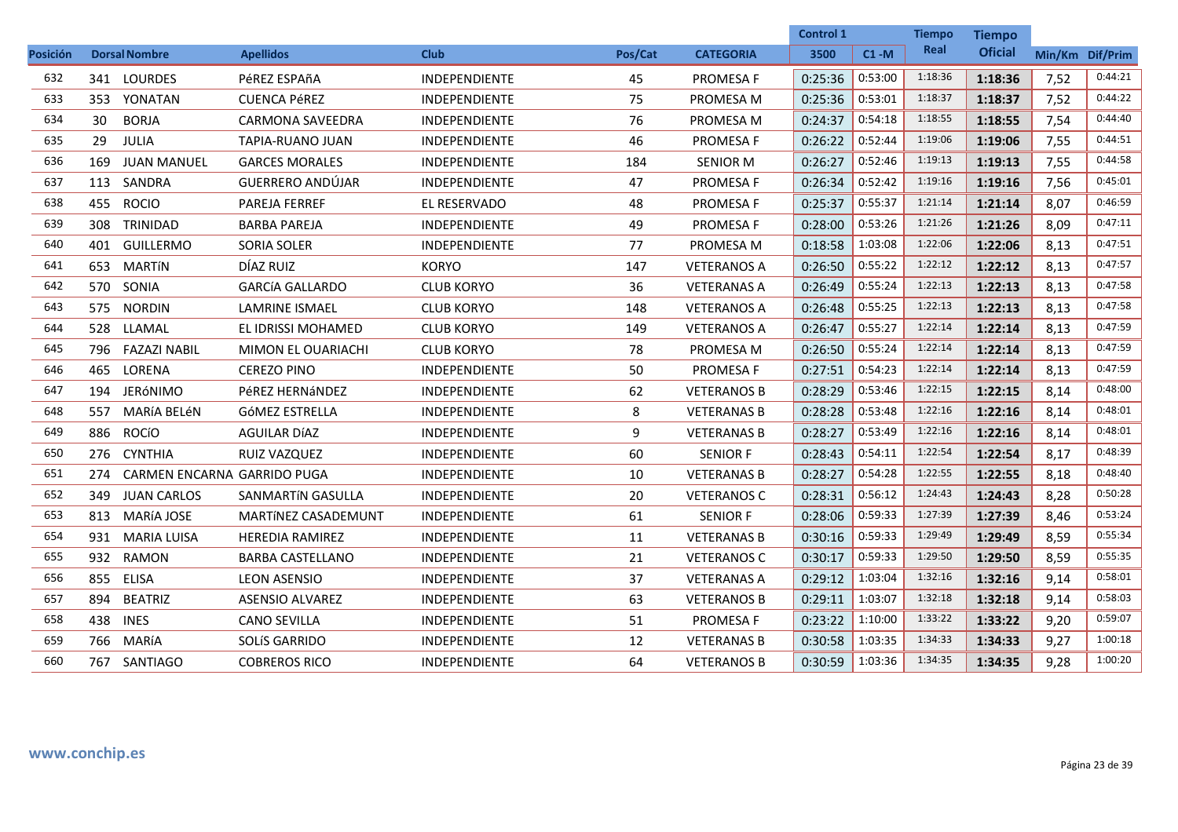| Posición | Dorsal | Nombre | Apellidos | Club | Pos/Cat | CATEGORIA | Control 1 3500 | C1 -M | Tiempo Real | Tiempo Oficial | Min/Km | Dif/Prim |
|---|---|---|---|---|---|---|---|---|---|---|---|---|
| 632 | 341 | LOURDES | PéREZ ESPAñA | INDEPENDIENTE | 45 | PROMESA F | 0:25:36 | 0:53:00 | 1:18:36 | **1:18:36** | 7,52 | 0:44:21 |
| 633 | 353 | YONATAN | CUENCA PéREZ | INDEPENDIENTE | 75 | PROMESA M | 0:25:36 | 0:53:01 | 1:18:37 | **1:18:37** | 7,52 | 0:44:22 |
| 634 | 30 | BORJA | CARMONA SAVEEDRA | INDEPENDIENTE | 76 | PROMESA M | 0:24:37 | 0:54:18 | 1:18:55 | **1:18:55** | 7,54 | 0:44:40 |
| 635 | 29 | JULIA | TAPIA-RUANO JUAN | INDEPENDIENTE | 46 | PROMESA F | 0:26:22 | 0:52:44 | 1:19:06 | **1:19:06** | 7,55 | 0:44:51 |
| 636 | 169 | JUAN MANUEL | GARCES MORALES | INDEPENDIENTE | 184 | SENIOR M | 0:26:27 | 0:52:46 | 1:19:13 | **1:19:13** | 7,55 | 0:44:58 |
| 637 | 113 | SANDRA | GUERRERO ANDÚJAR | INDEPENDIENTE | 47 | PROMESA F | 0:26:34 | 0:52:42 | 1:19:16 | **1:19:16** | 7,56 | 0:45:01 |
| 638 | 455 | ROCIO | PAREJA FERREF | EL RESERVADO | 48 | PROMESA F | 0:25:37 | 0:55:37 | 1:21:14 | **1:21:14** | 8,07 | 0:46:59 |
| 639 | 308 | TRINIDAD | BARBA PAREJA | INDEPENDIENTE | 49 | PROMESA F | 0:28:00 | 0:53:26 | 1:21:26 | **1:21:26** | 8,09 | 0:47:11 |
| 640 | 401 | GUILLERMO | SORIA SOLER | INDEPENDIENTE | 77 | PROMESA M | 0:18:58 | 1:03:08 | 1:22:06 | **1:22:06** | 8,13 | 0:47:51 |
| 641 | 653 | MARTíN | DíAZ RUIZ | KORYO | 147 | VETERANOS A | 0:26:50 | 0:55:22 | 1:22:12 | **1:22:12** | 8,13 | 0:47:57 |
| 642 | 570 | SONIA | GARCíA GALLARDO | CLUB KORYO | 36 | VETERANAS A | 0:26:49 | 0:55:24 | 1:22:13 | **1:22:13** | 8,13 | 0:47:58 |
| 643 | 575 | NORDIN | LAMRINE ISMAEL | CLUB KORYO | 148 | VETERANOS A | 0:26:48 | 0:55:25 | 1:22:13 | **1:22:13** | 8,13 | 0:47:58 |
| 644 | 528 | LLAMAL | EL IDRISSI MOHAMED | CLUB KORYO | 149 | VETERANOS A | 0:26:47 | 0:55:27 | 1:22:14 | **1:22:14** | 8,13 | 0:47:59 |
| 645 | 796 | FAZAZI NABIL | MIMON EL OUARIACHI | CLUB KORYO | 78 | PROMESA M | 0:26:50 | 0:55:24 | 1:22:14 | **1:22:14** | 8,13 | 0:47:59 |
| 646 | 465 | LORENA | CEREZO PINO | INDEPENDIENTE | 50 | PROMESA F | 0:27:51 | 0:54:23 | 1:22:14 | **1:22:14** | 8,13 | 0:47:59 |
| 647 | 194 | JERóNIMO | PéREZ HERNáNDEZ | INDEPENDIENTE | 62 | VETERANOS B | 0:28:29 | 0:53:46 | 1:22:15 | **1:22:15** | 8,14 | 0:48:00 |
| 648 | 557 | MARíA BELéN | GóMEZ ESTRELLA | INDEPENDIENTE | 8 | VETERANAS B | 0:28:28 | 0:53:48 | 1:22:16 | **1:22:16** | 8,14 | 0:48:01 |
| 649 | 886 | ROCíO | AGUILAR DíAZ | INDEPENDIENTE | 9 | VETERANAS B | 0:28:27 | 0:53:49 | 1:22:16 | **1:22:16** | 8,14 | 0:48:01 |
| 650 | 276 | CYNTHIA | RUIZ VAZQUEZ | INDEPENDIENTE | 60 | SENIOR F | 0:28:43 | 0:54:11 | 1:22:54 | **1:22:54** | 8,17 | 0:48:39 |
| 651 | 274 | CARMEN ENCARNA | GARRIDO PUGA | INDEPENDIENTE | 10 | VETERANAS B | 0:28:27 | 0:54:28 | 1:22:55 | **1:22:55** | 8,18 | 0:48:40 |
| 652 | 349 | JUAN CARLOS | SANMARTíN GASULLA | INDEPENDIENTE | 20 | VETERANOS C | 0:28:31 | 0:56:12 | 1:24:43 | **1:24:43** | 8,28 | 0:50:28 |
| 653 | 813 | MARíA JOSE | MARTíNEZ CASADEMUNT | INDEPENDIENTE | 61 | SENIOR F | 0:28:06 | 0:59:33 | 1:27:39 | **1:27:39** | 8,46 | 0:53:24 |
| 654 | 931 | MARIA LUISA | HEREDIA RAMIREZ | INDEPENDIENTE | 11 | VETERANAS B | 0:30:16 | 0:59:33 | 1:29:49 | **1:29:49** | 8,59 | 0:55:34 |
| 655 | 932 | RAMON | BARBA CASTELLANO | INDEPENDIENTE | 21 | VETERANOS C | 0:30:17 | 0:59:33 | 1:29:50 | **1:29:50** | 8,59 | 0:55:35 |
| 656 | 855 | ELISA | LEON ASENSIO | INDEPENDIENTE | 37 | VETERANAS A | 0:29:12 | 1:03:04 | 1:32:16 | **1:32:16** | 9,14 | 0:58:01 |
| 657 | 894 | BEATRIZ | ASENSIO ALVAREZ | INDEPENDIENTE | 63 | VETERANOS B | 0:29:11 | 1:03:07 | 1:32:18 | **1:32:18** | 9,14 | 0:58:03 |
| 658 | 438 | INES | CANO SEVILLA | INDEPENDIENTE | 51 | PROMESA F | 0:23:22 | 1:10:00 | 1:33:22 | **1:33:22** | 9,20 | 0:59:07 |
| 659 | 766 | MARíA | SOLíS GARRIDO | INDEPENDIENTE | 12 | VETERANAS B | 0:30:58 | 1:03:35 | 1:34:33 | **1:34:33** | 9,27 | 1:00:18 |
| 660 | 767 | SANTIAGO | COBREROS RICO | INDEPENDIENTE | 64 | VETERANOS B | 0:30:59 | 1:03:36 | 1:34:35 | **1:34:35** | 9,28 | 1:00:20 |

www.conchip.es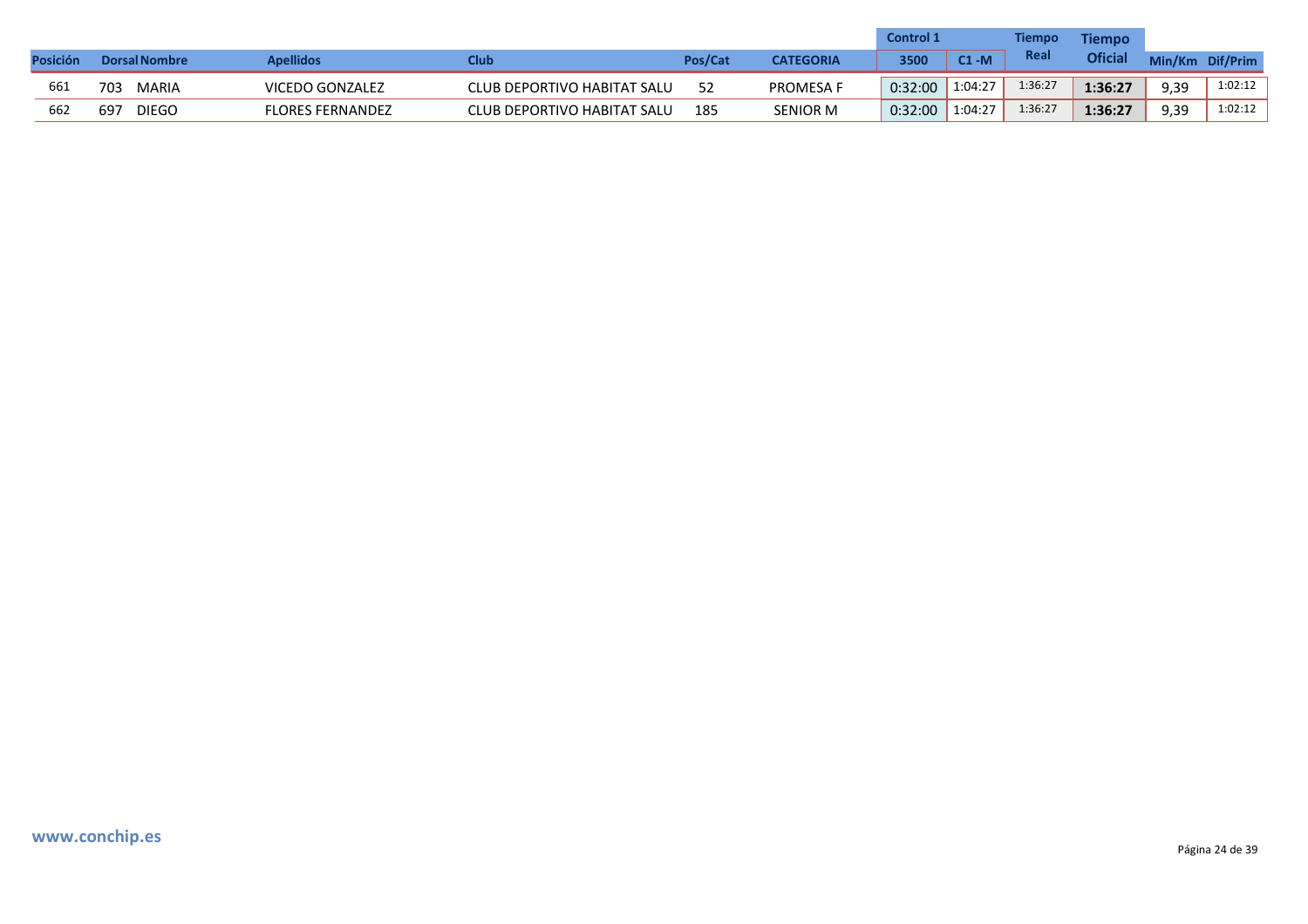| | | | | | | | Control 1 | | Tiempo | Tiempo | | |
|---|---|---|---|---|---|---|---|---|---|---|---|---|
| Posición | Dorsal | Nombre | Apellidos | Club | Pos/Cat | CATEGORIA | 3500 | C1 -M | Real | Oficial | Min/Km | Dif/Prim |
| 661 | 703 | MARIA | VICEDO GONZALEZ | CLUB DEPORTIVO HABITAT SALU | 52 | PROMESA F | 0:32:00 | 1:04:27 | 1:36:27 | **1:36:27** | 9,39 | 1:02:12 |
| 662 | 697 | DIEGO | FLORES FERNANDEZ | CLUB DEPORTIVO HABITAT SALU | 185 | SENIOR M | 0:32:00 | 1:04:27 | 1:36:27 | **1:36:27** | 9,39 | 1:02:12 |

**www.conchip.es**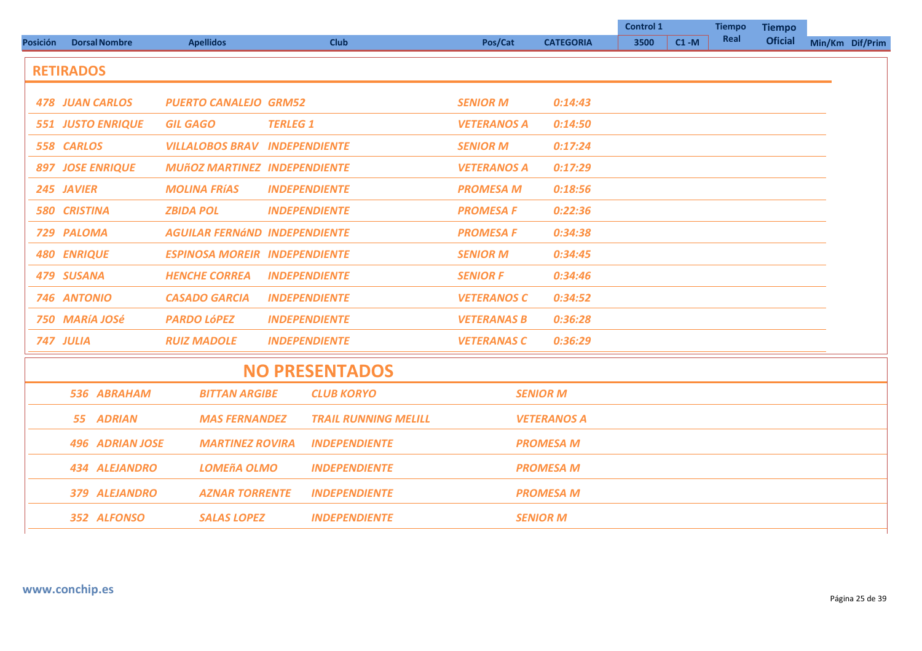| Posición | Dorsal | Nombre | Apellidos | Club | Pos/Cat | CATEGORIA | Control 1 3500 | C1 -M | Tiempo Real | Tiempo Oficial | Min/Km | Dif/Prim |
|---|---|---|---|---|---|---|---|---|---|---|---|---|

## RETIRADOS

| Dorsal | Nombre | Apellidos | Club | CATEGORIA | Control 1 |
|---|---|---|---|---|---|
| 478 | JUAN CARLOS | PUERTO CANALEJO | GRM52 | SENIOR M | 0:14:43 |
| 551 | JUSTO ENRIQUE | GIL GAGO | TERLEG 1 | VETERANOS A | 0:14:50 |
| 558 | CARLOS | VILLALOBOS BRAV | INDEPENDIENTE | SENIOR M | 0:17:24 |
| 897 | JOSE ENRIQUE | MUñOZ MARTINEZ | INDEPENDIENTE | VETERANOS A | 0:17:29 |
| 245 | JAVIER | MOLINA FRíAS | INDEPENDIENTE | PROMESA M | 0:18:56 |
| 580 | CRISTINA | ZBIDA POL | INDEPENDIENTE | PROMESA F | 0:22:36 |
| 729 | PALOMA | AGUILAR FERNáND | INDEPENDIENTE | PROMESA F | 0:34:38 |
| 480 | ENRIQUE | ESPINOSA MOREIR | INDEPENDIENTE | SENIOR M | 0:34:45 |
| 479 | SUSANA | HENCHE CORREA | INDEPENDIENTE | SENIOR F | 0:34:46 |
| 746 | ANTONIO | CASADO GARCIA | INDEPENDIENTE | VETERANOS C | 0:34:52 |
| 750 | MARíA JOSé | PARDO LóPEZ | INDEPENDIENTE | VETERANAS B | 0:36:28 |
| 747 | JULIA | RUIZ MADOLE | INDEPENDIENTE | VETERANAS C | 0:36:29 |

## NO PRESENTADOS

| Dorsal | Nombre | Apellidos | Club | CATEGORIA |
|---|---|---|---|---|
| 536 | ABRAHAM | BITTAN ARGIBE | CLUB KORYO | SENIOR M |
| 55 | ADRIAN | MAS FERNANDEZ | TRAIL RUNNING MELILL | VETERANOS A |
| 496 | ADRIAN JOSE | MARTINEZ ROVIRA | INDEPENDIENTE | PROMESA M |
| 434 | ALEJANDRO | LOMEñA OLMO | INDEPENDIENTE | PROMESA M |
| 379 | ALEJANDRO | AZNAR TORRENTE | INDEPENDIENTE | PROMESA M |
| 352 | ALFONSO | SALAS LOPEZ | INDEPENDIENTE | SENIOR M |

www.conchip.es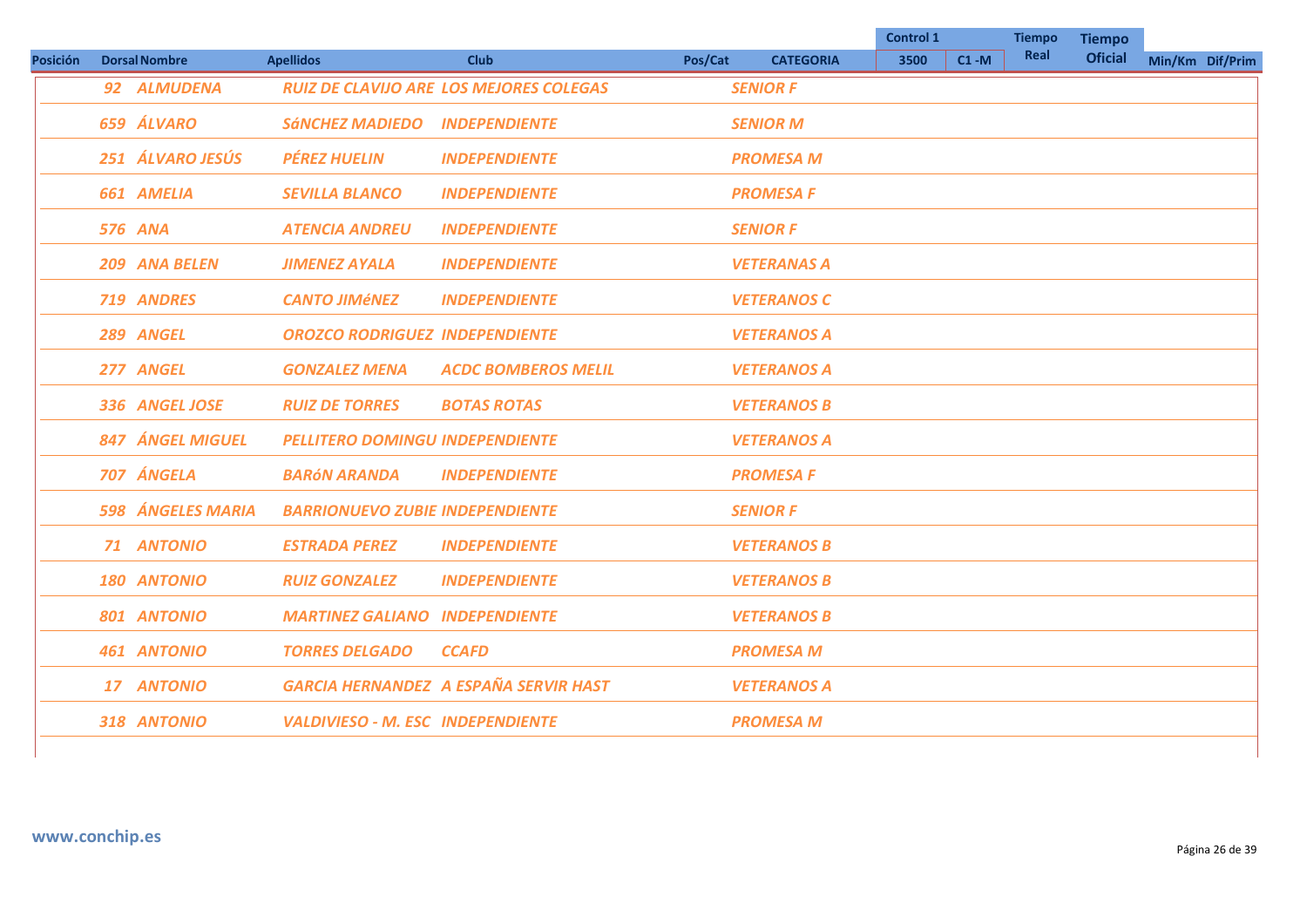| Posición | Dorsal | Nombre | Apellidos | Club | Pos/Cat | CATEGORIA | Control 1 3500 | C1 -M | Tiempo Real | Tiempo Oficial | Min/Km | Dif/Prim |
|---|---|---|---|---|---|---|---|---|---|---|---|---|
| | 92 | ALMUDENA | RUIZ DE CLAVIJO ARE | LOS MEJORES COLEGAS | | SENIOR F | | | | | | |
| | 659 | ÁLVARO | SáNCHEZ MADIEDO | INDEPENDIENTE | | SENIOR M | | | | | | |
| | 251 | ÁLVARO JESÚS | PÉREZ HUELIN | INDEPENDIENTE | | PROMESA M | | | | | | |
| | 661 | AMELIA | SEVILLA BLANCO | INDEPENDIENTE | | PROMESA F | | | | | | |
| | 576 | ANA | ATENCIA ANDREU | INDEPENDIENTE | | SENIOR F | | | | | | |
| | 209 | ANA BELEN | JIMENEZ AYALA | INDEPENDIENTE | | VETERANAS A | | | | | | |
| | 719 | ANDRES | CANTO JIMéNEZ | INDEPENDIENTE | | VETERANOS C | | | | | | |
| | 289 | ANGEL | OROZCO RODRIGUEZ | INDEPENDIENTE | | VETERANOS A | | | | | | |
| | 277 | ANGEL | GONZALEZ MENA | ACDC BOMBEROS MELIL | | VETERANOS A | | | | | | |
| | 336 | ANGEL JOSE | RUIZ DE TORRES | BOTAS ROTAS | | VETERANOS B | | | | | | |
| | 847 | ÁNGEL MIGUEL | PELLITERO DOMINGU | INDEPENDIENTE | | VETERANOS A | | | | | | |
| | 707 | ÁNGELA | BARóN ARANDA | INDEPENDIENTE | | PROMESA F | | | | | | |
| | 598 | ÁNGELES MARIA | BARRIONUEVO ZUBIE | INDEPENDIENTE | | SENIOR F | | | | | | |
| | 71 | ANTONIO | ESTRADA PEREZ | INDEPENDIENTE | | VETERANOS B | | | | | | |
| | 180 | ANTONIO | RUIZ GONZALEZ | INDEPENDIENTE | | VETERANOS B | | | | | | |
| | 801 | ANTONIO | MARTINEZ GALIANO | INDEPENDIENTE | | VETERANOS B | | | | | | |
| | 461 | ANTONIO | TORRES DELGADO | CCAFD | | PROMESA M | | | | | | |
| | 17 | ANTONIO | GARCIA HERNANDEZ | A ESPAÑA SERVIR HAST | | VETERANOS A | | | | | | |
| | 318 | ANTONIO | VALDIVIESO - M. ESC | INDEPENDIENTE | | PROMESA M | | | | | | |

www.conchip.es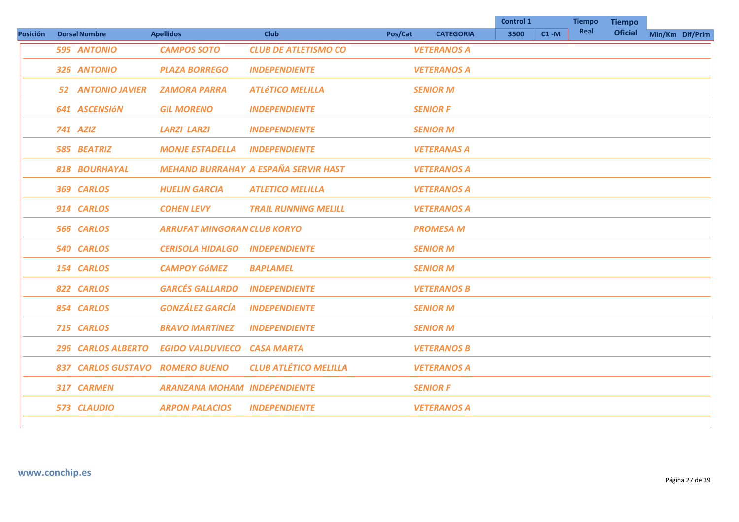| | | | | | | | Control 1 | | Tiempo | Tiempo | | |
|---|---|---|---|---|---|---|---|---|---|---|---|---|
| Posición | Dorsal | Nombre | Apellidos | Club | Pos/Cat | CATEGORIA | 3500 | C1 -M | Real | Oficial | Min/Km | Dif/Prim |
| | 595 | ANTONIO | CAMPOS SOTO | CLUB DE ATLETISMO CO | | VETERANOS A | | | | | | |
| | 326 | ANTONIO | PLAZA BORREGO | INDEPENDIENTE | | VETERANOS A | | | | | | |
| | 52 | ANTONIO JAVIER | ZAMORA PARRA | ATLéTICO MELILLA | | SENIOR M | | | | | | |
| | 641 | ASCENSIóN | GIL MORENO | INDEPENDIENTE | | SENIOR F | | | | | | |
| | 741 | AZIZ | LARZI LARZI | INDEPENDIENTE | | SENIOR M | | | | | | |
| | 585 | BEATRIZ | MONJE ESTADELLA | INDEPENDIENTE | | VETERANAS A | | | | | | |
| | 818 | BOURHAYAL | MEHAND BURRAHAY | A ESPAÑA SERVIR HAST | | VETERANOS A | | | | | | |
| | 369 | CARLOS | HUELIN GARCIA | ATLETICO MELILLA | | VETERANOS A | | | | | | |
| | 914 | CARLOS | COHEN LEVY | TRAIL RUNNING MELILL | | VETERANOS A | | | | | | |
| | 566 | CARLOS | ARRUFAT MINGORAN | CLUB KORYO | | PROMESA M | | | | | | |
| | 540 | CARLOS | CERISOLA HIDALGO | INDEPENDIENTE | | SENIOR M | | | | | | |
| | 154 | CARLOS | CAMPOY GóMEZ | BAPLAMEL | | SENIOR M | | | | | | |
| | 822 | CARLOS | GARCÉS GALLARDO | INDEPENDIENTE | | VETERANOS B | | | | | | |
| | 854 | CARLOS | GONZÁLEZ GARCÍA | INDEPENDIENTE | | SENIOR M | | | | | | |
| | 715 | CARLOS | BRAVO MARTíNEZ | INDEPENDIENTE | | SENIOR M | | | | | | |
| | 296 | CARLOS ALBERTO | EGIDO VALDUVIECO | CASA MARTA | | VETERANOS B | | | | | | |
| | 837 | CARLOS GUSTAVO | ROMERO BUENO | CLUB ATLÉTICO MELILLA | | VETERANOS A | | | | | | |
| | 317 | CARMEN | ARANZANA MOHAM | INDEPENDIENTE | | SENIOR F | | | | | | |
| | 573 | CLAUDIO | ARPON PALACIOS | INDEPENDIENTE | | VETERANOS A | | | | | | |

www.conchip.es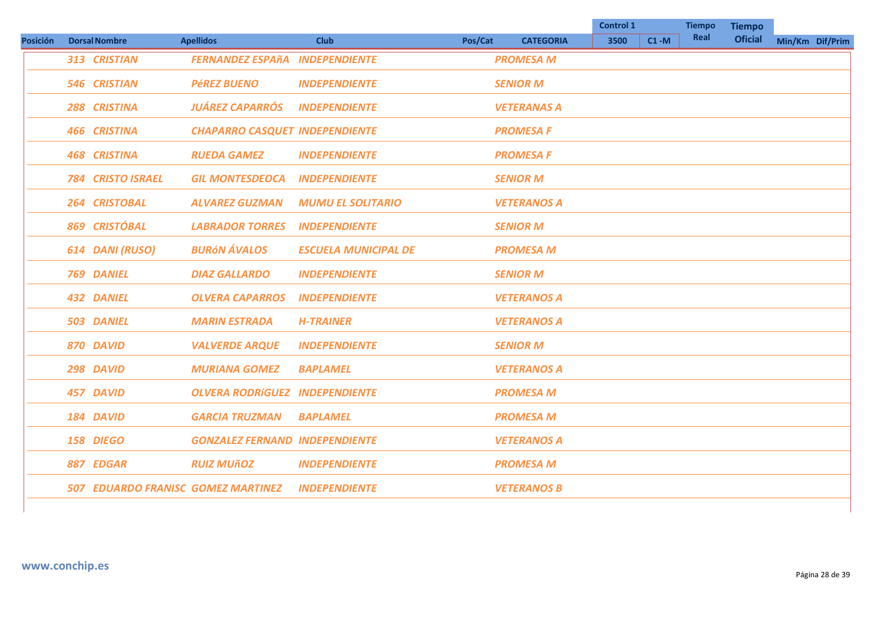| Posición | Dorsal | Nombre | Apellidos | Club | Pos/Cat | CATEGORIA | Control 1 3500 | C1 -M | Tiempo Real | Tiempo Oficial | Min/Km | Dif/Prim |
|---|---|---|---|---|---|---|---|---|---|---|---|---|
| | 313 | CRISTIAN | FERNANDEZ ESPAñA | INDEPENDIENTE | | PROMESA M | | | | | | |
| | 546 | CRISTIAN | PéREZ BUENO | INDEPENDIENTE | | SENIOR M | | | | | | |
| | 288 | CRISTINA | JUÁREZ CAPARRÓS | INDEPENDIENTE | | VETERANAS A | | | | | | |
| | 466 | CRISTINA | CHAPARRO CASQUET | INDEPENDIENTE | | PROMESA F | | | | | | |
| | 468 | CRISTINA | RUEDA GAMEZ | INDEPENDIENTE | | PROMESA F | | | | | | |
| | 784 | CRISTO ISRAEL | GIL MONTESDEOCA | INDEPENDIENTE | | SENIOR M | | | | | | |
| | 264 | CRISTOBAL | ALVAREZ GUZMAN | MUMU EL SOLITARIO | | VETERANOS A | | | | | | |
| | 869 | CRISTÓBAL | LABRADOR TORRES | INDEPENDIENTE | | SENIOR M | | | | | | |
| | 614 | DANI (RUSO) | BURóN ÁVALOS | ESCUELA MUNICIPAL DE | | PROMESA M | | | | | | |
| | 769 | DANIEL | DIAZ GALLARDO | INDEPENDIENTE | | SENIOR M | | | | | | |
| | 432 | DANIEL | OLVERA CAPARROS | INDEPENDIENTE | | VETERANOS A | | | | | | |
| | 503 | DANIEL | MARIN ESTRADA | H-TRAINER | | VETERANOS A | | | | | | |
| | 870 | DAVID | VALVERDE ARQUE | INDEPENDIENTE | | SENIOR M | | | | | | |
| | 298 | DAVID | MURIANA GOMEZ | BAPLAMEL | | VETERANOS A | | | | | | |
| | 457 | DAVID | OLVERA RODRíGUEZ | INDEPENDIENTE | | PROMESA M | | | | | | |
| | 184 | DAVID | GARCIA TRUZMAN | BAPLAMEL | | PROMESA M | | | | | | |
| | 158 | DIEGO | GONZALEZ FERNAND | INDEPENDIENTE | | VETERANOS A | | | | | | |
| | 887 | EDGAR | RUIZ MUñOZ | INDEPENDIENTE | | PROMESA M | | | | | | |
| | 507 | EDUARDO FRANISC | GOMEZ MARTINEZ | INDEPENDIENTE | | VETERANOS B | | | | | | |

www.conchip.es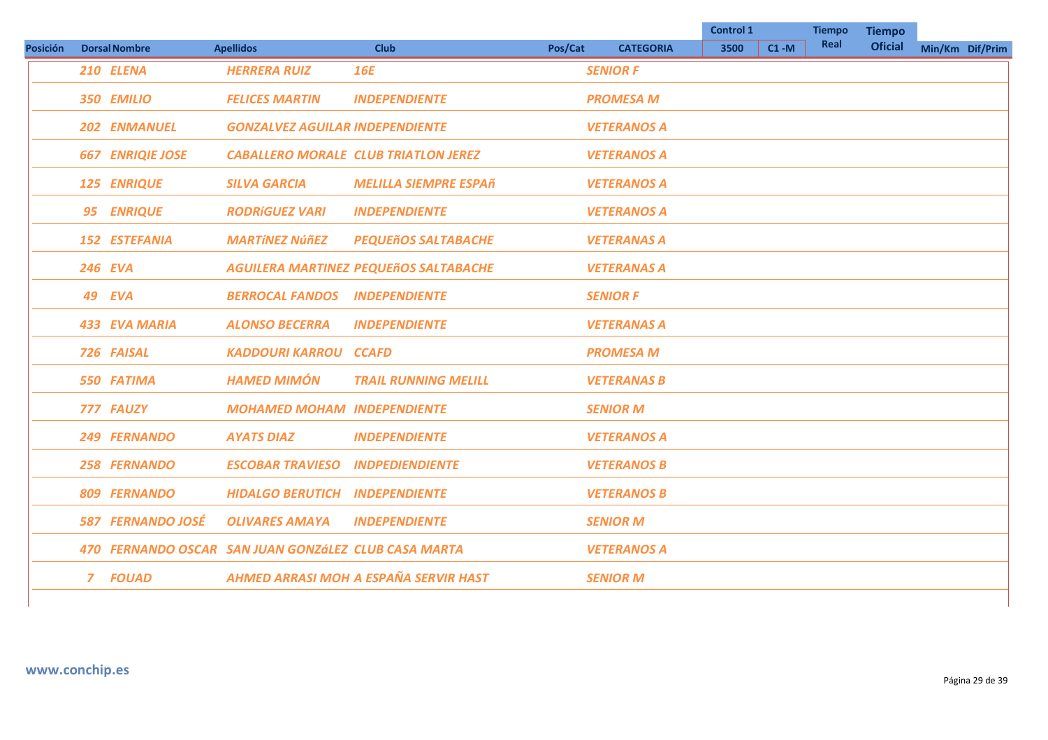| Posición | Dorsal | Nombre | Apellidos | Club | Pos/Cat | CATEGORIA | Control 1 3500 | C1 -M | Tiempo Real | Tiempo Oficial | Min/Km | Dif/Prim |
|---|---|---|---|---|---|---|---|---|---|---|---|---|
| | 210 | ELENA | HERRERA RUIZ | 16E | | SENIOR F | | | | | | |
| | 350 | EMILIO | FELICES MARTIN | INDEPENDIENTE | | PROMESA M | | | | | | |
| | 202 | ENMANUEL | GONZALVEZ AGUILAR | INDEPENDIENTE | | VETERANOS A | | | | | | |
| | 667 | ENRIQIE JOSE | CABALLERO MORALE | CLUB TRIATLON JEREZ | | VETERANOS A | | | | | | |
| | 125 | ENRIQUE | SILVA GARCIA | MELILLA SIEMPRE ESPAñ | | VETERANOS A | | | | | | |
| | 95 | ENRIQUE | RODRíGUEZ VARI | INDEPENDIENTE | | VETERANOS A | | | | | | |
| | 152 | ESTEFANIA | MARTíNEZ NúñEZ | PEQUEñOS SALTABACHE | | VETERANAS A | | | | | | |
| | 246 | EVA | AGUILERA MARTINEZ | PEQUEñOS SALTABACHE | | VETERANAS A | | | | | | |
| | 49 | EVA | BERROCAL FANDOS | INDEPENDIENTE | | SENIOR F | | | | | | |
| | 433 | EVA MARIA | ALONSO BECERRA | INDEPENDIENTE | | VETERANAS A | | | | | | |
| | 726 | FAISAL | KADDOURI KARROU | CCAFD | | PROMESA M | | | | | | |
| | 550 | FATIMA | HAMED MIMÓN | TRAIL RUNNING MELILL | | VETERANAS B | | | | | | |
| | 777 | FAUZY | MOHAMED MOHAM | INDEPENDIENTE | | SENIOR M | | | | | | |
| | 249 | FERNANDO | AYATS DIAZ | INDEPENDIENTE | | VETERANOS A | | | | | | |
| | 258 | FERNANDO | ESCOBAR TRAVIESO | INDPEDIENDIENTE | | VETERANOS B | | | | | | |
| | 809 | FERNANDO | HIDALGO BERUTICH | INDEPENDIENTE | | VETERANOS B | | | | | | |
| | 587 | FERNANDO JOSÉ | OLIVARES AMAYA | INDEPENDIENTE | | SENIOR M | | | | | | |
| | 470 | FERNANDO OSCAR | SAN JUAN GONZáLEZ | CLUB CASA MARTA | | VETERANOS A | | | | | | |
| | 7 | FOUAD | AHMED ARRASI MOH | A ESPAÑA SERVIR HAST | | SENIOR M | | | | | | |

www.conchip.es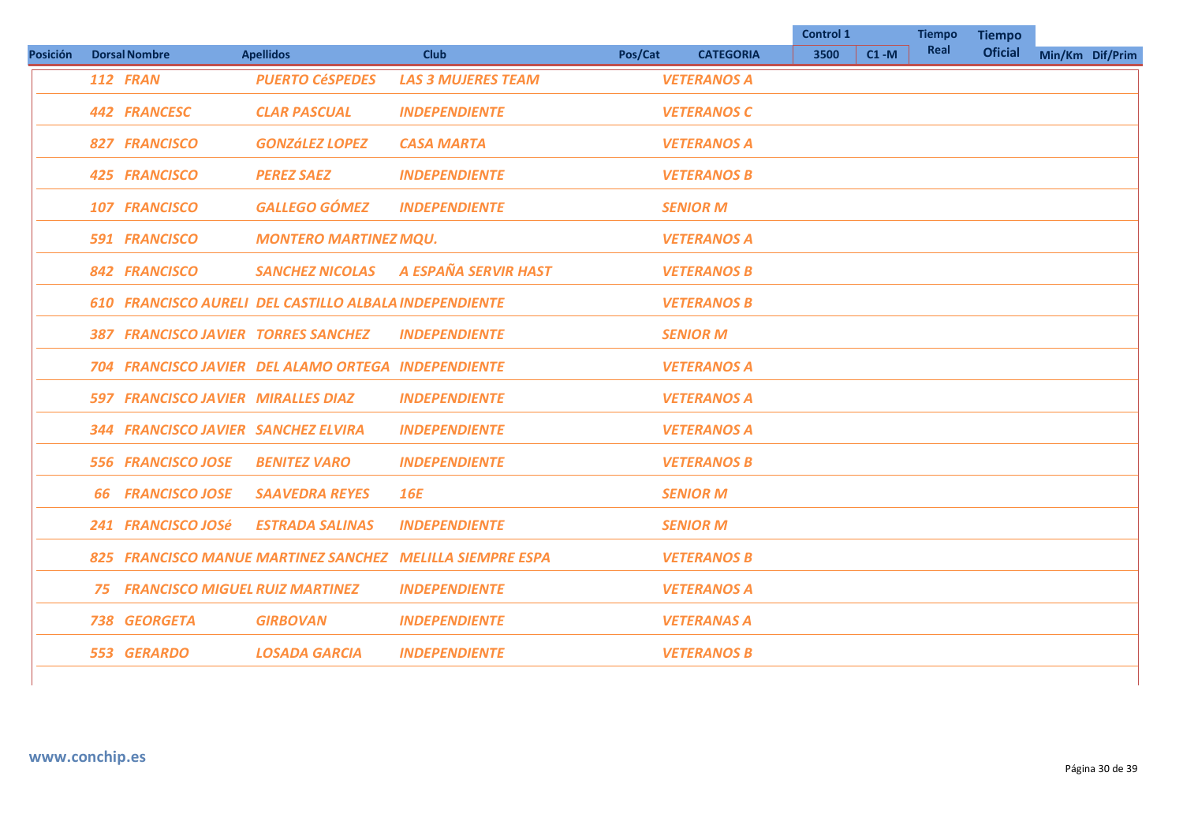| Posición | Dorsal | Nombre | Apellidos | Club | Pos/Cat | CATEGORIA | Control 1 3500 | C1 -M | Tiempo Real | Tiempo Oficial | Min/Km | Dif/Prim |
|---|---|---|---|---|---|---|---|---|---|---|---|---|
| | 112 | FRAN | PUERTO CéSPEDES | LAS 3 MUJERES TEAM | | VETERANOS A | | | | | | |
| | 442 | FRANCESC | CLAR PASCUAL | INDEPENDIENTE | | VETERANOS C | | | | | | |
| | 827 | FRANCISCO | GONZáLEZ LOPEZ | CASA MARTA | | VETERANOS A | | | | | | |
| | 425 | FRANCISCO | PEREZ SAEZ | INDEPENDIENTE | | VETERANOS B | | | | | | |
| | 107 | FRANCISCO | GALLEGO GÓMEZ | INDEPENDIENTE | | SENIOR M | | | | | | |
| | 591 | FRANCISCO | MONTERO MARTINEZ | MQU. | | VETERANOS A | | | | | | |
| | 842 | FRANCISCO | SANCHEZ NICOLAS | A ESPAÑA SERVIR HAST | | VETERANOS B | | | | | | |
| | 610 | FRANCISCO AURELI | DEL CASTILLO ALBALA | INDEPENDIENTE | | VETERANOS B | | | | | | |
| | 387 | FRANCISCO JAVIER | TORRES SANCHEZ | INDEPENDIENTE | | SENIOR M | | | | | | |
| | 704 | FRANCISCO JAVIER | DEL ALAMO ORTEGA | INDEPENDIENTE | | VETERANOS A | | | | | | |
| | 597 | FRANCISCO JAVIER | MIRALLES DIAZ | INDEPENDIENTE | | VETERANOS A | | | | | | |
| | 344 | FRANCISCO JAVIER | SANCHEZ ELVIRA | INDEPENDIENTE | | VETERANOS A | | | | | | |
| | 556 | FRANCISCO JOSE | BENITEZ VARO | INDEPENDIENTE | | VETERANOS B | | | | | | |
| | 66 | FRANCISCO JOSE | SAAVEDRA REYES | 16E | | SENIOR M | | | | | | |
| | 241 | FRANCISCO JOSé | ESTRADA SALINAS | INDEPENDIENTE | | SENIOR M | | | | | | |
| | 825 | FRANCISCO MANUE | MARTINEZ SANCHEZ | MELILLA SIEMPRE ESPA | | VETERANOS B | | | | | | |
| | 75 | FRANCISCO MIGUEL | RUIZ MARTINEZ | INDEPENDIENTE | | VETERANOS A | | | | | | |
| | 738 | GEORGETA | GIRBOVAN | INDEPENDIENTE | | VETERANAS A | | | | | | |
| | 553 | GERARDO | LOSADA GARCIA | INDEPENDIENTE | | VETERANOS B | | | | | | |

www.conchip.es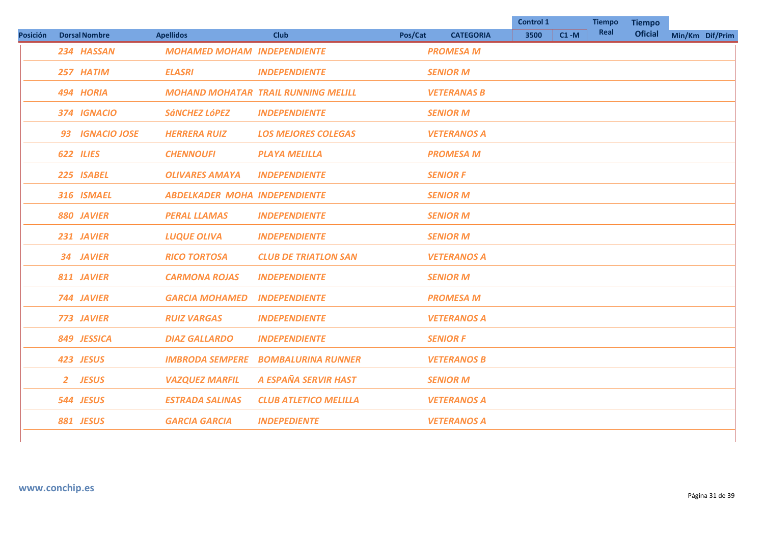| Posición | Dorsal | Nombre | Apellidos | Club | Pos/Cat | CATEGORIA | Control 1 3500 | C1 -M | Tiempo Real | Tiempo Oficial | Min/Km | Dif/Prim |
|---|---|---|---|---|---|---|---|---|---|---|---|---|
| | 234 | HASSAN | MOHAMED MOHAM | INDEPENDIENTE | | PROMESA M | | | | | | |
| | 257 | HATIM | ELASRI | INDEPENDIENTE | | SENIOR M | | | | | | |
| | 494 | HORIA | MOHAND MOHATAR | TRAIL RUNNING MELILL | | VETERANAS B | | | | | | |
| | 374 | IGNACIO | SáNCHEZ LóPEZ | INDEPENDIENTE | | SENIOR M | | | | | | |
| | 93 | IGNACIO JOSE | HERRERA RUIZ | LOS MEJORES COLEGAS | | VETERANOS A | | | | | | |
| | 622 | ILIES | CHENNOUFI | PLAYA MELILLA | | PROMESA M | | | | | | |
| | 225 | ISABEL | OLIVARES AMAYA | INDEPENDIENTE | | SENIOR F | | | | | | |
| | 316 | ISMAEL | ABDELKADER MOHA | INDEPENDIENTE | | SENIOR M | | | | | | |
| | 880 | JAVIER | PERAL LLAMAS | INDEPENDIENTE | | SENIOR M | | | | | | |
| | 231 | JAVIER | LUQUE OLIVA | INDEPENDIENTE | | SENIOR M | | | | | | |
| | 34 | JAVIER | RICO TORTOSA | CLUB DE TRIATLON SAN | | VETERANOS A | | | | | | |
| | 811 | JAVIER | CARMONA ROJAS | INDEPENDIENTE | | SENIOR M | | | | | | |
| | 744 | JAVIER | GARCIA MOHAMED | INDEPENDIENTE | | PROMESA M | | | | | | |
| | 773 | JAVIER | RUIZ VARGAS | INDEPENDIENTE | | VETERANOS A | | | | | | |
| | 849 | JESSICA | DIAZ GALLARDO | INDEPENDIENTE | | SENIOR F | | | | | | |
| | 423 | JESUS | IMBRODA SEMPERE | BOMBALURINA RUNNER | | VETERANOS B | | | | | | |
| | 2 | JESUS | VAZQUEZ MARFIL | A ESPAÑA SERVIR HAST | | SENIOR M | | | | | | |
| | 544 | JESUS | ESTRADA SALINAS | CLUB ATLETICO MELILLA | | VETERANOS A | | | | | | |
| | 881 | JESUS | GARCIA GARCIA | INDEPEDIENTE | | VETERANOS A | | | | | | |

www.conchip.es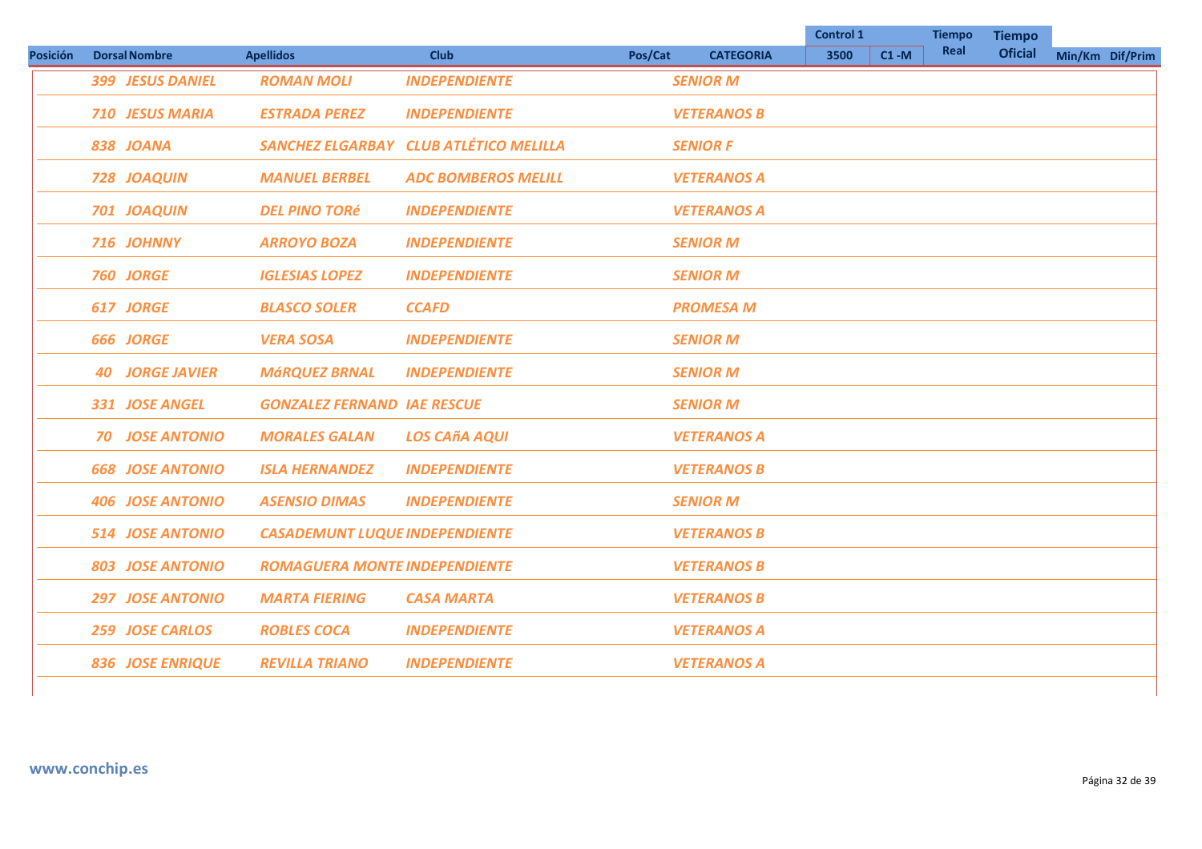| Posición | Dorsal | Nombre | Apellidos | Club | Pos/Cat | CATEGORIA | Control 1 3500 | C1 -M | Tiempo Real | Tiempo Oficial | Min/Km | Dif/Prim |
|---|---|---|---|---|---|---|---|---|---|---|---|---|
| | 399 | JESUS DANIEL | ROMAN MOLI | INDEPENDIENTE | | SENIOR M | | | | | | |
| | 710 | JESUS MARIA | ESTRADA PEREZ | INDEPENDIENTE | | VETERANOS B | | | | | | |
| | 838 | JOANA | SANCHEZ ELGARBAY | CLUB ATLÉTICO MELILLA | | SENIOR F | | | | | | |
| | 728 | JOAQUIN | MANUEL BERBEL | ADC BOMBEROS MELILL | | VETERANOS A | | | | | | |
| | 701 | JOAQUIN | DEL PINO TORé | INDEPENDIENTE | | VETERANOS A | | | | | | |
| | 716 | JOHNNY | ARROYO BOZA | INDEPENDIENTE | | SENIOR M | | | | | | |
| | 760 | JORGE | IGLESIAS LOPEZ | INDEPENDIENTE | | SENIOR M | | | | | | |
| | 617 | JORGE | BLASCO SOLER | CCAFD | | PROMESA M | | | | | | |
| | 666 | JORGE | VERA SOSA | INDEPENDIENTE | | SENIOR M | | | | | | |
| | 40 | JORGE JAVIER | MáRQUEZ BRNAL | INDEPENDIENTE | | SENIOR M | | | | | | |
| | 331 | JOSE ANGEL | GONZALEZ FERNAND | IAE RESCUE | | SENIOR M | | | | | | |
| | 70 | JOSE ANTONIO | MORALES GALAN | LOS CAñA AQUI | | VETERANOS A | | | | | | |
| | 668 | JOSE ANTONIO | ISLA HERNANDEZ | INDEPENDIENTE | | VETERANOS B | | | | | | |
| | 406 | JOSE ANTONIO | ASENSIO DIMAS | INDEPENDIENTE | | SENIOR M | | | | | | |
| | 514 | JOSE ANTONIO | CASADEMUNT LUQUE | INDEPENDIENTE | | VETERANOS B | | | | | | |
| | 803 | JOSE ANTONIO | ROMAGUERA MONTE | INDEPENDIENTE | | VETERANOS B | | | | | | |
| | 297 | JOSE ANTONIO | MARTA FIERING | CASA MARTA | | VETERANOS B | | | | | | |
| | 259 | JOSE CARLOS | ROBLES COCA | INDEPENDIENTE | | VETERANOS A | | | | | | |
| | 836 | JOSE ENRIQUE | REVILLA TRIANO | INDEPENDIENTE | | VETERANOS A | | | | | | |

www.conchip.es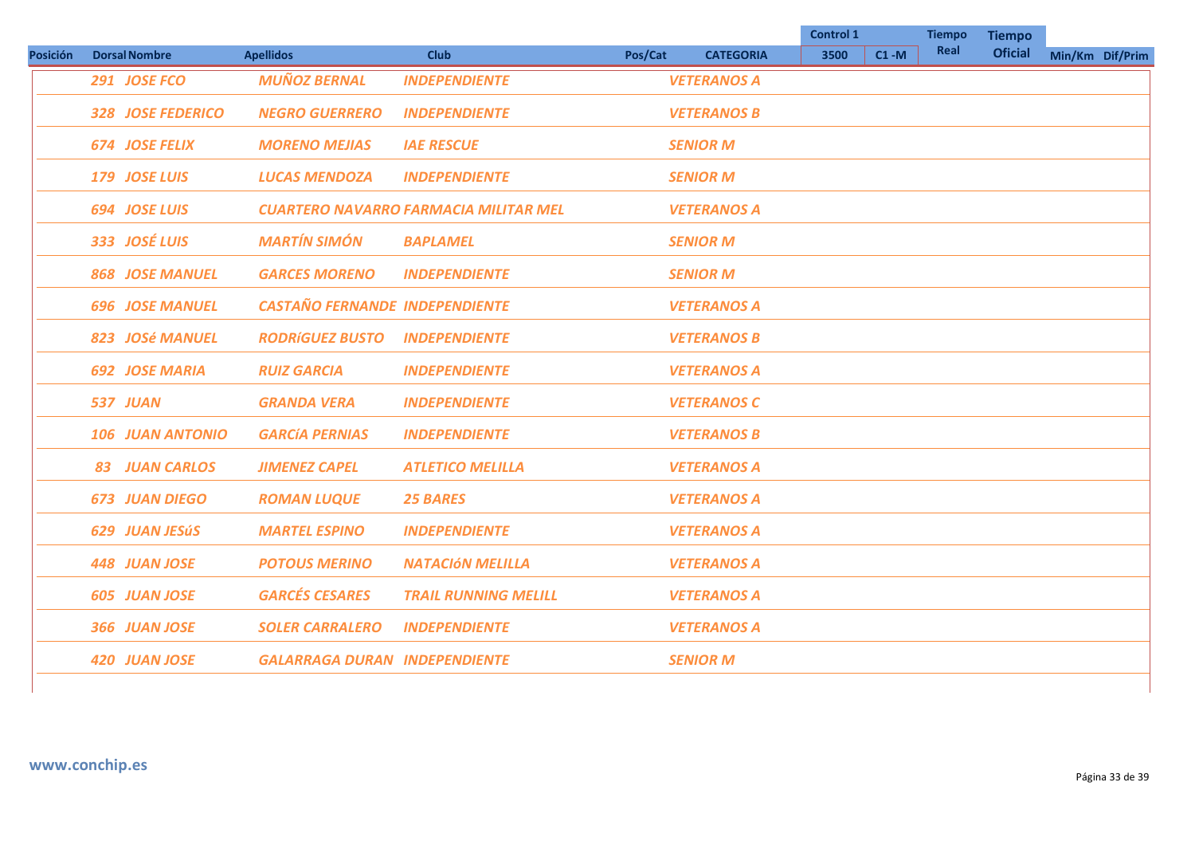| | | | | | | Control 1 | | Tiempo | Tiempo | | |
|---|---|---|---|---|---|---|---|---|---|---|---|
| Posición | Dorsal Nombre | Apellidos | Club | Pos/Cat | CATEGORIA | 3500 | C1 -M | Real | Oficial | Min/Km | Dif/Prim |
| | 291 JOSE FCO | MUÑOZ BERNAL | INDEPENDIENTE | | VETERANOS A | | | | | | |
| | 328 JOSE FEDERICO | NEGRO GUERRERO | INDEPENDIENTE | | VETERANOS B | | | | | | |
| | 674 JOSE FELIX | MORENO MEJIAS | IAE RESCUE | | SENIOR M | | | | | | |
| | 179 JOSE LUIS | LUCAS MENDOZA | INDEPENDIENTE | | SENIOR M | | | | | | |
| | 694 JOSE LUIS | CUARTERO NAVARRO | FARMACIA MILITAR MEL | | VETERANOS A | | | | | | |
| | 333 JOSÉ LUIS | MARTÍN SIMÓN | BAPLAMEL | | SENIOR M | | | | | | |
| | 868 JOSE MANUEL | GARCES MORENO | INDEPENDIENTE | | SENIOR M | | | | | | |
| | 696 JOSE MANUEL | CASTAÑO FERNANDE | INDEPENDIENTE | | VETERANOS A | | | | | | |
| | 823 JOSé MANUEL | RODRíGUEZ BUSTO | INDEPENDIENTE | | VETERANOS B | | | | | | |
| | 692 JOSE MARIA | RUIZ GARCIA | INDEPENDIENTE | | VETERANOS A | | | | | | |
| | 537 JUAN | GRANDA VERA | INDEPENDIENTE | | VETERANOS C | | | | | | |
| | 106 JUAN ANTONIO | GARCíA PERNIAS | INDEPENDIENTE | | VETERANOS B | | | | | | |
| | 83 JUAN CARLOS | JIMENEZ CAPEL | ATLETICO MELILLA | | VETERANOS A | | | | | | |
| | 673 JUAN DIEGO | ROMAN LUQUE | 25 BARES | | VETERANOS A | | | | | | |
| | 629 JUAN JESúS | MARTEL ESPINO | INDEPENDIENTE | | VETERANOS A | | | | | | |
| | 448 JUAN JOSE | POTOUS MERINO | NATACIóN MELILLA | | VETERANOS A | | | | | | |
| | 605 JUAN JOSE | GARCÉS CESARES | TRAIL RUNNING MELILL | | VETERANOS A | | | | | | |
| | 366 JUAN JOSE | SOLER CARRALERO | INDEPENDIENTE | | VETERANOS A | | | | | | |
| | 420 JUAN JOSE | GALARRAGA DURAN | INDEPENDIENTE | | SENIOR M | | | | | | |

www.conchip.es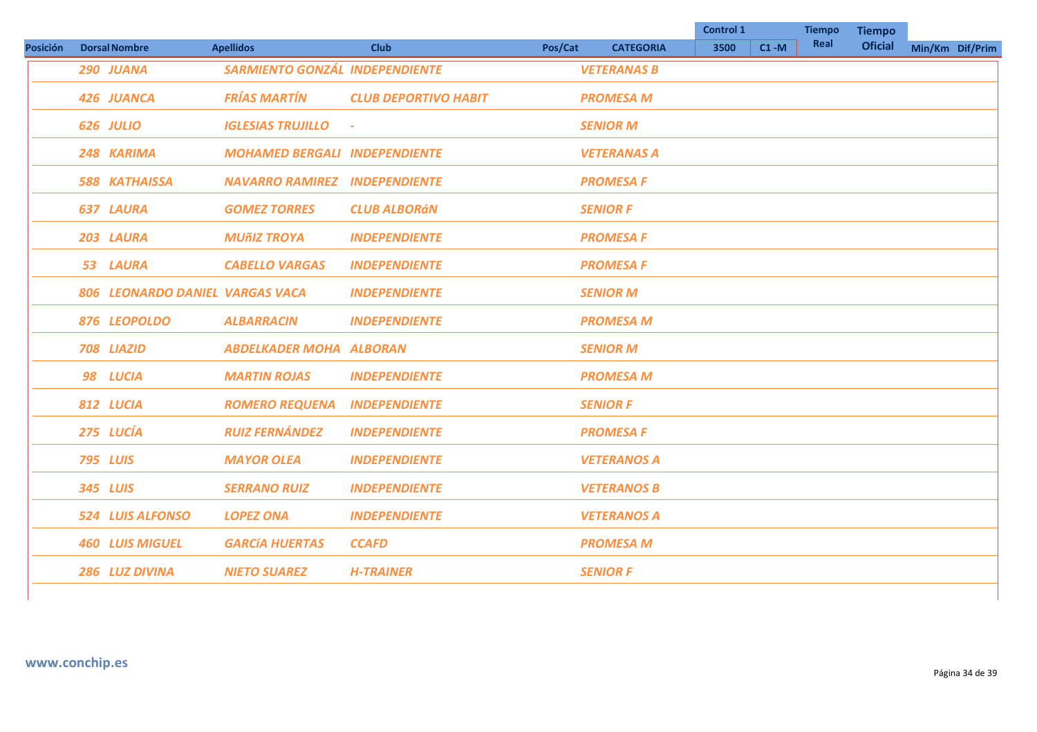| Posición | Dorsal | Nombre | Apellidos | Club | Pos/Cat | CATEGORIA | Control 1 3500 | C1 -M | Tiempo Real | Tiempo Oficial | Min/Km | Dif/Prim |
|---|---|---|---|---|---|---|---|---|---|---|---|---|
| | 290 | JUANA | SARMIENTO GONZÁL | INDEPENDIENTE | | VETERANAS B | | | | | | |
| | 426 | JUANCA | FRÍAS MARTÍN | CLUB DEPORTIVO HABIT | | PROMESA M | | | | | | |
| | 626 | JULIO | IGLESIAS TRUJILLO | - | | SENIOR M | | | | | | |
| | 248 | KARIMA | MOHAMED BERGALI | INDEPENDIENTE | | VETERANAS A | | | | | | |
| | 588 | KATHAISSA | NAVARRO RAMIREZ | INDEPENDIENTE | | PROMESA F | | | | | | |
| | 637 | LAURA | GOMEZ TORRES | CLUB ALBORáN | | SENIOR F | | | | | | |
| | 203 | LAURA | MUñIZ TROYA | INDEPENDIENTE | | PROMESA F | | | | | | |
| | 53 | LAURA | CABELLO VARGAS | INDEPENDIENTE | | PROMESA F | | | | | | |
| | 806 | LEONARDO DANIEL | VARGAS VACA | INDEPENDIENTE | | SENIOR M | | | | | | |
| | 876 | LEOPOLDO | ALBARRACIN | INDEPENDIENTE | | PROMESA M | | | | | | |
| | 708 | LIAZID | ABDELKADER MOHA | ALBORAN | | SENIOR M | | | | | | |
| | 98 | LUCIA | MARTIN ROJAS | INDEPENDIENTE | | PROMESA M | | | | | | |
| | 812 | LUCIA | ROMERO REQUENA | INDEPENDIENTE | | SENIOR F | | | | | | |
| | 275 | LUCÍA | RUIZ FERNÁNDEZ | INDEPENDIENTE | | PROMESA F | | | | | | |
| | 795 | LUIS | MAYOR OLEA | INDEPENDIENTE | | VETERANOS A | | | | | | |
| | 345 | LUIS | SERRANO RUIZ | INDEPENDIENTE | | VETERANOS B | | | | | | |
| | 524 | LUIS ALFONSO | LOPEZ ONA | INDEPENDIENTE | | VETERANOS A | | | | | | |
| | 460 | LUIS MIGUEL | GARCíA HUERTAS | CCAFD | | PROMESA M | | | | | | |
| | 286 | LUZ DIVINA | NIETO SUAREZ | H-TRAINER | | SENIOR F | | | | | | |

www.conchip.es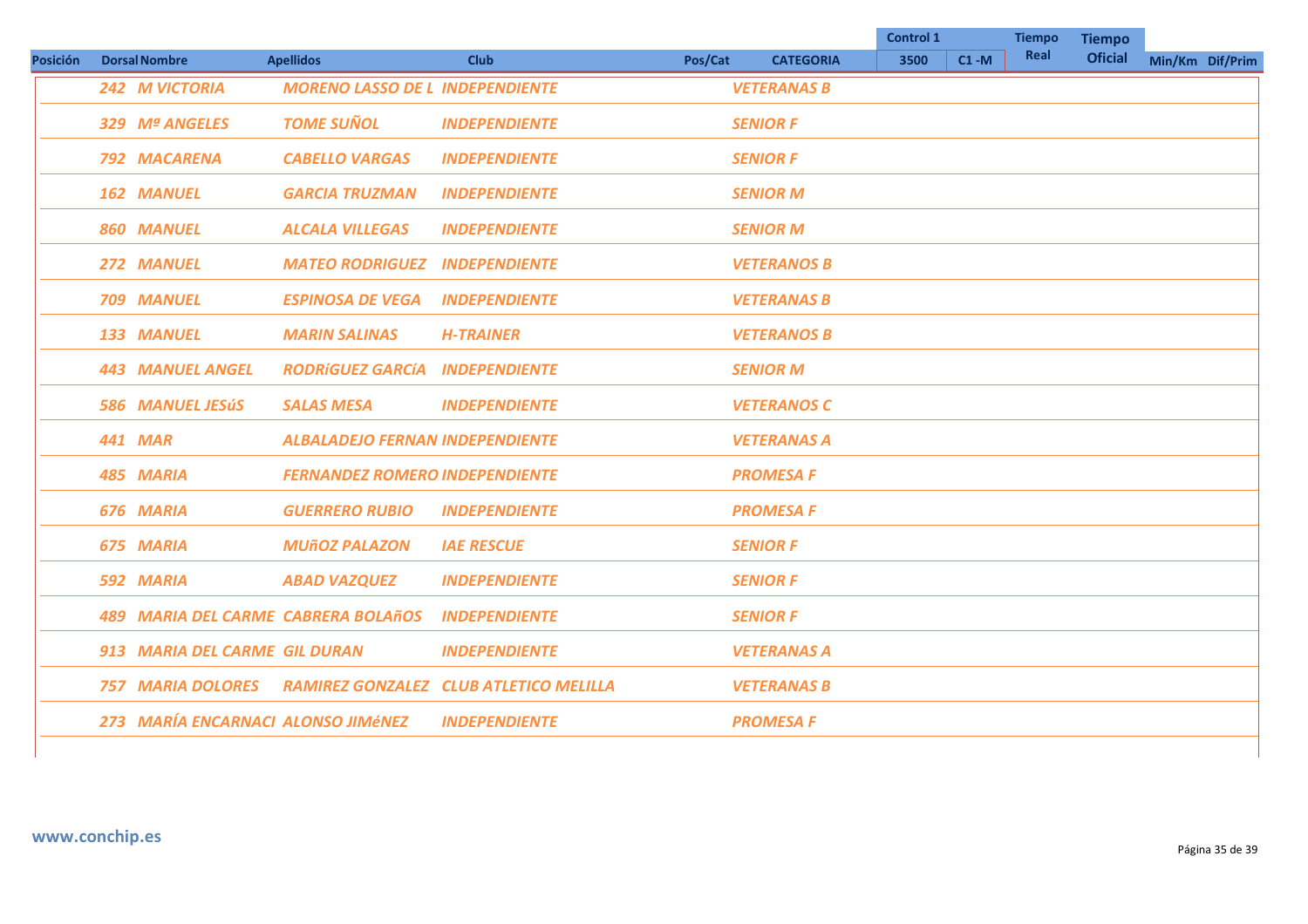| Posición | Dorsal | Nombre | Apellidos | Club | Pos/Cat | CATEGORIA | Control 1 3500 | C1 -M | Tiempo Real | Tiempo Oficial | Min/Km | Dif/Prim |
|---|---|---|---|---|---|---|---|---|---|---|---|---|
| | 242 | M VICTORIA | MORENO LASSO DE L | INDEPENDIENTE | | VETERANAS B | | | | | | |
| | 329 | Mª ANGELES | TOME SUÑOL | INDEPENDIENTE | | SENIOR F | | | | | | |
| | 792 | MACARENA | CABELLO VARGAS | INDEPENDIENTE | | SENIOR F | | | | | | |
| | 162 | MANUEL | GARCIA TRUZMAN | INDEPENDIENTE | | SENIOR M | | | | | | |
| | 860 | MANUEL | ALCALA VILLEGAS | INDEPENDIENTE | | SENIOR M | | | | | | |
| | 272 | MANUEL | MATEO RODRIGUEZ | INDEPENDIENTE | | VETERANOS B | | | | | | |
| | 709 | MANUEL | ESPINOSA DE VEGA | INDEPENDIENTE | | VETERANAS B | | | | | | |
| | 133 | MANUEL | MARIN SALINAS | H-TRAINER | | VETERANOS B | | | | | | |
| | 443 | MANUEL ANGEL | RODRíGUEZ GARCíA | INDEPENDIENTE | | SENIOR M | | | | | | |
| | 586 | MANUEL JESúS | SALAS MESA | INDEPENDIENTE | | VETERANOS C | | | | | | |
| | 441 | MAR | ALBALADEJO FERNAN | INDEPENDIENTE | | VETERANAS A | | | | | | |
| | 485 | MARIA | FERNANDEZ ROMERO | INDEPENDIENTE | | PROMESA F | | | | | | |
| | 676 | MARIA | GUERRERO RUBIO | INDEPENDIENTE | | PROMESA F | | | | | | |
| | 675 | MARIA | MUñOZ PALAZON | IAE RESCUE | | SENIOR F | | | | | | |
| | 592 | MARIA | ABAD VAZQUEZ | INDEPENDIENTE | | SENIOR F | | | | | | |
| | 489 | MARIA DEL CARME | CABRERA BOLAñOS | INDEPENDIENTE | | SENIOR F | | | | | | |
| | 913 | MARIA DEL CARME | GIL DURAN | INDEPENDIENTE | | VETERANAS A | | | | | | |
| | 757 | MARIA DOLORES | RAMIREZ GONZALEZ | CLUB ATLETICO MELILLA | | VETERANAS B | | | | | | |
| | 273 | MARÍA ENCARNACI | ALONSO JIMéNEZ | INDEPENDIENTE | | PROMESA F | | | | | | |

www.conchip.es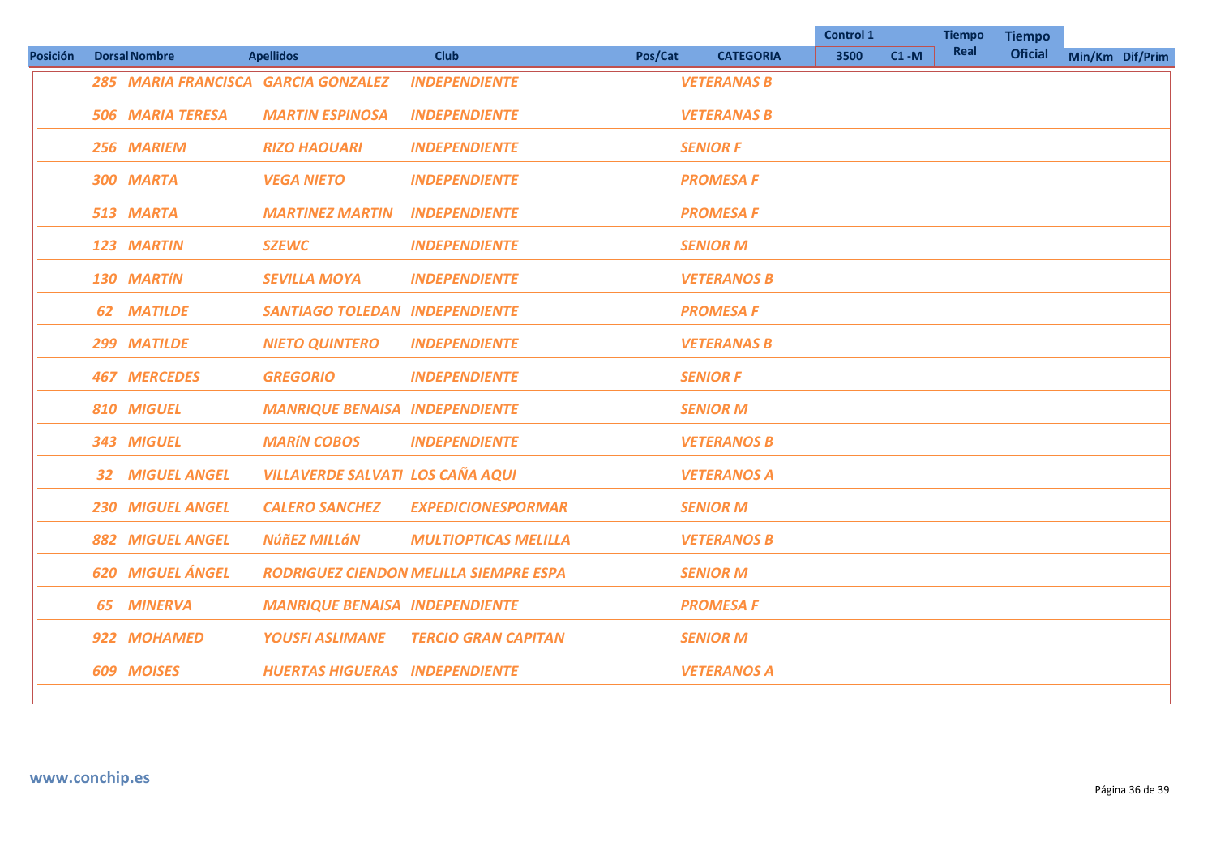| Posición | Dorsal | Nombre | Apellidos | Club | Pos/Cat | CATEGORIA | Control 1 3500 | C1 -M | Tiempo Real | Tiempo Oficial | Min/Km | Dif/Prim |
|---|---|---|---|---|---|---|---|---|---|---|---|---|
| | 285 | MARIA FRANCISCA | GARCIA GONZALEZ | INDEPENDIENTE | | VETERANAS B | | | | | | |
| | 506 | MARIA TERESA | MARTIN ESPINOSA | INDEPENDIENTE | | VETERANAS B | | | | | | |
| | 256 | MARIEM | RIZO HAOUARI | INDEPENDIENTE | | SENIOR F | | | | | | |
| | 300 | MARTA | VEGA NIETO | INDEPENDIENTE | | PROMESA F | | | | | | |
| | 513 | MARTA | MARTINEZ MARTIN | INDEPENDIENTE | | PROMESA F | | | | | | |
| | 123 | MARTIN | SZEWC | INDEPENDIENTE | | SENIOR M | | | | | | |
| | 130 | MARTíN | SEVILLA MOYA | INDEPENDIENTE | | VETERANOS B | | | | | | |
| | 62 | MATILDE | SANTIAGO TOLEDAN | INDEPENDIENTE | | PROMESA F | | | | | | |
| | 299 | MATILDE | NIETO QUINTERO | INDEPENDIENTE | | VETERANAS B | | | | | | |
| | 467 | MERCEDES | GREGORIO | INDEPENDIENTE | | SENIOR F | | | | | | |
| | 810 | MIGUEL | MANRIQUE BENAISA | INDEPENDIENTE | | SENIOR M | | | | | | |
| | 343 | MIGUEL | MARíN COBOS | INDEPENDIENTE | | VETERANOS B | | | | | | |
| | 32 | MIGUEL ANGEL | VILLAVERDE SALVATI | LOS CAÑA AQUI | | VETERANOS A | | | | | | |
| | 230 | MIGUEL ANGEL | CALERO SANCHEZ | EXPEDICIONESPORMAR | | SENIOR M | | | | | | |
| | 882 | MIGUEL ANGEL | NúñEZ MILLáN | MULTIOPTICAS MELILLA | | VETERANOS B | | | | | | |
| | 620 | MIGUEL ÁNGEL | RODRIGUEZ CIENDON | MELILLA SIEMPRE ESPA | | SENIOR M | | | | | | |
| | 65 | MINERVA | MANRIQUE BENAISA | INDEPENDIENTE | | PROMESA F | | | | | | |
| | 922 | MOHAMED | YOUSFI ASLIMANE | TERCIO GRAN CAPITAN | | SENIOR M | | | | | | |
| | 609 | MOISES | HUERTAS HIGUERAS | INDEPENDIENTE | | VETERANOS A | | | | | | |

www.conchip.es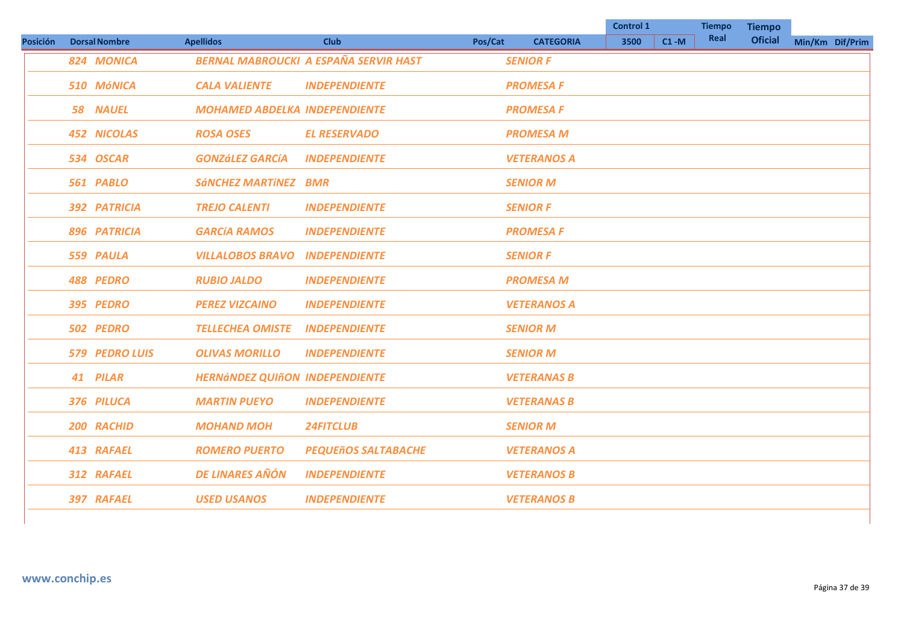| Posición | Dorsal | Nombre | Apellidos | Club | Pos/Cat | CATEGORIA | Control 1 3500 | C1 -M | Tiempo Real | Tiempo Oficial | Min/Km | Dif/Prim |
|---|---|---|---|---|---|---|---|---|---|---|---|---|
| | 824 | MONICA | BERNAL MABROUCKI | A ESPAÑA SERVIR HAST | | SENIOR F | | | | | | |
| | 510 | MóNICA | CALA VALIENTE | INDEPENDIENTE | | PROMESA F | | | | | | |
| | 58 | NAUEL | MOHAMED ABDELKA | INDEPENDIENTE | | PROMESA F | | | | | | |
| | 452 | NICOLAS | ROSA OSES | EL RESERVADO | | PROMESA M | | | | | | |
| | 534 | OSCAR | GONZáLEZ GARCíA | INDEPENDIENTE | | VETERANOS A | | | | | | |
| | 561 | PABLO | SáNCHEZ MARTíNEZ | BMR | | SENIOR M | | | | | | |
| | 392 | PATRICIA | TREJO CALENTI | INDEPENDIENTE | | SENIOR F | | | | | | |
| | 896 | PATRICIA | GARCíA RAMOS | INDEPENDIENTE | | PROMESA F | | | | | | |
| | 559 | PAULA | VILLALOBOS BRAVO | INDEPENDIENTE | | SENIOR F | | | | | | |
| | 488 | PEDRO | RUBIO JALDO | INDEPENDIENTE | | PROMESA M | | | | | | |
| | 395 | PEDRO | PEREZ VIZCAINO | INDEPENDIENTE | | VETERANOS A | | | | | | |
| | 502 | PEDRO | TELLECHEA OMISTE | INDEPENDIENTE | | SENIOR M | | | | | | |
| | 579 | PEDRO LUIS | OLIVAS MORILLO | INDEPENDIENTE | | SENIOR M | | | | | | |
| | 41 | PILAR | HERNáNDEZ QUIñON | INDEPENDIENTE | | VETERANAS B | | | | | | |
| | 376 | PILUCA | MARTIN PUEYO | INDEPENDIENTE | | VETERANAS B | | | | | | |
| | 200 | RACHID | MOHAND MOH | 24FITCLUB | | SENIOR M | | | | | | |
| | 413 | RAFAEL | ROMERO PUERTO | PEQUEñOS SALTABACHE | | VETERANOS A | | | | | | |
| | 312 | RAFAEL | DE LINARES AÑÓN | INDEPENDIENTE | | VETERANOS B | | | | | | |
| | 397 | RAFAEL | USED USANOS | INDEPENDIENTE | | VETERANOS B | | | | | | |

www.conchip.es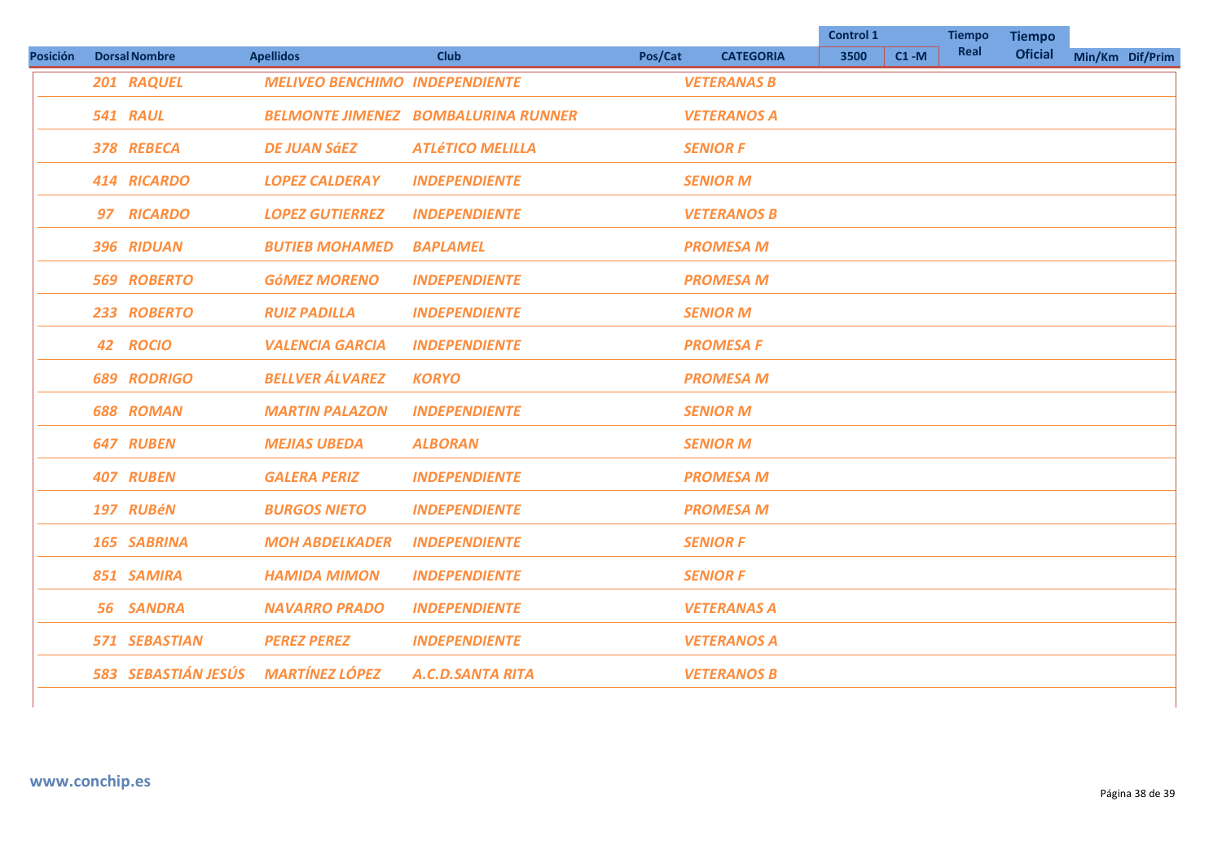| Posición | Dorsal | Nombre | Apellidos | Club | Pos/Cat | CATEGORIA | Control 1 3500 | C1 -M | Tiempo Real | Tiempo Oficial | Min/Km | Dif/Prim |
|---|---|---|---|---|---|---|---|---|---|---|---|---|
| | 201 | RAQUEL | MELIVEO BENCHIMO | INDEPENDIENTE | | VETERANAS B | | | | | | |
| | 541 | RAUL | BELMONTE JIMENEZ | BOMBALURINA RUNNER | | VETERANOS A | | | | | | |
| | 378 | REBECA | DE JUAN SáEZ | ATLéTICO MELILLA | | SENIOR F | | | | | | |
| | 414 | RICARDO | LOPEZ CALDERAY | INDEPENDIENTE | | SENIOR M | | | | | | |
| | 97 | RICARDO | LOPEZ GUTIERREZ | INDEPENDIENTE | | VETERANOS B | | | | | | |
| | 396 | RIDUAN | BUTIEB MOHAMED | BAPLAMEL | | PROMESA M | | | | | | |
| | 569 | ROBERTO | GóMEZ MORENO | INDEPENDIENTE | | PROMESA M | | | | | | |
| | 233 | ROBERTO | RUIZ PADILLA | INDEPENDIENTE | | SENIOR M | | | | | | |
| | 42 | ROCIO | VALENCIA GARCIA | INDEPENDIENTE | | PROMESA F | | | | | | |
| | 689 | RODRIGO | BELLVER ÁLVAREZ | KORYO | | PROMESA M | | | | | | |
| | 688 | ROMAN | MARTIN PALAZON | INDEPENDIENTE | | SENIOR M | | | | | | |
| | 647 | RUBEN | MEJIAS UBEDA | ALBORAN | | SENIOR M | | | | | | |
| | 407 | RUBEN | GALERA PERIZ | INDEPENDIENTE | | PROMESA M | | | | | | |
| | 197 | RUBéN | BURGOS NIETO | INDEPENDIENTE | | PROMESA M | | | | | | |
| | 165 | SABRINA | MOH ABDELKADER | INDEPENDIENTE | | SENIOR F | | | | | | |
| | 851 | SAMIRA | HAMIDA MIMON | INDEPENDIENTE | | SENIOR F | | | | | | |
| | 56 | SANDRA | NAVARRO PRADO | INDEPENDIENTE | | VETERANAS A | | | | | | |
| | 571 | SEBASTIAN | PEREZ PEREZ | INDEPENDIENTE | | VETERANOS A | | | | | | |
| | 583 | SEBASTIÁN JESÚS | MARTÍNEZ LÓPEZ | A.C.D.SANTA RITA | | VETERANOS B | | | | | | |

www.conchip.es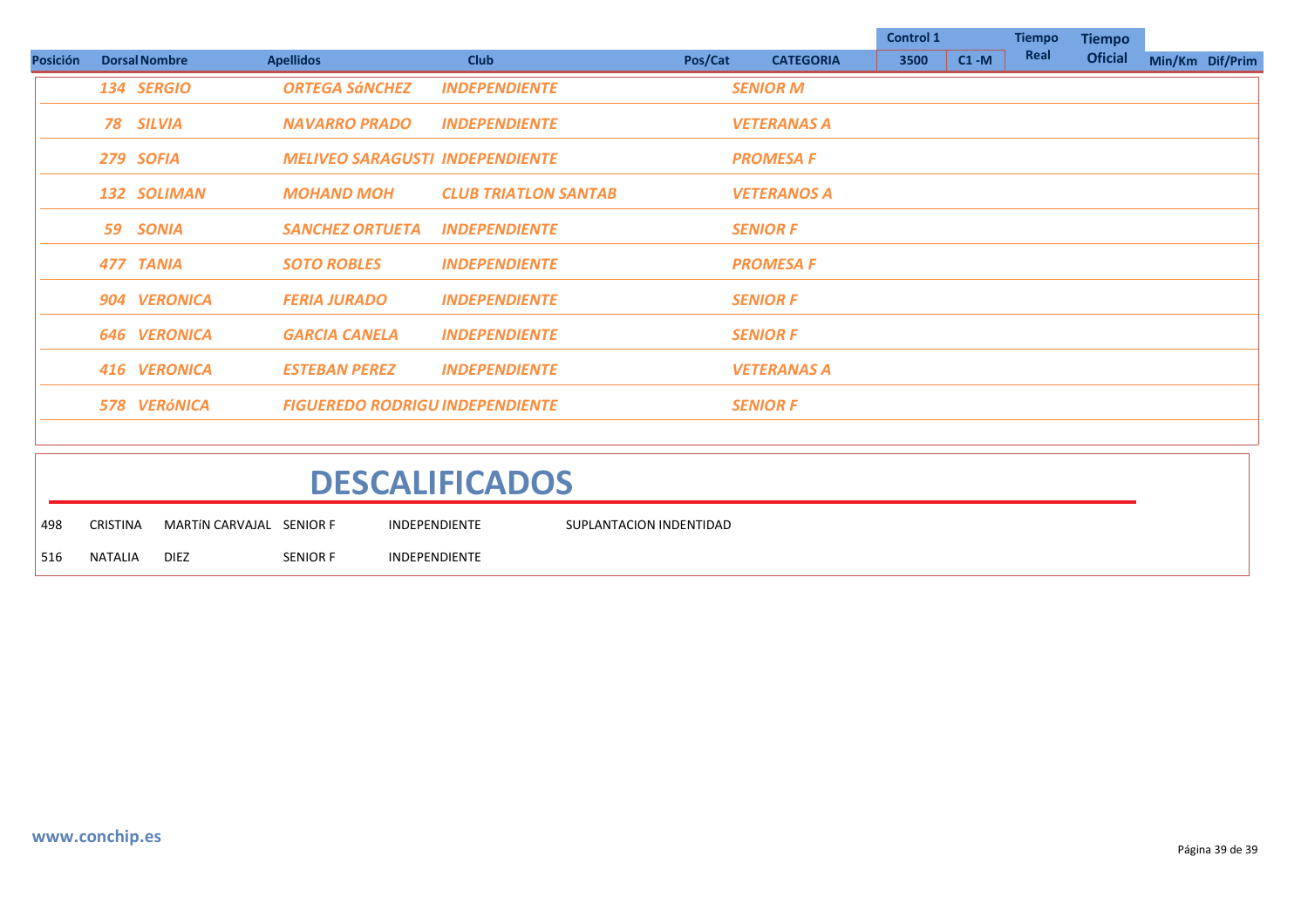| Posición | Dorsal | Nombre | Apellidos | Club | Pos/Cat | CATEGORIA | Control 1 3500 | C1 -M | Tiempo Real | Tiempo Oficial | Min/Km | Dif/Prim |
|---|---|---|---|---|---|---|---|---|---|---|---|---|
| | 134 | SERGIO | ORTEGA SáNCHEZ | INDEPENDIENTE | | SENIOR M | | | | | | |
| | 78 | SILVIA | NAVARRO PRADO | INDEPENDIENTE | | VETERANAS A | | | | | | |
| | 279 | SOFIA | MELIVEO SARAGUSTI | INDEPENDIENTE | | PROMESA F | | | | | | |
| | 132 | SOLIMAN | MOHAND MOH | CLUB TRIATLON SANTAB | | VETERANOS A | | | | | | |
| | 59 | SONIA | SANCHEZ ORTUETA | INDEPENDIENTE | | SENIOR F | | | | | | |
| | 477 | TANIA | SOTO ROBLES | INDEPENDIENTE | | PROMESA F | | | | | | |
| | 904 | VERONICA | FERIA JURADO | INDEPENDIENTE | | SENIOR F | | | | | | |
| | 646 | VERONICA | GARCIA CANELA | INDEPENDIENTE | | SENIOR F | | | | | | |
| | 416 | VERONICA | ESTEBAN PEREZ | INDEPENDIENTE | | VETERANAS A | | | | | | |
| | 578 | VERóNICA | FIGUEREDO RODRIGU | INDEPENDIENTE | | SENIOR F | | | | | | |

# DESCALIFICADOS

| | | | | | |
|---|---|---|---|---|---|
| 498 | CRISTINA | MARTíN CARVAJAL | SENIOR F | INDEPENDIENTE | SUPLANTACION INDENTIDAD |
| 516 | NATALIA | DIEZ | SENIOR F | INDEPENDIENTE | |

www.conchip.es